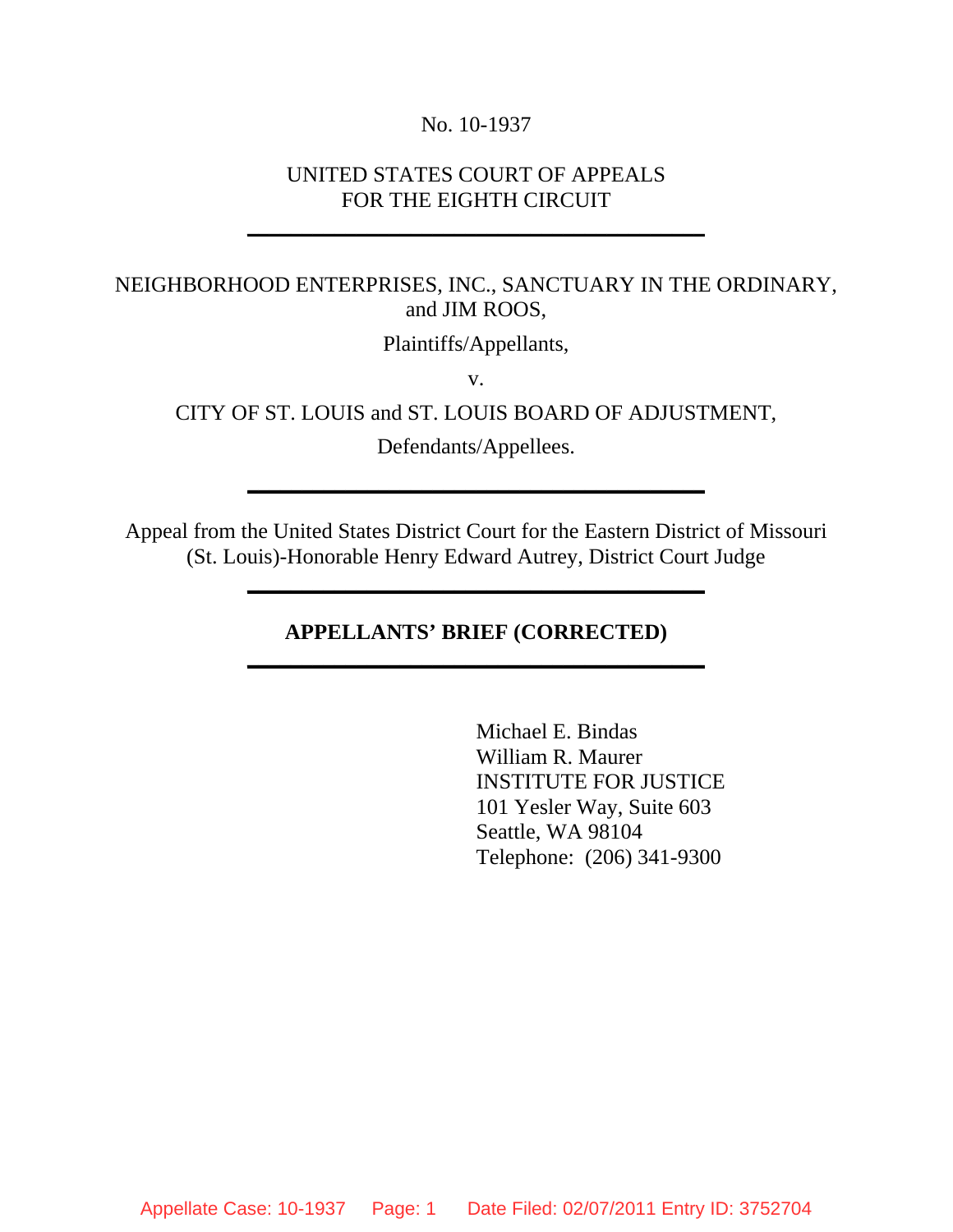No. 10-1937

UNITED STATES COURT OF APPEALS
FOR THE EIGHTH CIRCUIT

---

NEIGHBORHOOD ENTERPRISES, INC., SANCTUARY IN THE ORDINARY, and JIM ROOS,

Plaintiffs/Appellants,

v.

CITY OF ST. LOUIS and ST. LOUIS BOARD OF ADJUSTMENT,

Defendants/Appellees.

---

Appeal from the United States District Court for the Eastern District of Missouri (St. Louis)-Honorable Henry Edward Autrey, District Court Judge

---

**APPELLANTS' BRIEF (CORRECTED)**

---

Michael E. Bindas
William R. Maurer
INSTITUTE FOR JUSTICE
101 Yesler Way, Suite 603
Seattle, WA 98104
Telephone: (206) 341-9300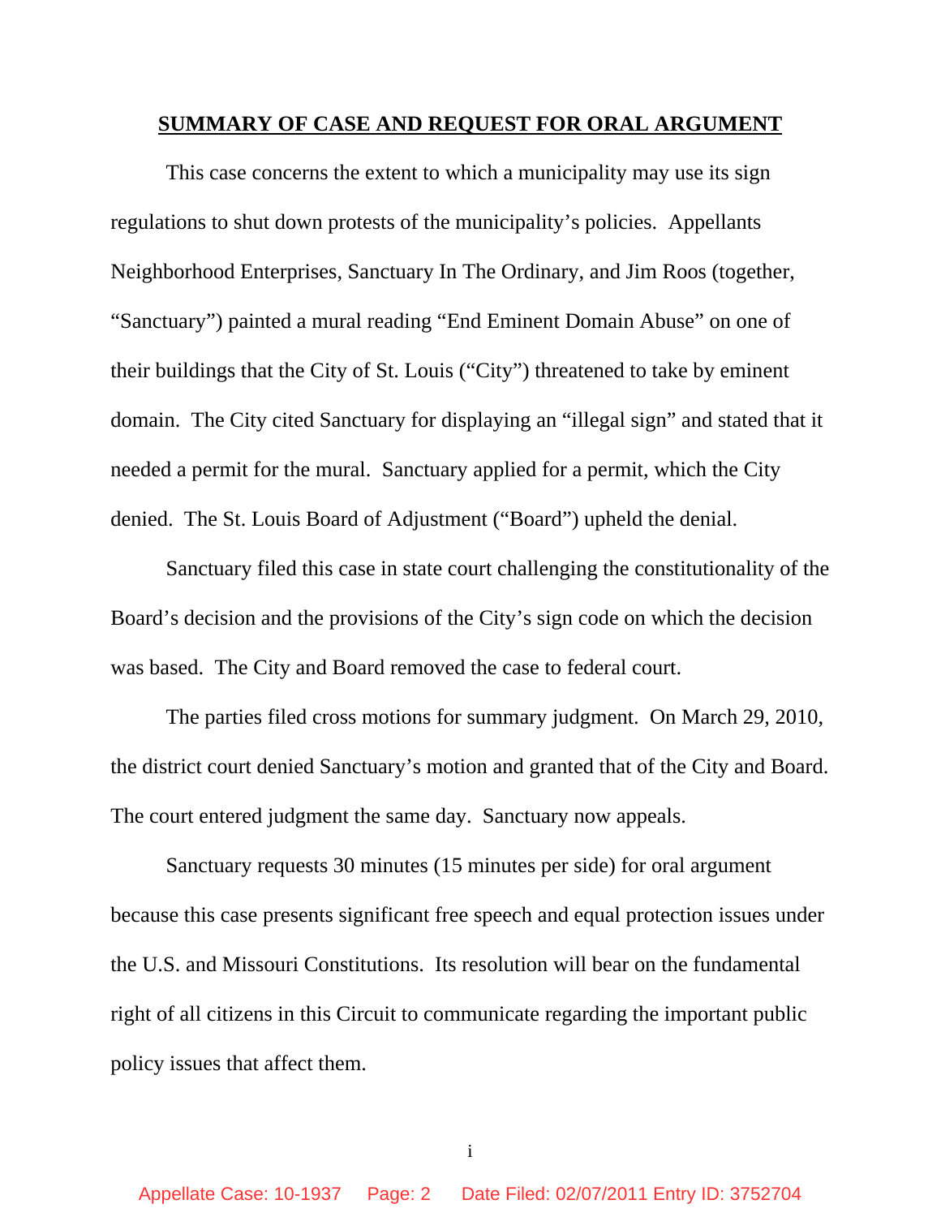## SUMMARY OF CASE AND REQUEST FOR ORAL ARGUMENT

This case concerns the extent to which a municipality may use its sign regulations to shut down protests of the municipality's policies. Appellants Neighborhood Enterprises, Sanctuary In The Ordinary, and Jim Roos (together, "Sanctuary") painted a mural reading "End Eminent Domain Abuse" on one of their buildings that the City of St. Louis ("City") threatened to take by eminent domain. The City cited Sanctuary for displaying an "illegal sign" and stated that it needed a permit for the mural. Sanctuary applied for a permit, which the City denied. The St. Louis Board of Adjustment ("Board") upheld the denial.

Sanctuary filed this case in state court challenging the constitutionality of the Board's decision and the provisions of the City's sign code on which the decision was based. The City and Board removed the case to federal court.

The parties filed cross motions for summary judgment. On March 29, 2010, the district court denied Sanctuary's motion and granted that of the City and Board. The court entered judgment the same day. Sanctuary now appeals.

Sanctuary requests 30 minutes (15 minutes per side) for oral argument because this case presents significant free speech and equal protection issues under the U.S. and Missouri Constitutions. Its resolution will bear on the fundamental right of all citizens in this Circuit to communicate regarding the important public policy issues that affect them.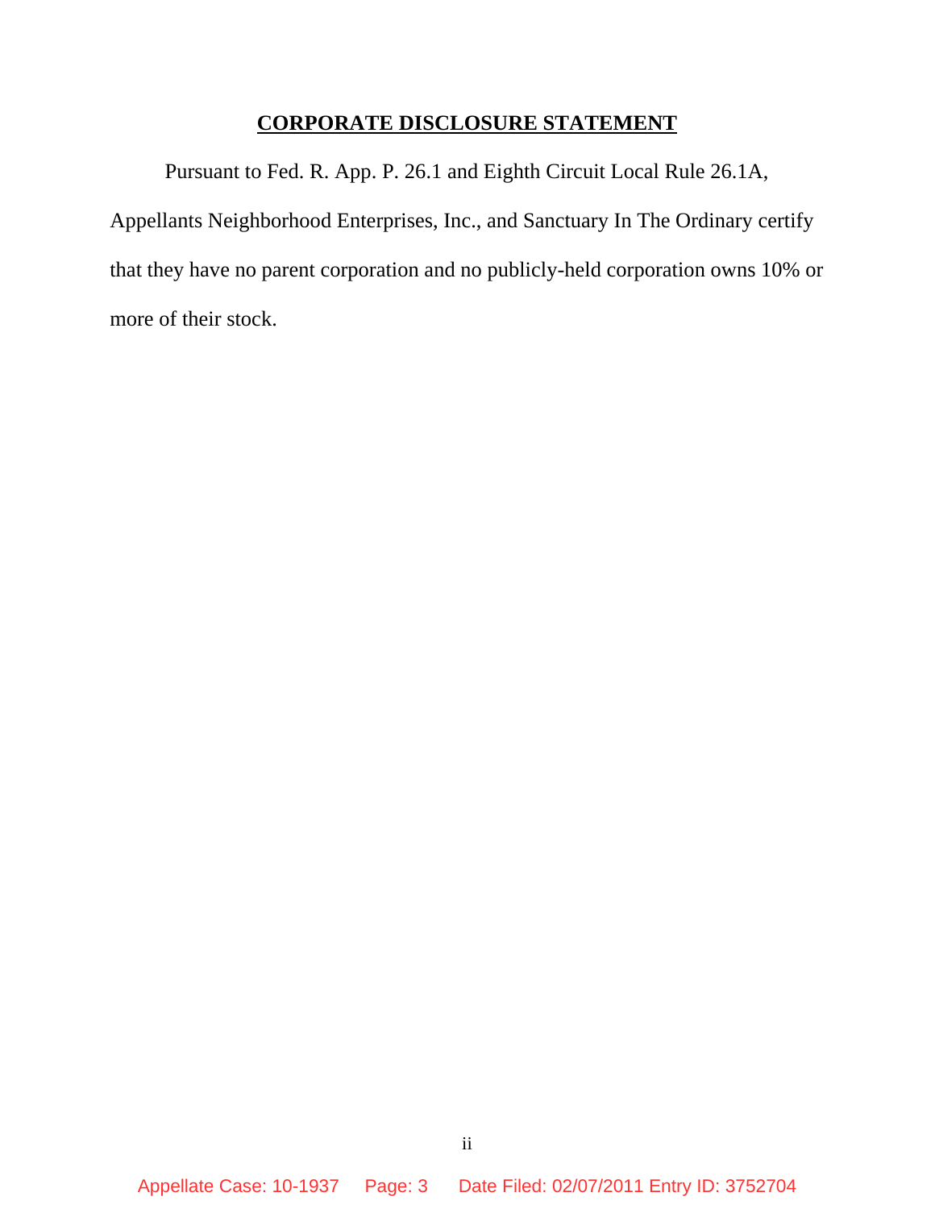## CORPORATE DISCLOSURE STATEMENT

Pursuant to Fed. R. App. P. 26.1 and Eighth Circuit Local Rule 26.1A, Appellants Neighborhood Enterprises, Inc., and Sanctuary In The Ordinary certify that they have no parent corporation and no publicly-held corporation owns 10% or more of their stock.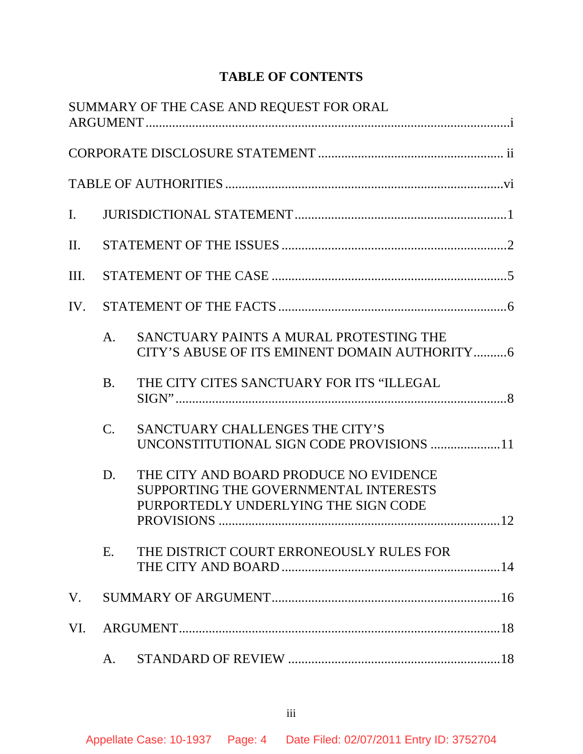# TABLE OF CONTENTS

SUMMARY OF THE CASE AND REQUEST FOR ORAL ARGUMENT .......... i

CORPORATE DISCLOSURE STATEMENT .......... ii

TABLE OF AUTHORITIES .......... vi

I. JURISDICTIONAL STATEMENT .......... 1

II. STATEMENT OF THE ISSUES .......... 2

III. STATEMENT OF THE CASE .......... 5

IV. STATEMENT OF THE FACTS .......... 6

   A. SANCTUARY PAINTS A MURAL PROTESTING THE CITY'S ABUSE OF ITS EMINENT DOMAIN AUTHORITY .......... 6

   B. THE CITY CITES SANCTUARY FOR ITS "ILLEGAL SIGN" .......... 8

   C. SANCTUARY CHALLENGES THE CITY'S UNCONSTITUTIONAL SIGN CODE PROVISIONS .......... 11

   D. THE CITY AND BOARD PRODUCE NO EVIDENCE SUPPORTING THE GOVERNMENTAL INTERESTS PURPORTEDLY UNDERLYING THE SIGN CODE PROVISIONS .......... 12

   E. THE DISTRICT COURT ERRONEOUSLY RULES FOR THE CITY AND BOARD .......... 14

V. SUMMARY OF ARGUMENT .......... 16

VI. ARGUMENT .......... 18

   A. STANDARD OF REVIEW .......... 18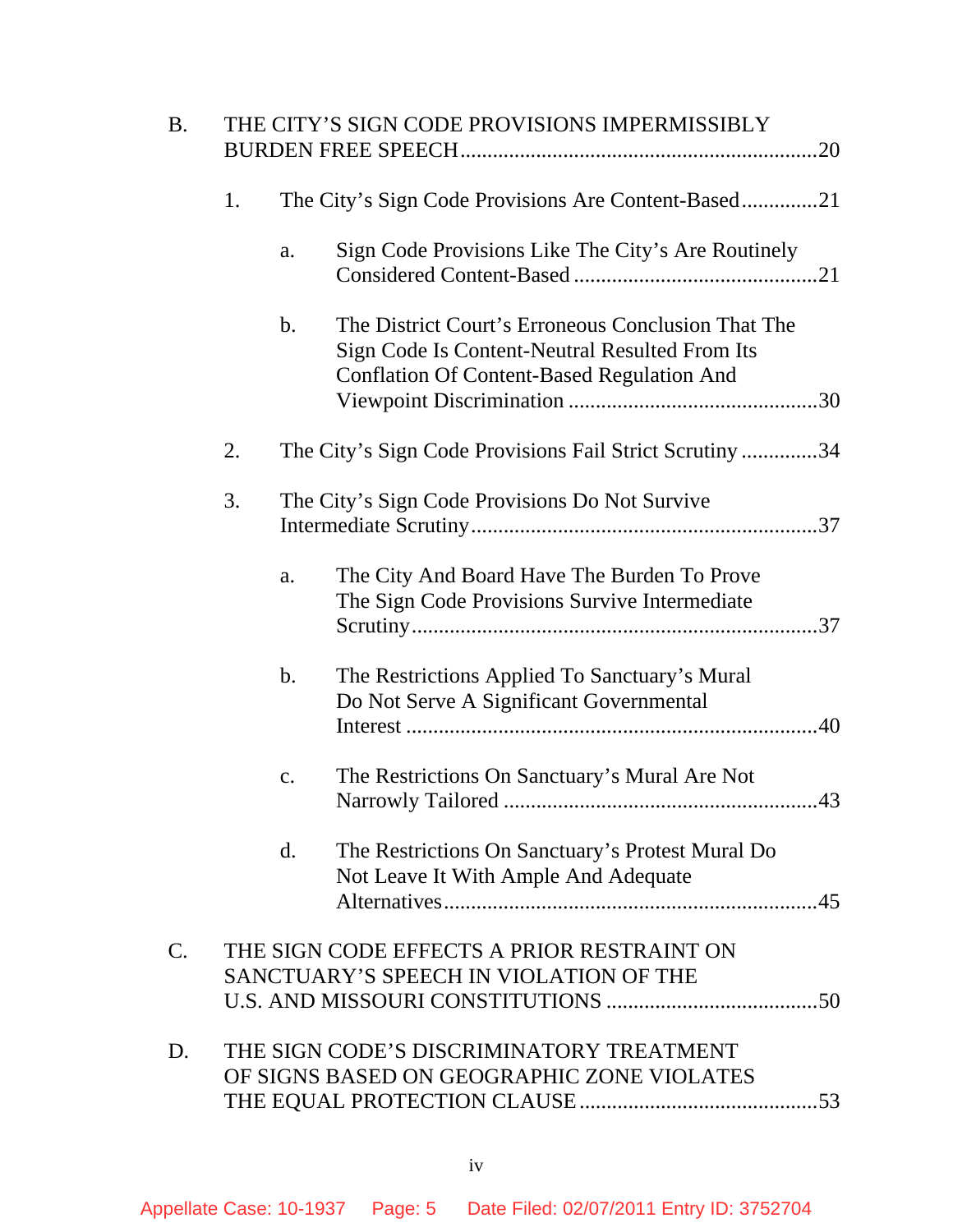B. THE CITY'S SIGN CODE PROVISIONS IMPERMISSIBLY BURDEN FREE SPEECH ................................................................20

1. The City's Sign Code Provisions Are Content-Based ..............21

a. Sign Code Provisions Like The City's Are Routinely Considered Content-Based .............................................21

b. The District Court's Erroneous Conclusion That The Sign Code Is Content-Neutral Resulted From Its Conflation Of Content-Based Regulation And Viewpoint Discrimination ..............................................30

2. The City's Sign Code Provisions Fail Strict Scrutiny ..............34

3. The City's Sign Code Provisions Do Not Survive Intermediate Scrutiny ................................................................37

a. The City And Board Have The Burden To Prove The Sign Code Provisions Survive Intermediate Scrutiny ..........................................................................37

b. The Restrictions Applied To Sanctuary's Mural Do Not Serve A Significant Governmental Interest ..........................................................................40

c. The Restrictions On Sanctuary's Mural Are Not Narrowly Tailored ..........................................................43

d. The Restrictions On Sanctuary's Protest Mural Do Not Leave It With Ample And Adequate Alternatives....................................................................45

C. THE SIGN CODE EFFECTS A PRIOR RESTRAINT ON SANCTUARY'S SPEECH IN VIOLATION OF THE U.S. AND MISSOURI CONSTITUTIONS .......................................50

D. THE SIGN CODE'S DISCRIMINATORY TREATMENT OF SIGNS BASED ON GEOGRAPHIC ZONE VIOLATES THE EQUAL PROTECTION CLAUSE ............................................53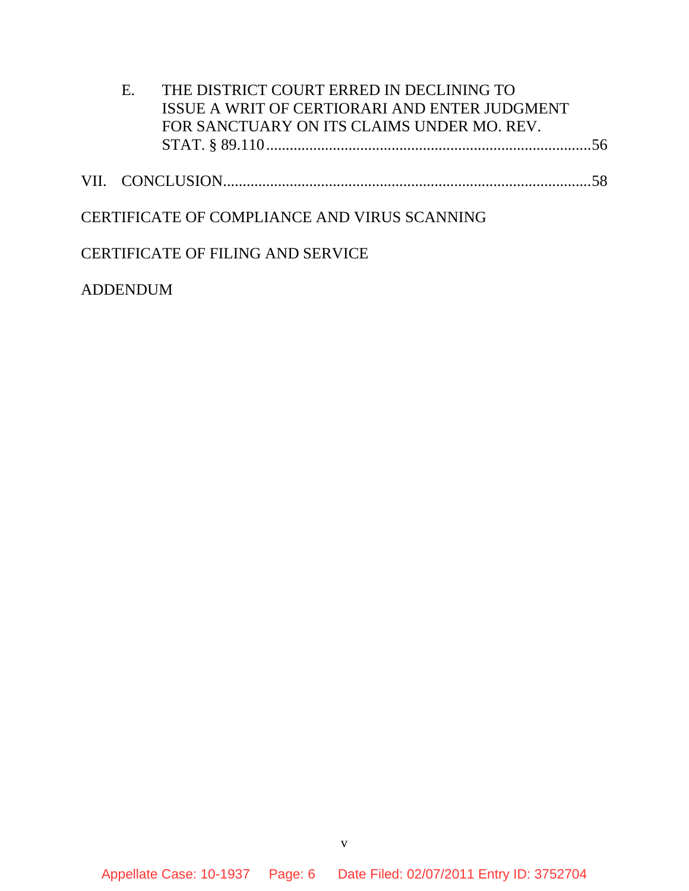E. THE DISTRICT COURT ERRED IN DECLINING TO ISSUE A WRIT OF CERTIORARI AND ENTER JUDGMENT FOR SANCTUARY ON ITS CLAIMS UNDER MO. REV. STAT. § 89.110 ....................56

VII. CONCLUSION....................58

CERTIFICATE OF COMPLIANCE AND VIRUS SCANNING

CERTIFICATE OF FILING AND SERVICE

ADDENDUM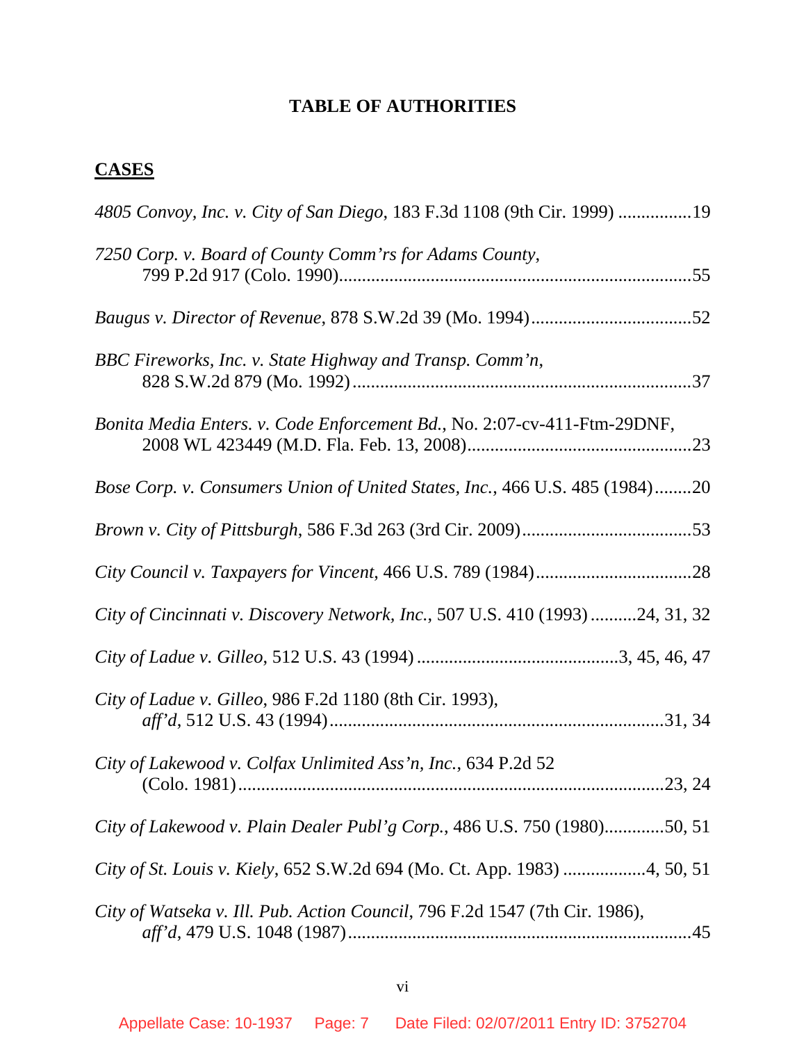# TABLE OF AUTHORITIES

## CASES

*4805 Convoy, Inc. v. City of San Diego*, 183 F.3d 1108 (9th Cir. 1999) ................19

*7250 Corp. v. Board of County Comm'rs for Adams County*, 799 P.2d 917 (Colo. 1990)............................................................................55

*Baugus v. Director of Revenue*, 878 S.W.2d 39 (Mo. 1994)..................................52

*BBC Fireworks, Inc. v. State Highway and Transp. Comm'n*, 828 S.W.2d 879 (Mo. 1992).........................................................................37

*Bonita Media Enters. v. Code Enforcement Bd.*, No. 2:07-cv-411-Ftm-29DNF, 2008 WL 423449 (M.D. Fla. Feb. 13, 2008).................................................23

*Bose Corp. v. Consumers Union of United States, Inc.*, 466 U.S. 485 (1984)........20

*Brown v. City of Pittsburgh*, 586 F.3d 263 (3rd Cir. 2009)....................................53

*City Council v. Taxpayers for Vincent*, 466 U.S. 789 (1984).................................28

*City of Cincinnati v. Discovery Network, Inc.*, 507 U.S. 410 (1993) ..........24, 31, 32

*City of Ladue v. Gilleo*, 512 U.S. 43 (1994) ...........................................3, 45, 46, 47

*City of Ladue v. Gilleo*, 986 F.2d 1180 (8th Cir. 1993), *aff'd*, 512 U.S. 43 (1994)........................................................................31, 34

*City of Lakewood v. Colfax Unlimited Ass'n, Inc.*, 634 P.2d 52 (Colo. 1981)............................................................................................23, 24

*City of Lakewood v. Plain Dealer Publ'g Corp.*, 486 U.S. 750 (1980).............50, 51

*City of St. Louis v. Kiely*, 652 S.W.2d 694 (Mo. Ct. App. 1983) .................4, 50, 51

*City of Watseka v. Ill. Pub. Action Council*, 796 F.2d 1547 (7th Cir. 1986), *aff'd*, 479 U.S. 1048 (1987)..........................................................................45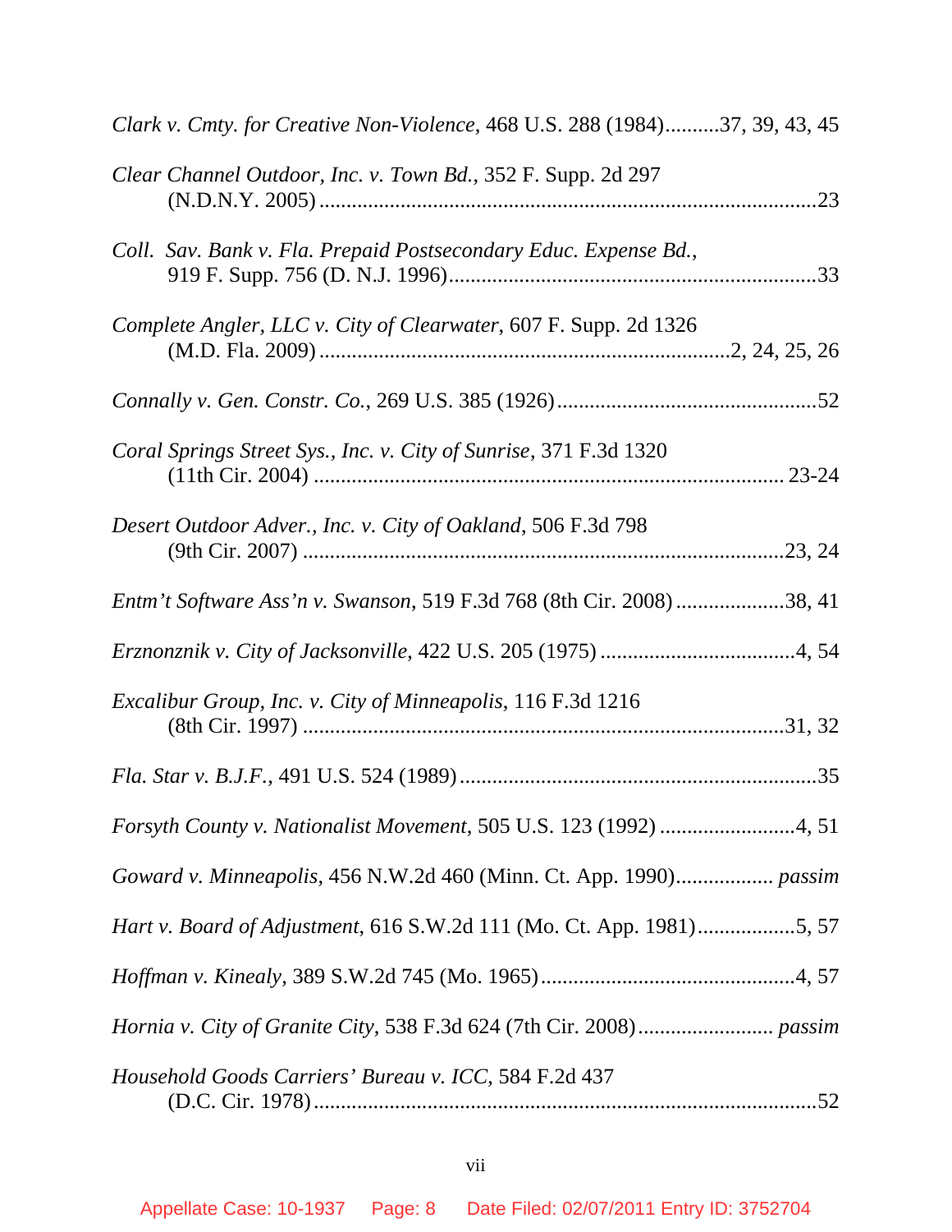*Clark v. Cmty. for Creative Non-Violence*, 468 U.S. 288 (1984)..........37, 39, 43, 45

*Clear Channel Outdoor, Inc. v. Town Bd.*, 352 F. Supp. 2d 297 (N.D.N.Y. 2005)..........23

*Coll. Sav. Bank v. Fla. Prepaid Postsecondary Educ. Expense Bd.*, 919 F. Supp. 756 (D. N.J. 1996)..........33

*Complete Angler, LLC v. City of Clearwater*, 607 F. Supp. 2d 1326 (M.D. Fla. 2009)..........2, 24, 25, 26

*Connally v. Gen. Constr. Co.*, 269 U.S. 385 (1926)..........52

*Coral Springs Street Sys., Inc. v. City of Sunrise*, 371 F.3d 1320 (11th Cir. 2004)..........23-24

*Desert Outdoor Adver., Inc. v. City of Oakland*, 506 F.3d 798 (9th Cir. 2007)..........23, 24

*Entm't Software Ass'n v. Swanson*, 519 F.3d 768 (8th Cir. 2008)..........38, 41

*Erznonznik v. City of Jacksonville*, 422 U.S. 205 (1975)..........4, 54

*Excalibur Group, Inc. v. City of Minneapolis*, 116 F.3d 1216 (8th Cir. 1997)..........31, 32

*Fla. Star v. B.J.F.*, 491 U.S. 524 (1989)..........35

*Forsyth County v. Nationalist Movement*, 505 U.S. 123 (1992)..........4, 51

*Goward v. Minneapolis*, 456 N.W.2d 460 (Minn. Ct. App. 1990).......... *passim*

*Hart v. Board of Adjustment*, 616 S.W.2d 111 (Mo. Ct. App. 1981)..........5, 57

*Hoffman v. Kinealy*, 389 S.W.2d 745 (Mo. 1965)..........4, 57

*Hornia v. City of Granite City*, 538 F.3d 624 (7th Cir. 2008).......... *passim*

*Household Goods Carriers' Bureau v. ICC*, 584 F.2d 437 (D.C. Cir. 1978)..........52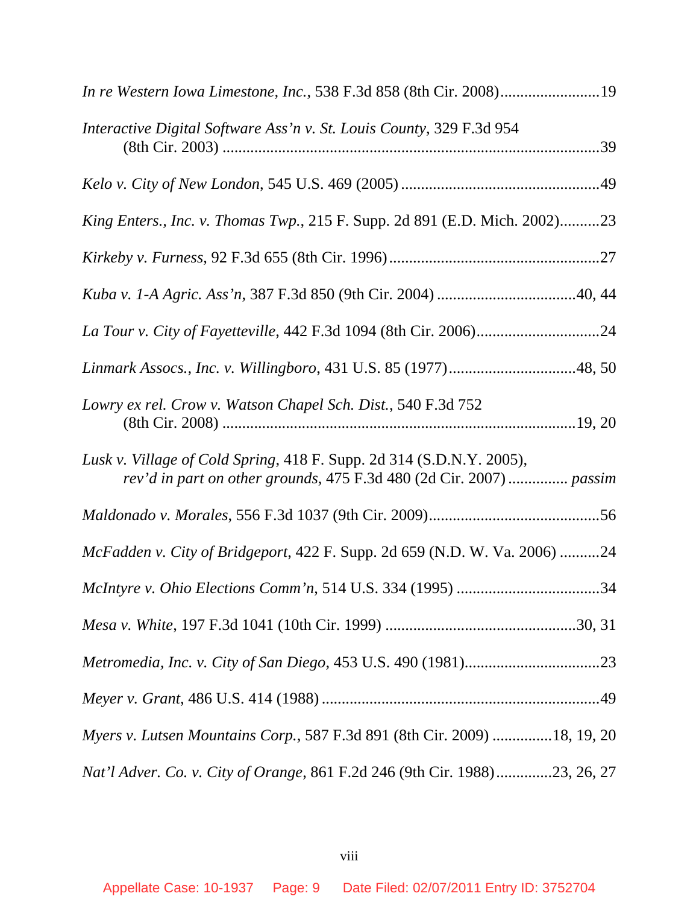*In re Western Iowa Limestone, Inc.*, 538 F.3d 858 (8th Cir. 2008).........................19

*Interactive Digital Software Ass'n v. St. Louis County*, 329 F.3d 954 (8th Cir. 2003) ..............................................................................................39

*Kelo v. City of New London*, 545 U.S. 469 (2005) ..................................................49

*King Enters., Inc. v. Thomas Twp.*, 215 F. Supp. 2d 891 (E.D. Mich. 2002)..........23

*Kirkeby v. Furness*, 92 F.3d 655 (8th Cir. 1996).....................................................27

*Kuba v. 1-A Agric. Ass'n*, 387 F.3d 850 (9th Cir. 2004) ..................................40, 44

*La Tour v. City of Fayetteville*, 442 F.3d 1094 (8th Cir. 2006)...............................24

*Linmark Assocs., Inc. v. Willingboro*, 431 U.S. 85 (1977)................................48, 50

*Lowry ex rel. Crow v. Watson Chapel Sch. Dist.*, 540 F.3d 752 (8th Cir. 2008) .......................................................................................19, 20

*Lusk v. Village of Cold Spring*, 418 F. Supp. 2d 314 (S.D.N.Y. 2005), *rev'd in part on other grounds*, 475 F.3d 480 (2d Cir. 2007) ............... *passim*

*Maldonado v. Morales*, 556 F.3d 1037 (9th Cir. 2009)...........................................56

*McFadden v. City of Bridgeport*, 422 F. Supp. 2d 659 (N.D. W. Va. 2006) ..........24

*McIntyre v. Ohio Elections Comm'n*, 514 U.S. 334 (1995) ....................................34

*Mesa v. White*, 197 F.3d 1041 (10th Cir. 1999) ................................................30, 31

*Metromedia, Inc. v. City of San Diego*, 453 U.S. 490 (1981)..................................23

*Meyer v. Grant*, 486 U.S. 414 (1988) .....................................................................49

*Myers v. Lutsen Mountains Corp.*, 587 F.3d 891 (8th Cir. 2009) ...............18, 19, 20

*Nat'l Adver. Co. v. City of Orange*, 861 F.2d 246 (9th Cir. 1988)..............23, 26, 27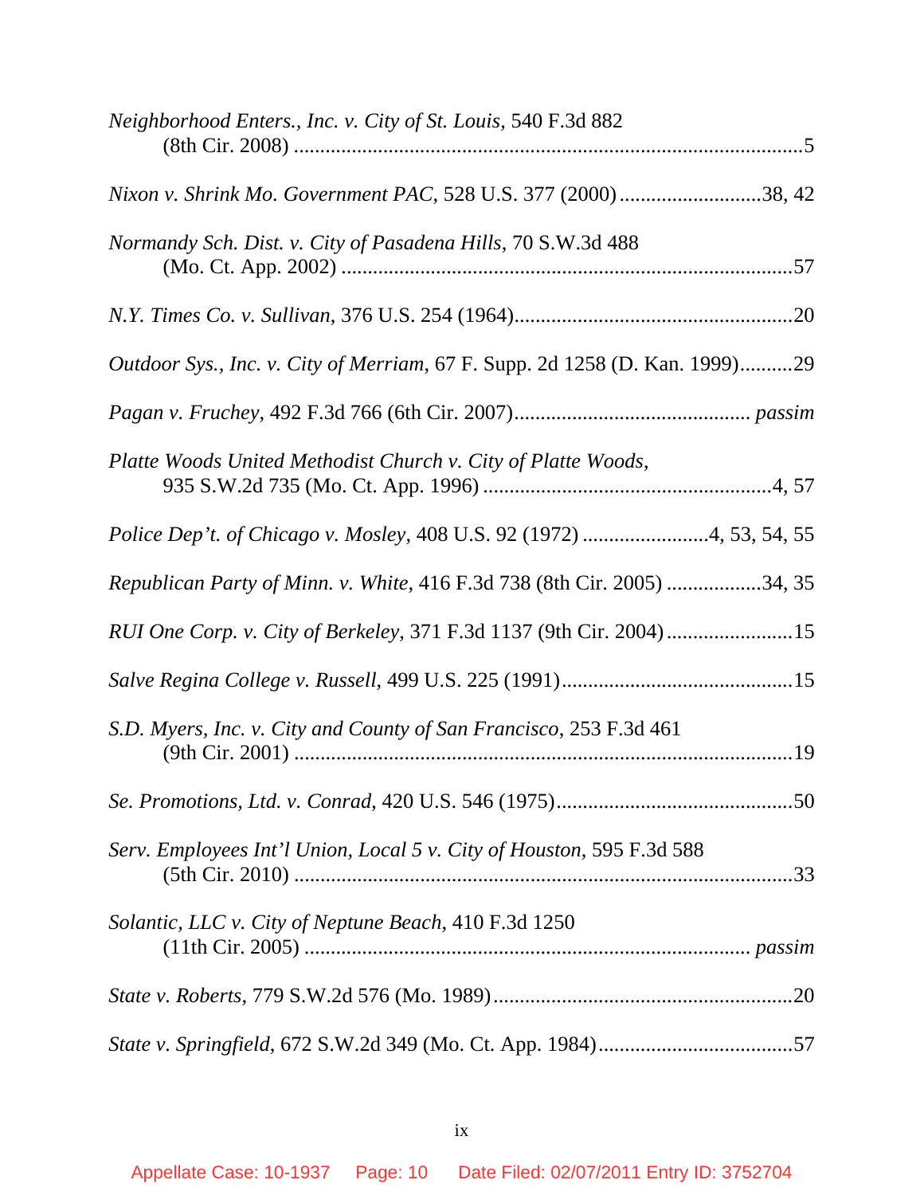*Neighborhood Enters., Inc. v. City of St. Louis*, 540 F.3d 882 (8th Cir. 2008) ................................................................................................5

*Nixon v. Shrink Mo. Government PAC*, 528 U.S. 377 (2000) ...........................38, 42

*Normandy Sch. Dist. v. City of Pasadena Hills*, 70 S.W.3d 488 (Mo. Ct. App. 2002) ....................................................................................57

*N.Y. Times Co. v. Sullivan*, 376 U.S. 254 (1964)....................................................20

*Outdoor Sys., Inc. v. City of Merriam*, 67 F. Supp. 2d 1258 (D. Kan. 1999)..........29

*Pagan v. Fruchey*, 492 F.3d 766 (6th Cir. 2007)............................................ *passim*

*Platte Woods United Methodist Church v. City of Platte Woods*, 935 S.W.2d 735 (Mo. Ct. App. 1996) .......................................................4, 57

*Police Dep't. of Chicago v. Mosley*, 408 U.S. 92 (1972) .......................4, 53, 54, 55

*Republican Party of Minn. v. White*, 416 F.3d 738 (8th Cir. 2005) ..................34, 35

*RUI One Corp. v. City of Berkeley*, 371 F.3d 1137 (9th Cir. 2004)........................15

*Salve Regina College v. Russell*, 499 U.S. 225 (1991)............................................15

*S.D. Myers, Inc. v. City and County of San Francisco*, 253 F.3d 461 (9th Cir. 2001) ...............................................................................................19

*Se. Promotions, Ltd. v. Conrad*, 420 U.S. 546 (1975).............................................50

*Serv. Employees Int'l Union, Local 5 v. City of Houston*, 595 F.3d 588 (5th Cir. 2010) ...............................................................................................33

*Solantic, LLC v. City of Neptune Beach*, 410 F.3d 1250 (11th Cir. 2005) ................................................................................. *passim*

*State v. Roberts*, 779 S.W.2d 576 (Mo. 1989)........................................................20

*State v. Springfield*, 672 S.W.2d 349 (Mo. Ct. App. 1984).....................................57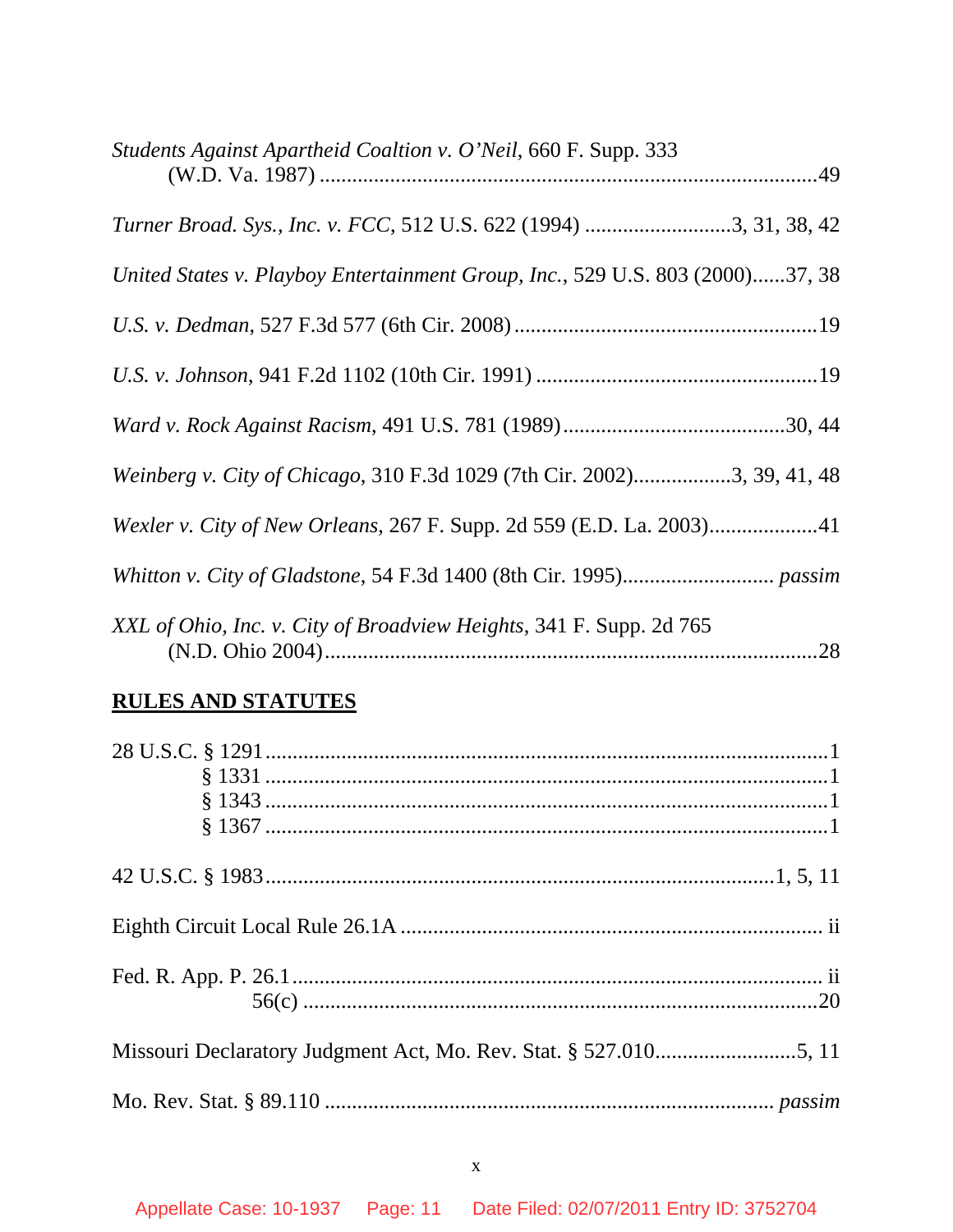*Students Against Apartheid Coaltion v. O'Neil*, 660 F. Supp. 333 (W.D. Va. 1987) ............................................................................................49

*Turner Broad. Sys., Inc. v. FCC*, 512 U.S. 622 (1994) ...........................3, 31, 38, 42

*United States v. Playboy Entertainment Group, Inc.*, 529 U.S. 803 (2000)......37, 38

*U.S. v. Dedman*, 527 F.3d 577 (6th Cir. 2008) .......................................................19

*U.S. v. Johnson*, 941 F.2d 1102 (10th Cir. 1991) ....................................................19

*Ward v. Rock Against Racism*, 491 U.S. 781 (1989).........................................30, 44

*Weinberg v. City of Chicago*, 310 F.3d 1029 (7th Cir. 2002)..................3, 39, 41, 48

*Wexler v. City of New Orleans*, 267 F. Supp. 2d 559 (E.D. La. 2003)....................41

*Whitton v. City of Gladstone*, 54 F.3d 1400 (8th Cir. 1995)........................... *passim*

*XXL of Ohio, Inc. v. City of Broadview Heights*, 341 F. Supp. 2d 765 (N.D. Ohio 2004)...........................................................................................28

## RULES AND STATUTES

28 U.S.C. § 1291.......................................................................................................1
§ 1331 ......................................................................................................1
§ 1343 ......................................................................................................1
§ 1367 ......................................................................................................1

42 U.S.C. § 1983............................................................................................1, 5, 11

Eighth Circuit Local Rule 26.1A ............................................................................ ii

Fed. R. App. P. 26.1................................................................................................ ii
56(c) ..............................................................................................20

Missouri Declaratory Judgment Act, Mo. Rev. Stat. § 527.010..........................5, 11

Mo. Rev. Stat. § 89.110 ................................................................................. *passim*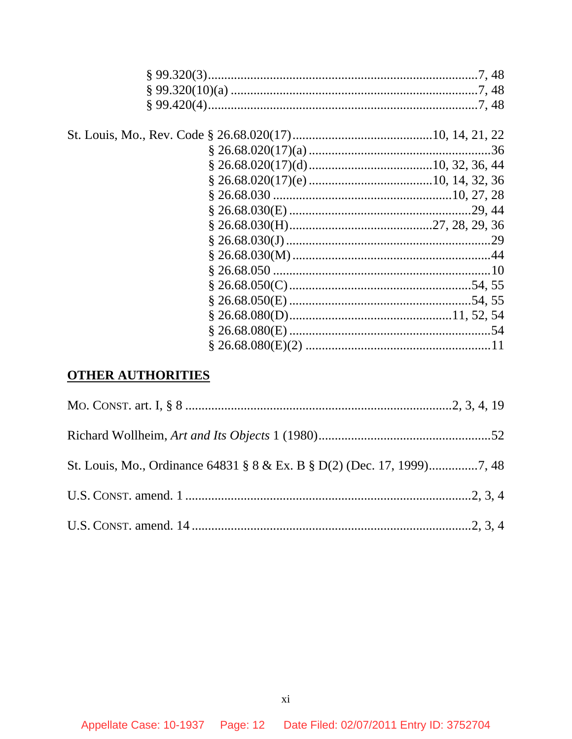§ 99.320(3) ........................................................................7, 48
§ 99.320(10)(a) ..................................................................7, 48
§ 99.420(4) ........................................................................7, 48

St. Louis, Mo., Rev. Code § 26.68.020(17) ..........................................10, 14, 21, 22
§ 26.68.020(17)(a) ........................................................36
§ 26.68.020(17)(d) ..........................................10, 32, 36, 44
§ 26.68.020(17)(e) ..........................................10, 14, 32, 36
§ 26.68.030 ....................................................10, 27, 28
§ 26.68.030(E) ..........................................................29, 44
§ 26.68.030(H) ..........................................27, 28, 29, 36
§ 26.68.030(J) ...............................................................29
§ 26.68.030(M) ..............................................................44
§ 26.68.050 ...................................................................10
§ 26.68.050(C) ..........................................................54, 55
§ 26.68.050(E) ..........................................................54, 55
§ 26.68.080(D) ..................................................11, 52, 54
§ 26.68.080(E) ..............................................................54
§ 26.68.080(E)(2) ..........................................................11

## OTHER AUTHORITIES

MO. CONST. art. I, § 8 ..........................................................2, 3, 4, 19

Richard Wollheim, *Art and Its Objects* 1 (1980) ..........................................52

St. Louis, Mo., Ordinance 64831 § 8 & Ex. B § D(2) (Dec. 17, 1999) ..............7, 48

U.S. CONST. amend. 1 ..........................................................2, 3, 4

U.S. CONST. amend. 14 ..........................................................2, 3, 4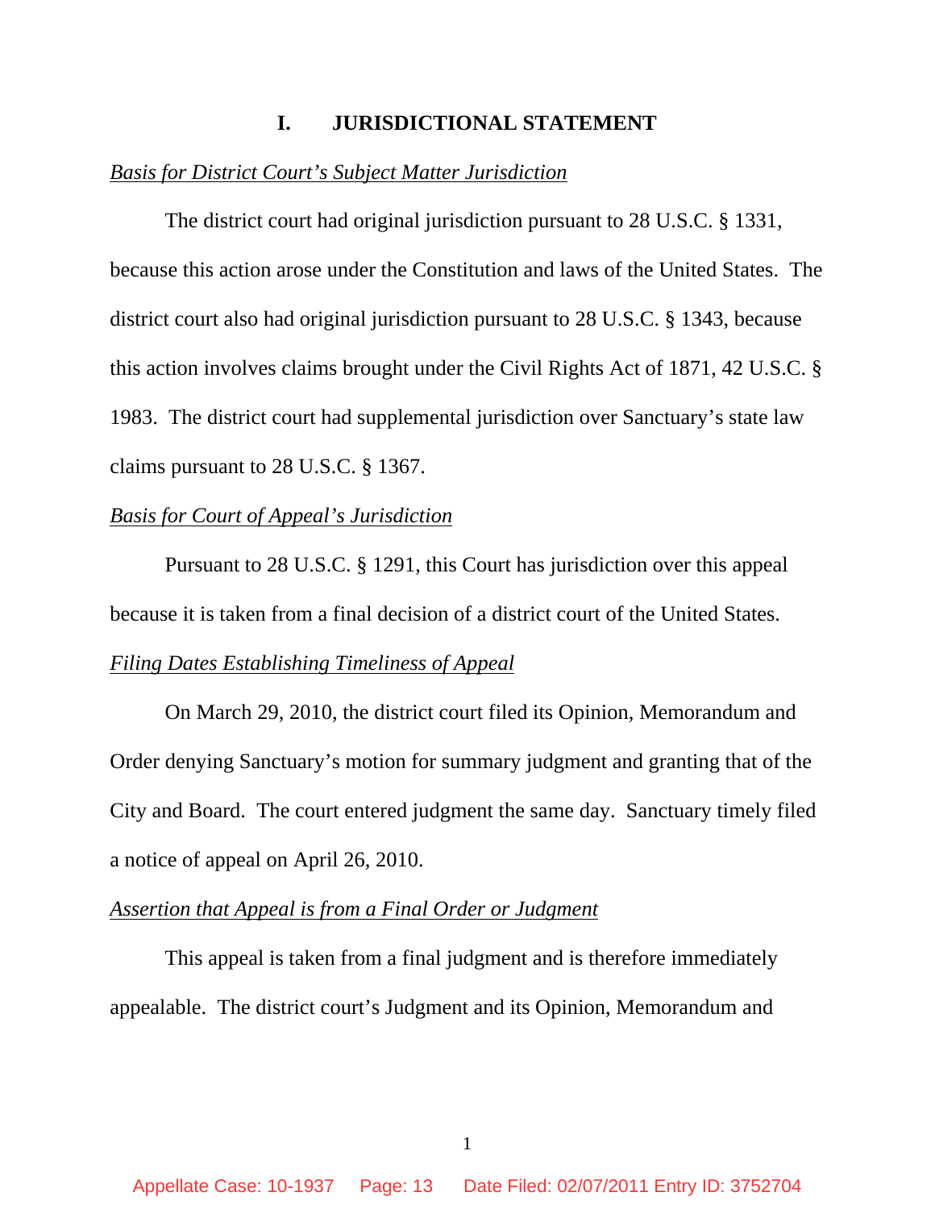# I. JURISDICTIONAL STATEMENT

*Basis for District Court's Subject Matter Jurisdiction*

The district court had original jurisdiction pursuant to 28 U.S.C. § 1331, because this action arose under the Constitution and laws of the United States. The district court also had original jurisdiction pursuant to 28 U.S.C. § 1343, because this action involves claims brought under the Civil Rights Act of 1871, 42 U.S.C. § 1983. The district court had supplemental jurisdiction over Sanctuary's state law claims pursuant to 28 U.S.C. § 1367.

*Basis for Court of Appeal's Jurisdiction*

Pursuant to 28 U.S.C. § 1291, this Court has jurisdiction over this appeal because it is taken from a final decision of a district court of the United States.

*Filing Dates Establishing Timeliness of Appeal*

On March 29, 2010, the district court filed its Opinion, Memorandum and Order denying Sanctuary's motion for summary judgment and granting that of the City and Board. The court entered judgment the same day. Sanctuary timely filed a notice of appeal on April 26, 2010.

*Assertion that Appeal is from a Final Order or Judgment*

This appeal is taken from a final judgment and is therefore immediately appealable. The district court's Judgment and its Opinion, Memorandum and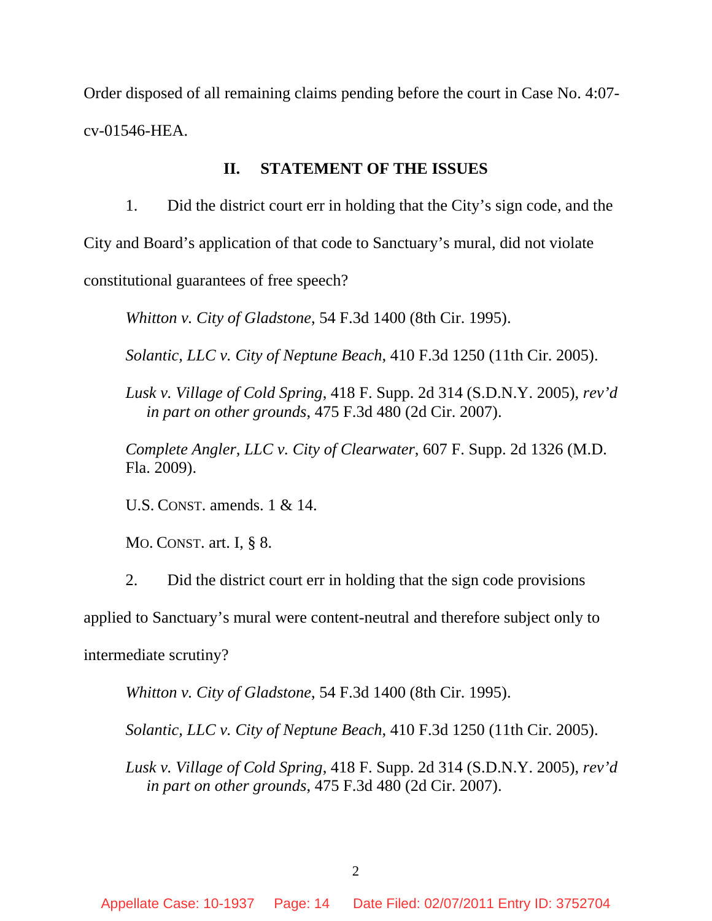Order disposed of all remaining claims pending before the court in Case No. 4:07-cv-01546-HEA.

## II. STATEMENT OF THE ISSUES

1. Did the district court err in holding that the City's sign code, and the City and Board's application of that code to Sanctuary's mural, did not violate constitutional guarantees of free speech?

*Whitton v. City of Gladstone*, 54 F.3d 1400 (8th Cir. 1995).

*Solantic, LLC v. City of Neptune Beach*, 410 F.3d 1250 (11th Cir. 2005).

*Lusk v. Village of Cold Spring*, 418 F. Supp. 2d 314 (S.D.N.Y. 2005), *rev'd in part on other grounds*, 475 F.3d 480 (2d Cir. 2007).

*Complete Angler, LLC v. City of Clearwater*, 607 F. Supp. 2d 1326 (M.D. Fla. 2009).

U.S. CONST. amends. 1 & 14.

MO. CONST. art. I, § 8.

2. Did the district court err in holding that the sign code provisions applied to Sanctuary's mural were content-neutral and therefore subject only to intermediate scrutiny?

*Whitton v. City of Gladstone*, 54 F.3d 1400 (8th Cir. 1995).

*Solantic, LLC v. City of Neptune Beach*, 410 F.3d 1250 (11th Cir. 2005).

*Lusk v. Village of Cold Spring*, 418 F. Supp. 2d 314 (S.D.N.Y. 2005), *rev'd in part on other grounds*, 475 F.3d 480 (2d Cir. 2007).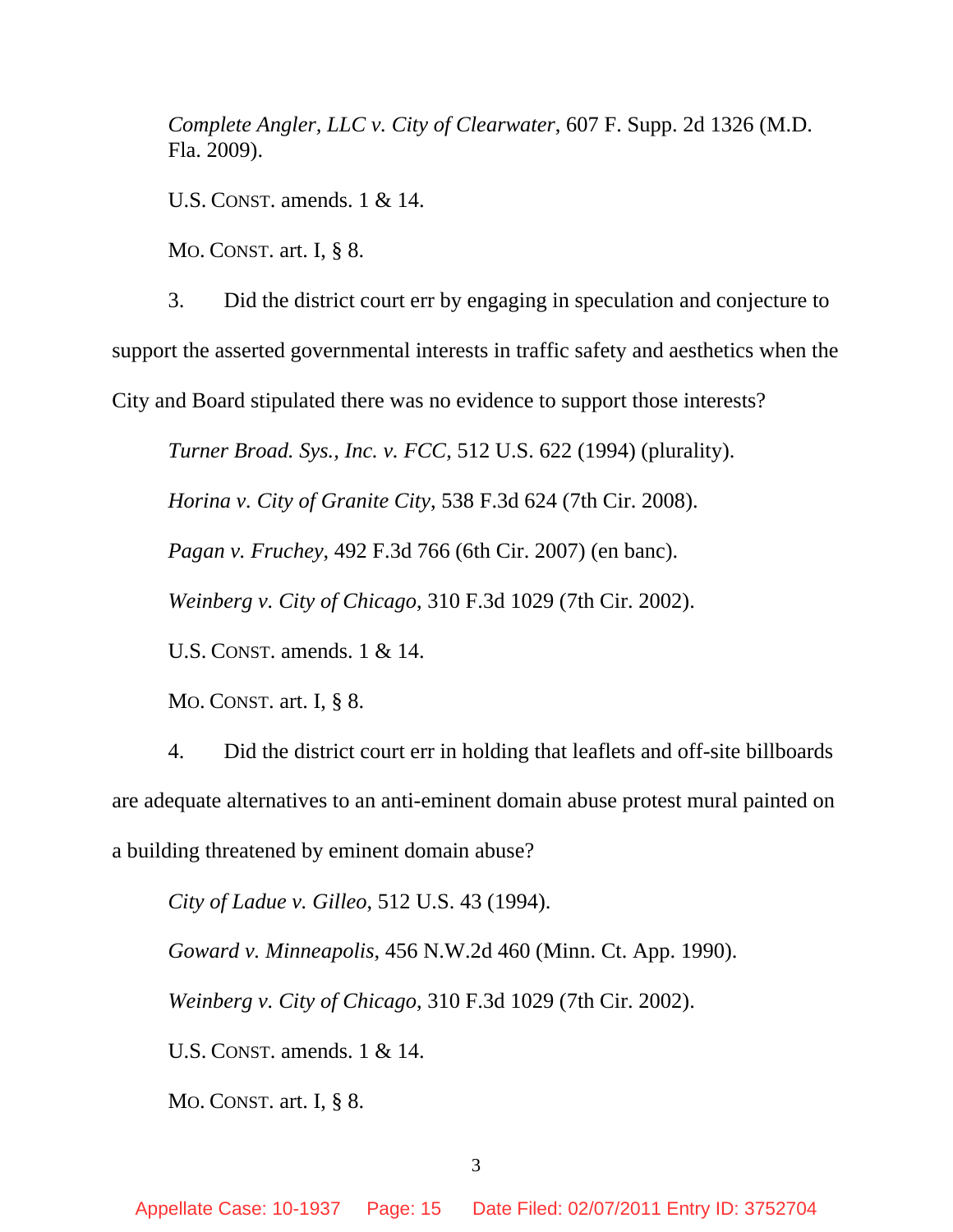*Complete Angler, LLC v. City of Clearwater*, 607 F. Supp. 2d 1326 (M.D. Fla. 2009).

U.S. CONST. amends. 1 & 14.

MO. CONST. art. I, § 8.

3. Did the district court err by engaging in speculation and conjecture to support the asserted governmental interests in traffic safety and aesthetics when the City and Board stipulated there was no evidence to support those interests?

*Turner Broad. Sys., Inc. v. FCC*, 512 U.S. 622 (1994) (plurality).

*Horina v. City of Granite City*, 538 F.3d 624 (7th Cir. 2008).

*Pagan v. Fruchey*, 492 F.3d 766 (6th Cir. 2007) (en banc).

*Weinberg v. City of Chicago*, 310 F.3d 1029 (7th Cir. 2002).

U.S. CONST. amends. 1 & 14.

MO. CONST. art. I, § 8.

4. Did the district court err in holding that leaflets and off-site billboards are adequate alternatives to an anti-eminent domain abuse protest mural painted on a building threatened by eminent domain abuse?

*City of Ladue v. Gilleo*, 512 U.S. 43 (1994).

*Goward v. Minneapolis*, 456 N.W.2d 460 (Minn. Ct. App. 1990).

*Weinberg v. City of Chicago*, 310 F.3d 1029 (7th Cir. 2002).

U.S. CONST. amends. 1 & 14.

MO. CONST. art. I, § 8.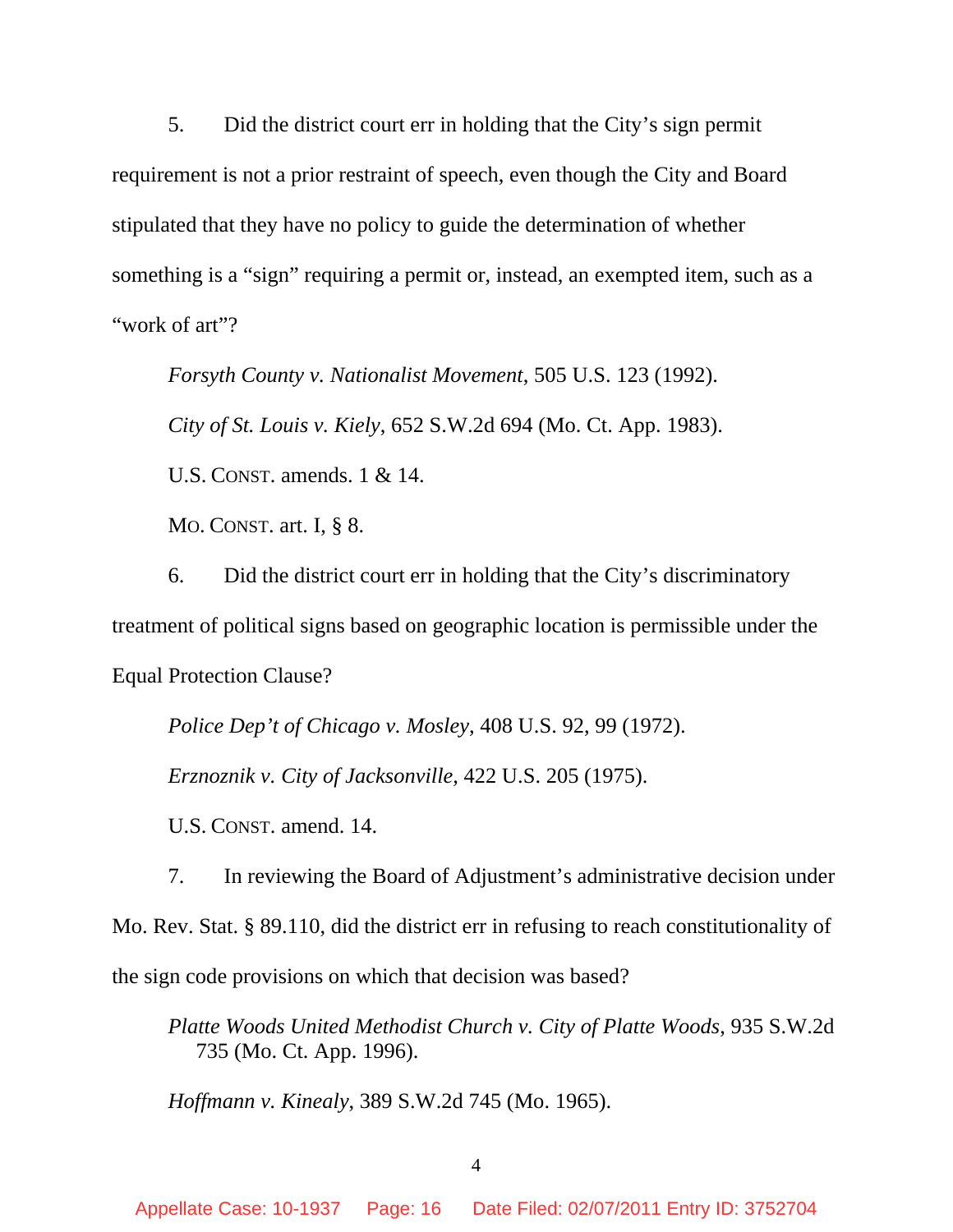5. Did the district court err in holding that the City's sign permit requirement is not a prior restraint of speech, even though the City and Board stipulated that they have no policy to guide the determination of whether something is a "sign" requiring a permit or, instead, an exempted item, such as a "work of art"?

*Forsyth County v. Nationalist Movement*, 505 U.S. 123 (1992).

*City of St. Louis v. Kiely*, 652 S.W.2d 694 (Mo. Ct. App. 1983).

U.S. CONST. amends. 1 & 14.

MO. CONST. art. I, § 8.

6. Did the district court err in holding that the City's discriminatory treatment of political signs based on geographic location is permissible under the Equal Protection Clause?

*Police Dep't of Chicago v. Mosley*, 408 U.S. 92, 99 (1972).

*Erznoznik v. City of Jacksonville*, 422 U.S. 205 (1975).

U.S. CONST. amend. 14.

7. In reviewing the Board of Adjustment's administrative decision under Mo. Rev. Stat. § 89.110, did the district err in refusing to reach constitutionality of the sign code provisions on which that decision was based?

*Platte Woods United Methodist Church v. City of Platte Woods*, 935 S.W.2d 735 (Mo. Ct. App. 1996).

*Hoffmann v. Kinealy*, 389 S.W.2d 745 (Mo. 1965).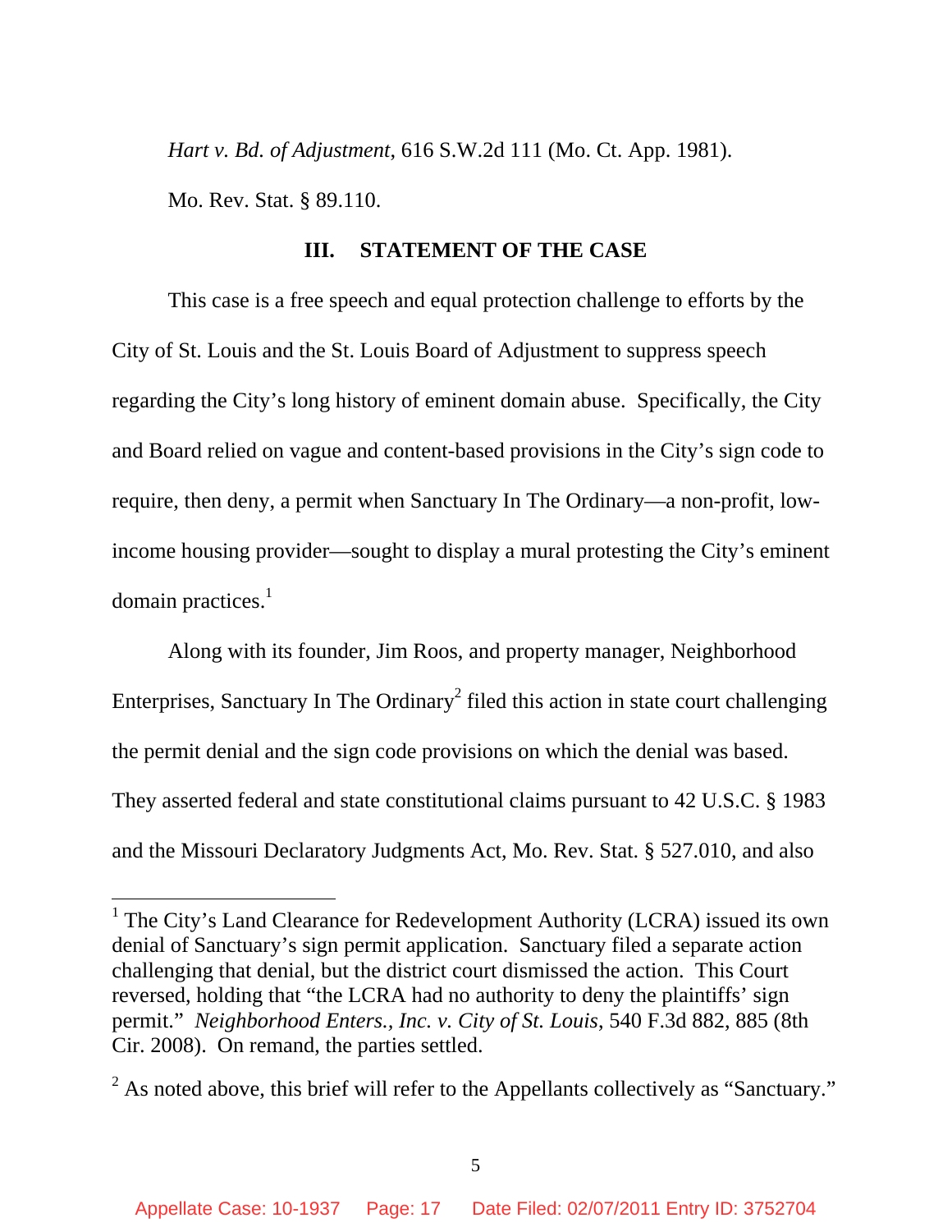*Hart v. Bd. of Adjustment*, 616 S.W.2d 111 (Mo. Ct. App. 1981).

Mo. Rev. Stat. § 89.110.

## III. STATEMENT OF THE CASE

This case is a free speech and equal protection challenge to efforts by the City of St. Louis and the St. Louis Board of Adjustment to suppress speech regarding the City's long history of eminent domain abuse. Specifically, the City and Board relied on vague and content-based provisions in the City's sign code to require, then deny, a permit when Sanctuary In The Ordinary—a non-profit, low-income housing provider—sought to display a mural protesting the City's eminent domain practices.[1]

Along with its founder, Jim Roos, and property manager, Neighborhood Enterprises, Sanctuary In The Ordinary[2] filed this action in state court challenging the permit denial and the sign code provisions on which the denial was based. They asserted federal and state constitutional claims pursuant to 42 U.S.C. § 1983 and the Missouri Declaratory Judgments Act, Mo. Rev. Stat. § 527.010, and also

---

[1] The City's Land Clearance for Redevelopment Authority (LCRA) issued its own denial of Sanctuary's sign permit application. Sanctuary filed a separate action challenging that denial, but the district court dismissed the action. This Court reversed, holding that "the LCRA had no authority to deny the plaintiffs' sign permit." *Neighborhood Enters., Inc. v. City of St. Louis*, 540 F.3d 882, 885 (8th Cir. 2008). On remand, the parties settled.

[2] As noted above, this brief will refer to the Appellants collectively as "Sanctuary."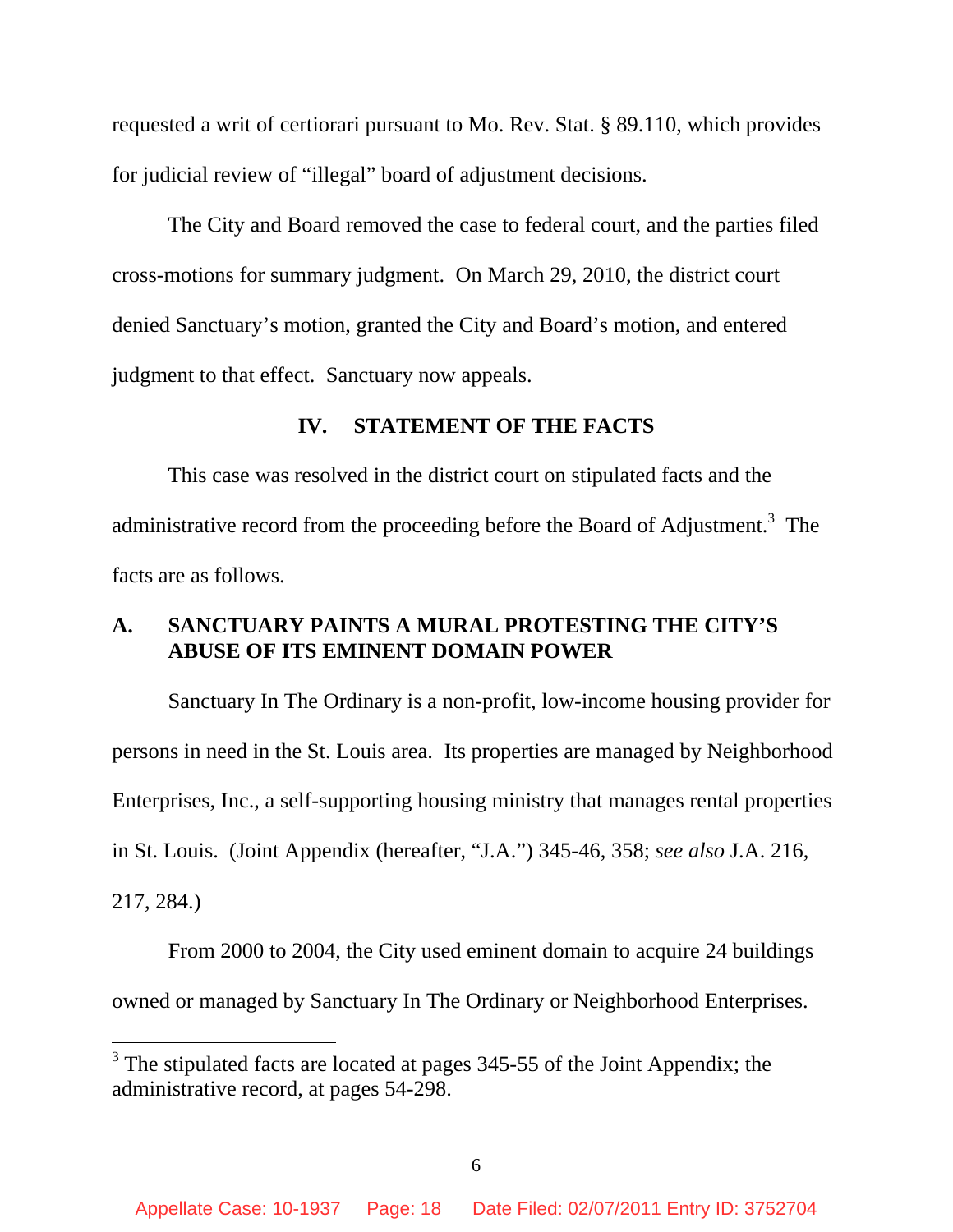requested a writ of certiorari pursuant to Mo. Rev. Stat. § 89.110, which provides for judicial review of "illegal" board of adjustment decisions.

The City and Board removed the case to federal court, and the parties filed cross-motions for summary judgment. On March 29, 2010, the district court denied Sanctuary's motion, granted the City and Board's motion, and entered judgment to that effect. Sanctuary now appeals.

## IV. STATEMENT OF THE FACTS

This case was resolved in the district court on stipulated facts and the administrative record from the proceeding before the Board of Adjustment.[3] The facts are as follows.

### A. SANCTUARY PAINTS A MURAL PROTESTING THE CITY'S ABUSE OF ITS EMINENT DOMAIN POWER

Sanctuary In The Ordinary is a non-profit, low-income housing provider for persons in need in the St. Louis area. Its properties are managed by Neighborhood Enterprises, Inc., a self-supporting housing ministry that manages rental properties in St. Louis. (Joint Appendix (hereafter, "J.A.") 345-46, 358; *see also* J.A. 216, 217, 284.)

From 2000 to 2004, the City used eminent domain to acquire 24 buildings owned or managed by Sanctuary In The Ordinary or Neighborhood Enterprises.

---

[3] The stipulated facts are located at pages 345-55 of the Joint Appendix; the administrative record, at pages 54-298.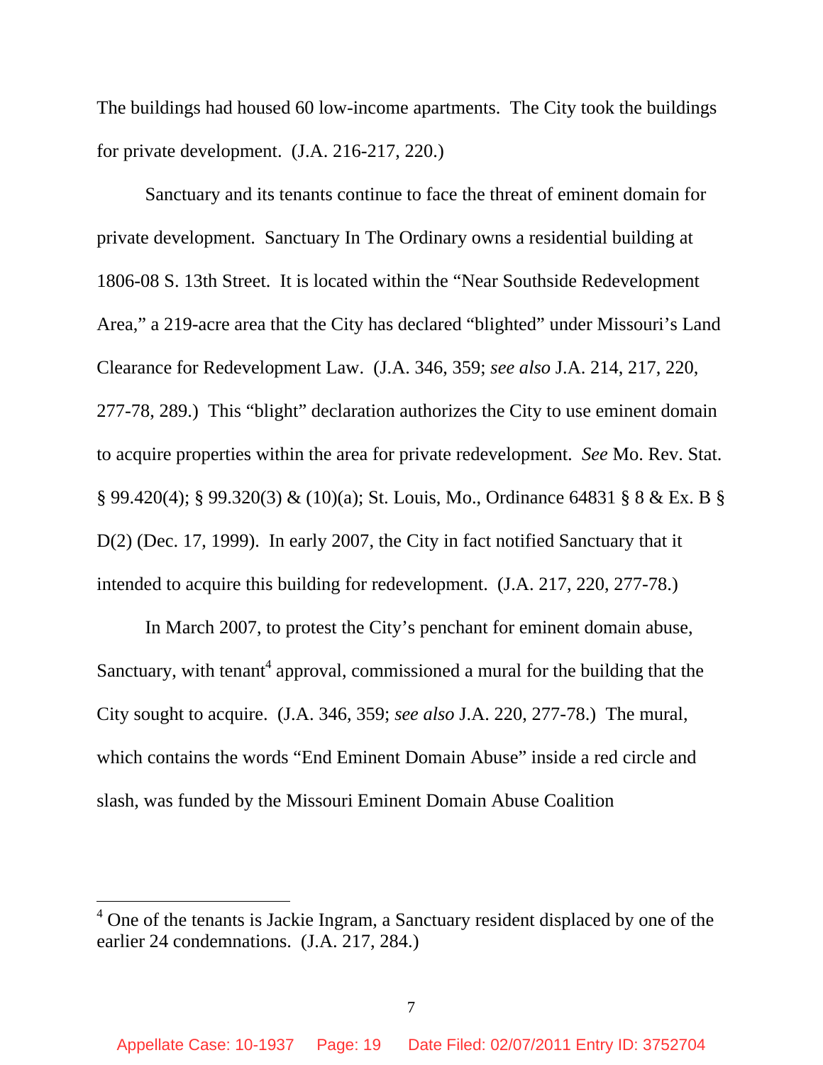The buildings had housed 60 low-income apartments. The City took the buildings for private development. (J.A. 216-217, 220.)

Sanctuary and its tenants continue to face the threat of eminent domain for private development. Sanctuary In The Ordinary owns a residential building at 1806-08 S. 13th Street. It is located within the "Near Southside Redevelopment Area," a 219-acre area that the City has declared "blighted" under Missouri's Land Clearance for Redevelopment Law. (J.A. 346, 359; *see also* J.A. 214, 217, 220, 277-78, 289.) This "blight" declaration authorizes the City to use eminent domain to acquire properties within the area for private redevelopment. *See* Mo. Rev. Stat. § 99.420(4); § 99.320(3) & (10)(a); St. Louis, Mo., Ordinance 64831 § 8 & Ex. B § D(2) (Dec. 17, 1999). In early 2007, the City in fact notified Sanctuary that it intended to acquire this building for redevelopment. (J.A. 217, 220, 277-78.)

In March 2007, to protest the City's penchant for eminent domain abuse, Sanctuary, with tenant[4] approval, commissioned a mural for the building that the City sought to acquire. (J.A. 346, 359; *see also* J.A. 220, 277-78.) The mural, which contains the words "End Eminent Domain Abuse" inside a red circle and slash, was funded by the Missouri Eminent Domain Abuse Coalition

---

[4] One of the tenants is Jackie Ingram, a Sanctuary resident displaced by one of the earlier 24 condemnations. (J.A. 217, 284.)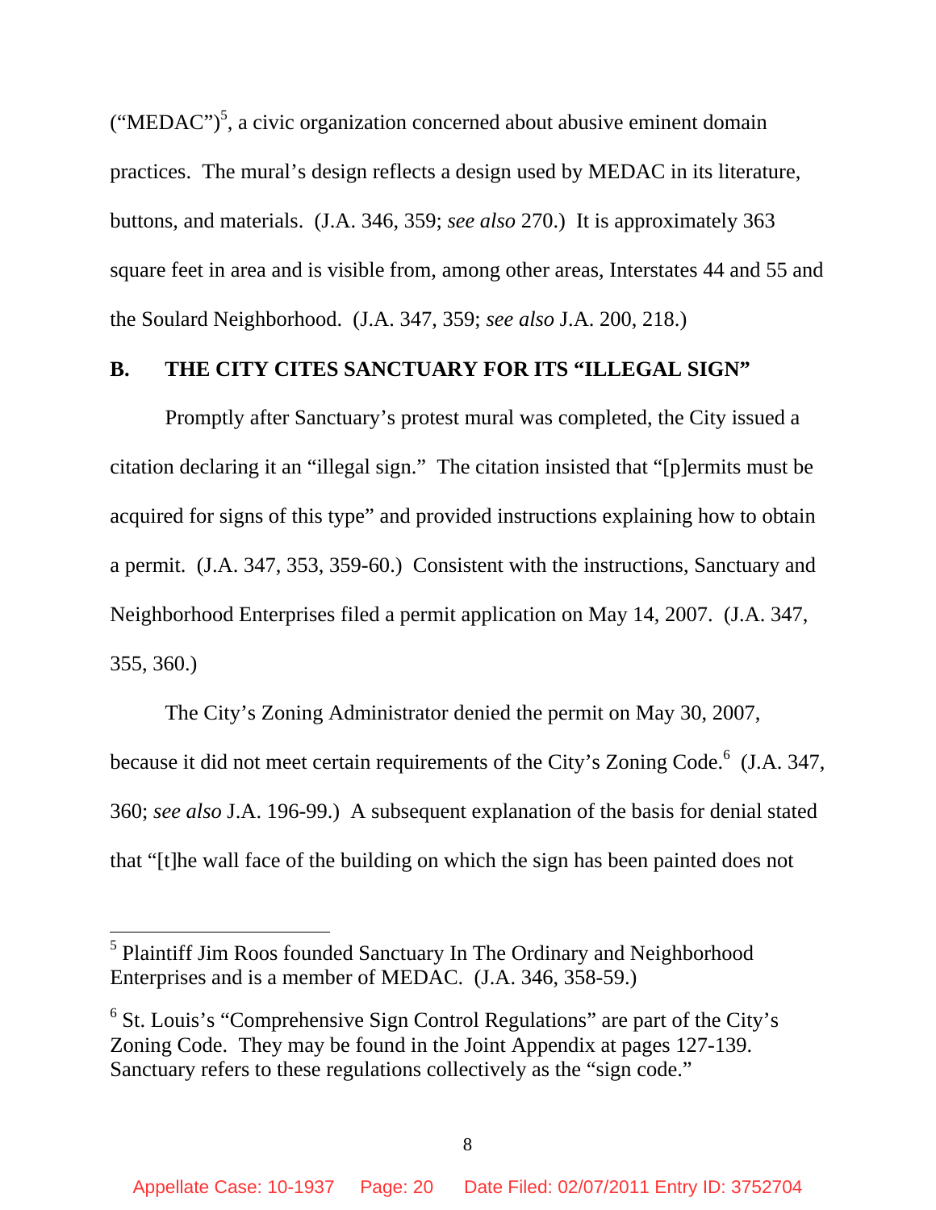("MEDAC")[5], a civic organization concerned about abusive eminent domain practices. The mural's design reflects a design used by MEDAC in its literature, buttons, and materials. (J.A. 346, 359; *see also* 270.) It is approximately 363 square feet in area and is visible from, among other areas, Interstates 44 and 55 and the Soulard Neighborhood. (J.A. 347, 359; *see also* J.A. 200, 218.)

## B. THE CITY CITES SANCTUARY FOR ITS "ILLEGAL SIGN"

Promptly after Sanctuary's protest mural was completed, the City issued a citation declaring it an "illegal sign." The citation insisted that "[p]ermits must be acquired for signs of this type" and provided instructions explaining how to obtain a permit. (J.A. 347, 353, 359-60.) Consistent with the instructions, Sanctuary and Neighborhood Enterprises filed a permit application on May 14, 2007. (J.A. 347, 355, 360.)

The City's Zoning Administrator denied the permit on May 30, 2007, because it did not meet certain requirements of the City's Zoning Code.[6] (J.A. 347, 360; *see also* J.A. 196-99.) A subsequent explanation of the basis for denial stated that "[t]he wall face of the building on which the sign has been painted does not

---

[5] Plaintiff Jim Roos founded Sanctuary In The Ordinary and Neighborhood Enterprises and is a member of MEDAC. (J.A. 346, 358-59.)

[6] St. Louis's "Comprehensive Sign Control Regulations" are part of the City's Zoning Code. They may be found in the Joint Appendix at pages 127-139. Sanctuary refers to these regulations collectively as the "sign code."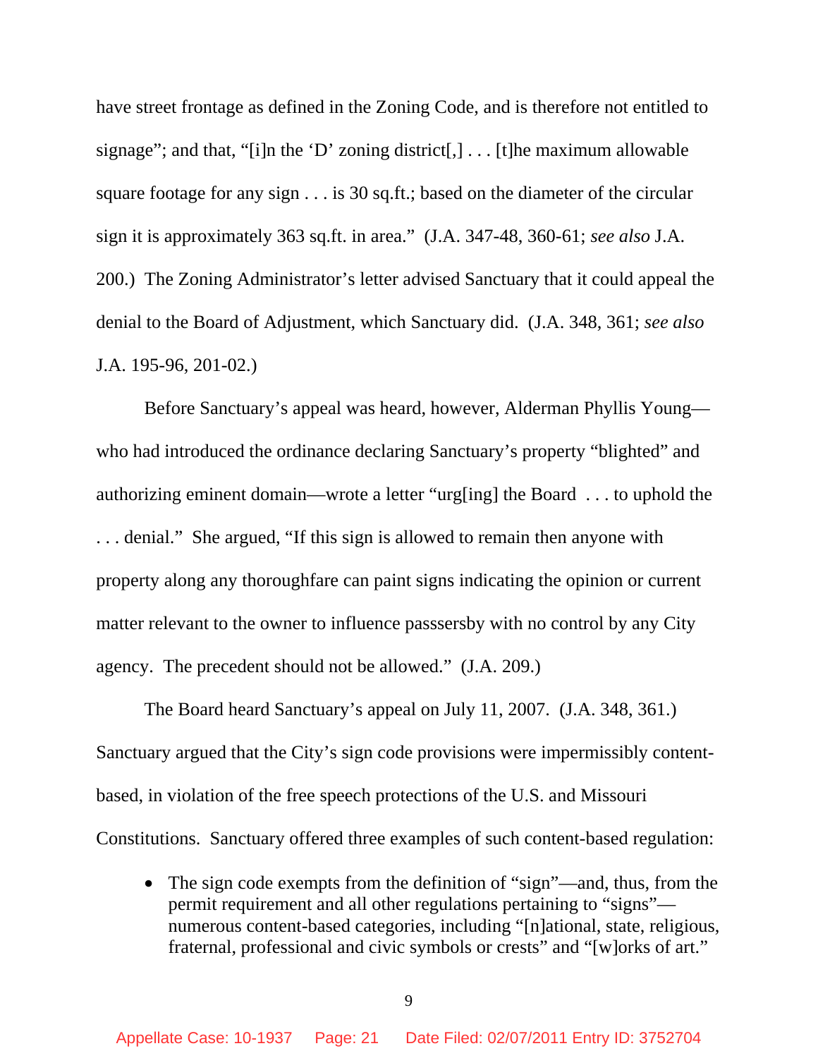have street frontage as defined in the Zoning Code, and is therefore not entitled to signage"; and that, "[i]n the 'D' zoning district[,] . . . [t]he maximum allowable square footage for any sign . . . is 30 sq.ft.; based on the diameter of the circular sign it is approximately 363 sq.ft. in area." (J.A. 347-48, 360-61; *see also* J.A. 200.) The Zoning Administrator's letter advised Sanctuary that it could appeal the denial to the Board of Adjustment, which Sanctuary did. (J.A. 348, 361; *see also* J.A. 195-96, 201-02.)

Before Sanctuary's appeal was heard, however, Alderman Phyllis Young—who had introduced the ordinance declaring Sanctuary's property "blighted" and authorizing eminent domain—wrote a letter "urg[ing] the Board . . . to uphold the . . . denial." She argued, "If this sign is allowed to remain then anyone with property along any thoroughfare can paint signs indicating the opinion or current matter relevant to the owner to influence passsersby with no control by any City agency. The precedent should not be allowed." (J.A. 209.)

The Board heard Sanctuary's appeal on July 11, 2007. (J.A. 348, 361.) Sanctuary argued that the City's sign code provisions were impermissibly content-based, in violation of the free speech protections of the U.S. and Missouri Constitutions. Sanctuary offered three examples of such content-based regulation:

- The sign code exempts from the definition of "sign"—and, thus, from the permit requirement and all other regulations pertaining to "signs"—numerous content-based categories, including "[n]ational, state, religious, fraternal, professional and civic symbols or crests" and "[w]orks of art."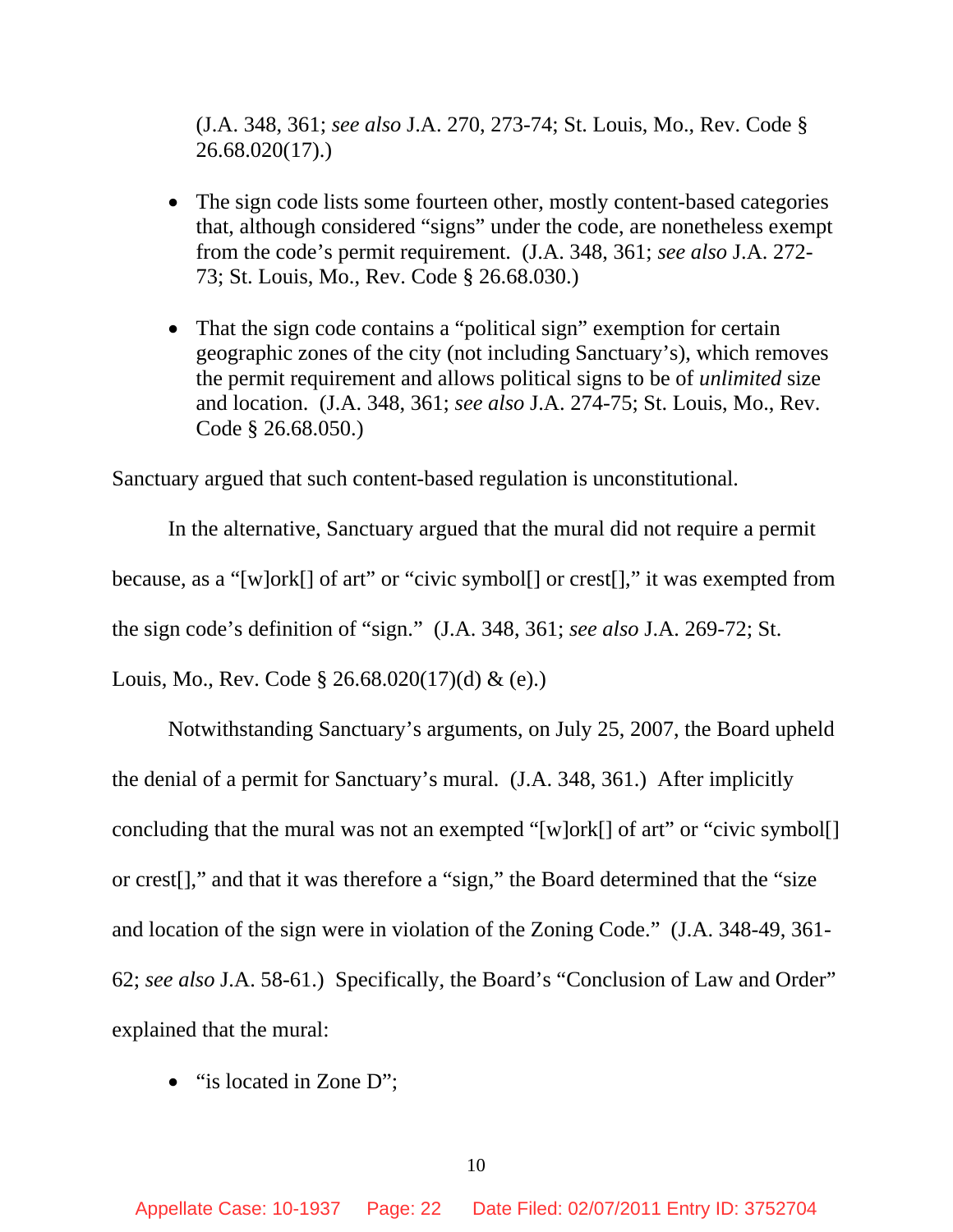(J.A. 348, 361; *see also* J.A. 270, 273-74; St. Louis, Mo., Rev. Code § 26.68.020(17).)

- The sign code lists some fourteen other, mostly content-based categories that, although considered "signs" under the code, are nonetheless exempt from the code's permit requirement. (J.A. 348, 361; *see also* J.A. 272-73; St. Louis, Mo., Rev. Code § 26.68.030.)

- That the sign code contains a "political sign" exemption for certain geographic zones of the city (not including Sanctuary's), which removes the permit requirement and allows political signs to be of *unlimited* size and location. (J.A. 348, 361; *see also* J.A. 274-75; St. Louis, Mo., Rev. Code § 26.68.050.)

Sanctuary argued that such content-based regulation is unconstitutional.

In the alternative, Sanctuary argued that the mural did not require a permit because, as a "[w]ork[] of art" or "civic symbol[] or crest[]," it was exempted from the sign code's definition of "sign." (J.A. 348, 361; *see also* J.A. 269-72; St. Louis, Mo., Rev. Code § 26.68.020(17)(d) & (e).)

Notwithstanding Sanctuary's arguments, on July 25, 2007, the Board upheld the denial of a permit for Sanctuary's mural. (J.A. 348, 361.) After implicitly concluding that the mural was not an exempted "[w]ork[] of art" or "civic symbol[] or crest[]," and that it was therefore a "sign," the Board determined that the "size and location of the sign were in violation of the Zoning Code." (J.A. 348-49, 361-62; *see also* J.A. 58-61.) Specifically, the Board's "Conclusion of Law and Order" explained that the mural:

- "is located in Zone D";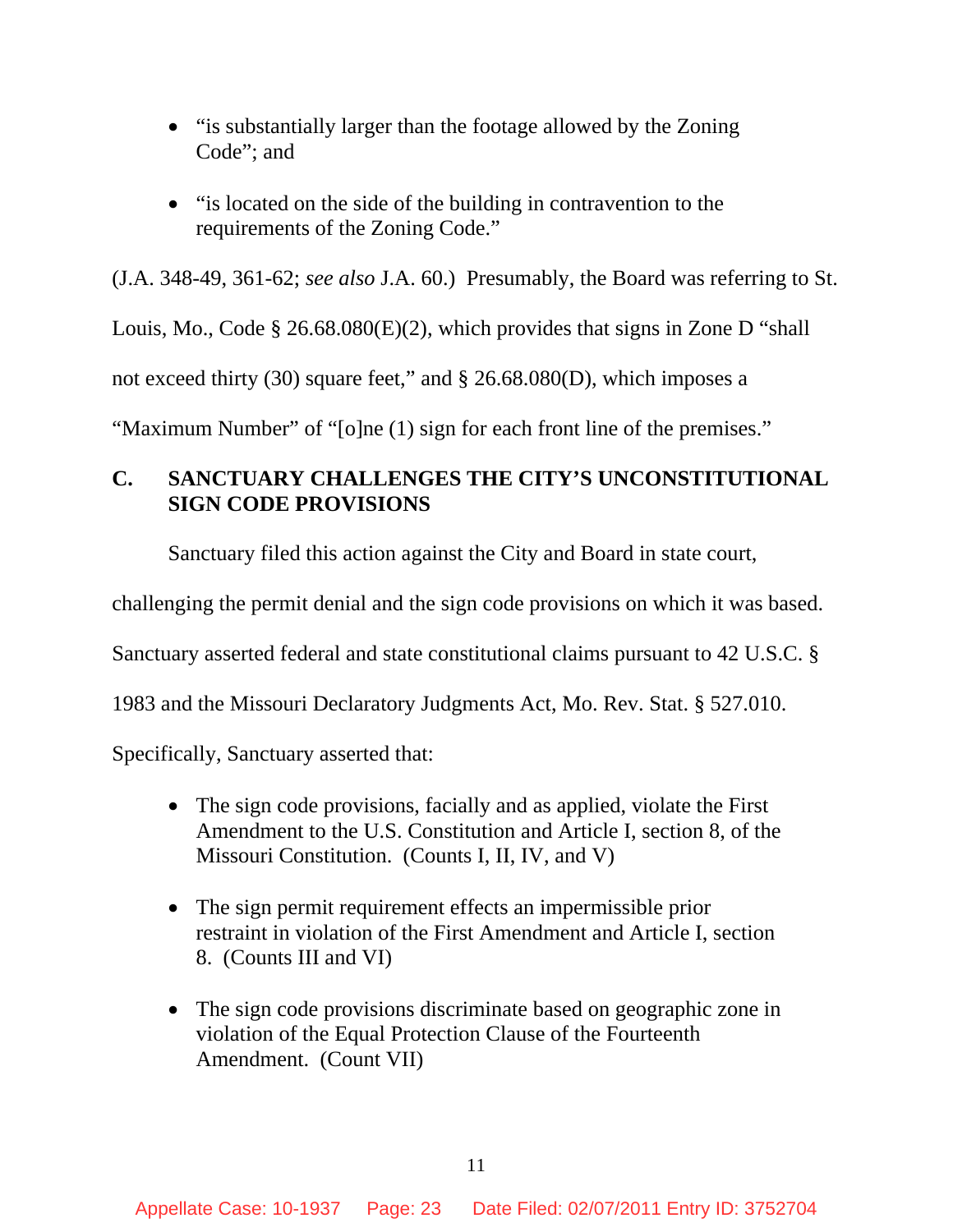- "is substantially larger than the footage allowed by the Zoning Code"; and
- "is located on the side of the building in contravention to the requirements of the Zoning Code."

(J.A. 348-49, 361-62; *see also* J.A. 60.) Presumably, the Board was referring to St. Louis, Mo., Code § 26.68.080(E)(2), which provides that signs in Zone D "shall not exceed thirty (30) square feet," and § 26.68.080(D), which imposes a "Maximum Number" of "[o]ne (1) sign for each front line of the premises."

## C. SANCTUARY CHALLENGES THE CITY'S UNCONSTITUTIONAL SIGN CODE PROVISIONS

Sanctuary filed this action against the City and Board in state court, challenging the permit denial and the sign code provisions on which it was based. Sanctuary asserted federal and state constitutional claims pursuant to 42 U.S.C. § 1983 and the Missouri Declaratory Judgments Act, Mo. Rev. Stat. § 527.010. Specifically, Sanctuary asserted that:

- The sign code provisions, facially and as applied, violate the First Amendment to the U.S. Constitution and Article I, section 8, of the Missouri Constitution. (Counts I, II, IV, and V)
- The sign permit requirement effects an impermissible prior restraint in violation of the First Amendment and Article I, section 8. (Counts III and VI)
- The sign code provisions discriminate based on geographic zone in violation of the Equal Protection Clause of the Fourteenth Amendment. (Count VII)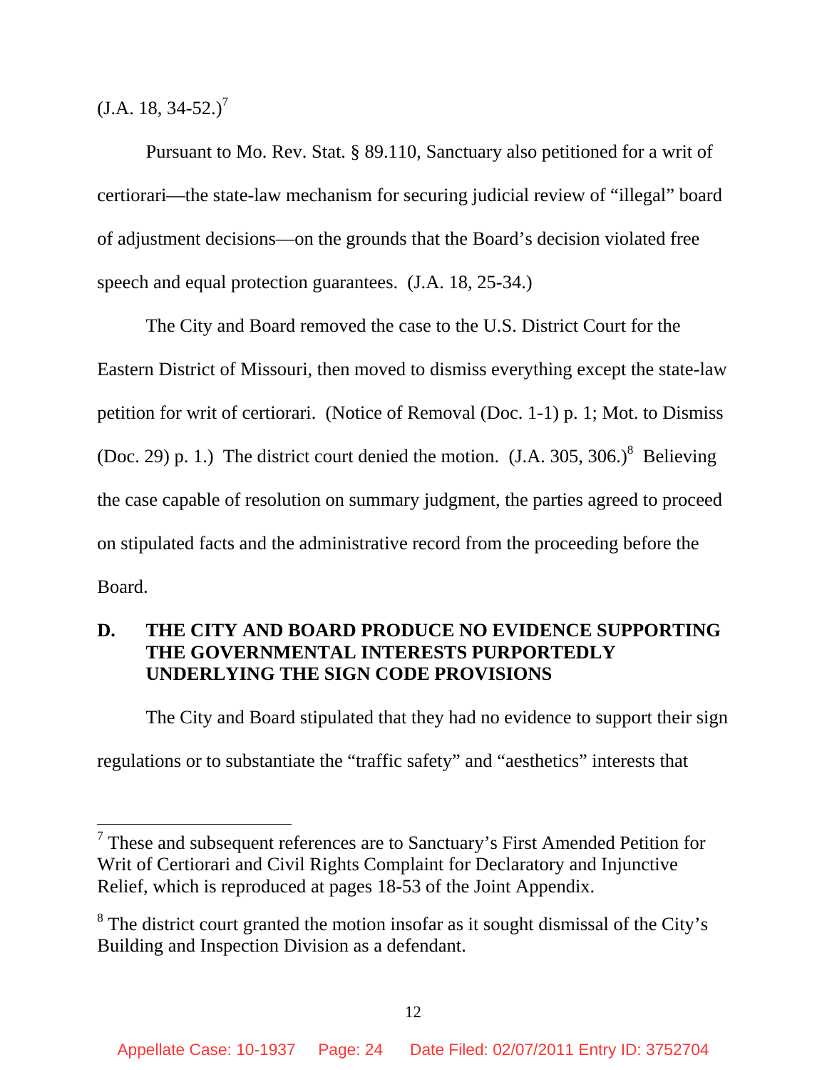(J.A. 18, 34-52.)[7]

Pursuant to Mo. Rev. Stat. § 89.110, Sanctuary also petitioned for a writ of certiorari—the state-law mechanism for securing judicial review of "illegal" board of adjustment decisions—on the grounds that the Board's decision violated free speech and equal protection guarantees. (J.A. 18, 25-34.)

The City and Board removed the case to the U.S. District Court for the Eastern District of Missouri, then moved to dismiss everything except the state-law petition for writ of certiorari. (Notice of Removal (Doc. 1-1) p. 1; Mot. to Dismiss (Doc. 29) p. 1.) The district court denied the motion. (J.A. 305, 306.)[8] Believing the case capable of resolution on summary judgment, the parties agreed to proceed on stipulated facts and the administrative record from the proceeding before the Board.

## D. THE CITY AND BOARD PRODUCE NO EVIDENCE SUPPORTING THE GOVERNMENTAL INTERESTS PURPORTEDLY UNDERLYING THE SIGN CODE PROVISIONS

The City and Board stipulated that they had no evidence to support their sign regulations or to substantiate the "traffic safety" and "aesthetics" interests that

---

[7] These and subsequent references are to Sanctuary's First Amended Petition for Writ of Certiorari and Civil Rights Complaint for Declaratory and Injunctive Relief, which is reproduced at pages 18-53 of the Joint Appendix.

[8] The district court granted the motion insofar as it sought dismissal of the City's Building and Inspection Division as a defendant.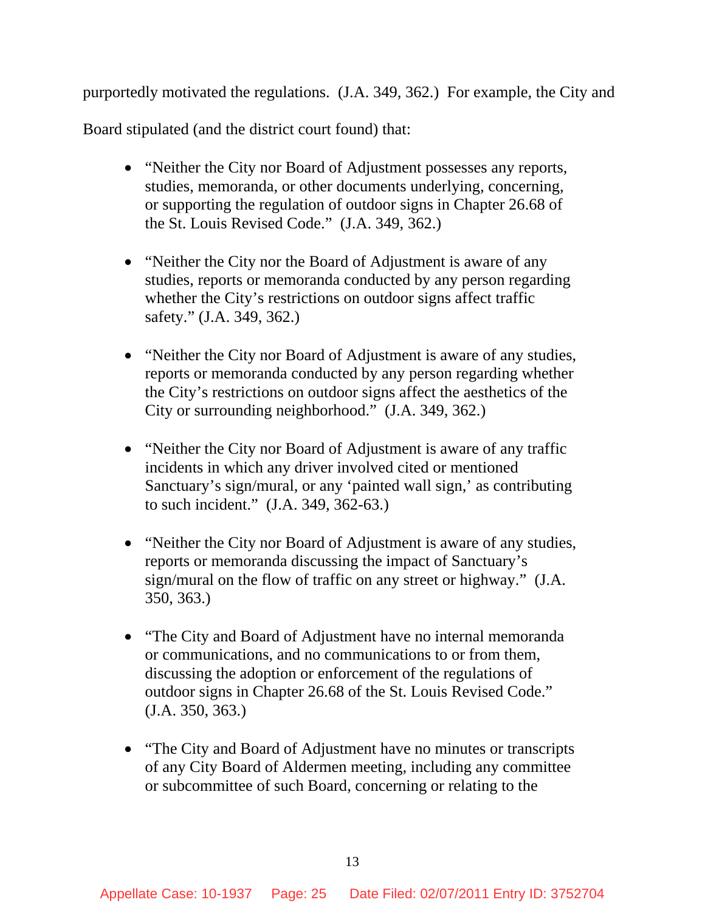purportedly motivated the regulations. (J.A. 349, 362.) For example, the City and Board stipulated (and the district court found) that:

- "Neither the City nor Board of Adjustment possesses any reports, studies, memoranda, or other documents underlying, concerning, or supporting the regulation of outdoor signs in Chapter 26.68 of the St. Louis Revised Code." (J.A. 349, 362.)

- "Neither the City nor the Board of Adjustment is aware of any studies, reports or memoranda conducted by any person regarding whether the City's restrictions on outdoor signs affect traffic safety." (J.A. 349, 362.)

- "Neither the City nor Board of Adjustment is aware of any studies, reports or memoranda conducted by any person regarding whether the City's restrictions on outdoor signs affect the aesthetics of the City or surrounding neighborhood." (J.A. 349, 362.)

- "Neither the City nor Board of Adjustment is aware of any traffic incidents in which any driver involved cited or mentioned Sanctuary's sign/mural, or any 'painted wall sign,' as contributing to such incident." (J.A. 349, 362-63.)

- "Neither the City nor Board of Adjustment is aware of any studies, reports or memoranda discussing the impact of Sanctuary's sign/mural on the flow of traffic on any street or highway." (J.A. 350, 363.)

- "The City and Board of Adjustment have no internal memoranda or communications, and no communications to or from them, discussing the adoption or enforcement of the regulations of outdoor signs in Chapter 26.68 of the St. Louis Revised Code." (J.A. 350, 363.)

- "The City and Board of Adjustment have no minutes or transcripts of any City Board of Aldermen meeting, including any committee or subcommittee of such Board, concerning or relating to the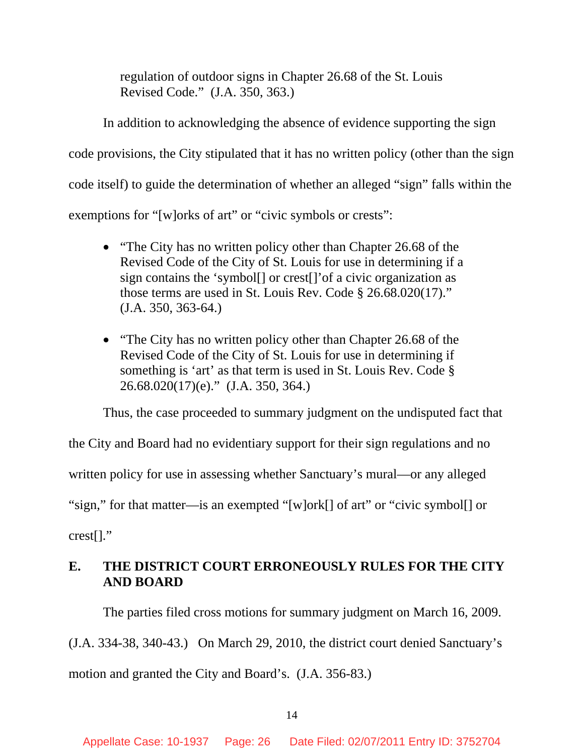regulation of outdoor signs in Chapter 26.68 of the St. Louis Revised Code." (J.A. 350, 363.)

In addition to acknowledging the absence of evidence supporting the sign code provisions, the City stipulated that it has no written policy (other than the sign code itself) to guide the determination of whether an alleged "sign" falls within the exemptions for "[w]orks of art" or "civic symbols or crests":

- "The City has no written policy other than Chapter 26.68 of the Revised Code of the City of St. Louis for use in determining if a sign contains the 'symbol[] or crest[]'of a civic organization as those terms are used in St. Louis Rev. Code § 26.68.020(17)." (J.A. 350, 363-64.)

- "The City has no written policy other than Chapter 26.68 of the Revised Code of the City of St. Louis for use in determining if something is 'art' as that term is used in St. Louis Rev. Code § 26.68.020(17)(e)." (J.A. 350, 364.)

Thus, the case proceeded to summary judgment on the undisputed fact that the City and Board had no evidentiary support for their sign regulations and no written policy for use in assessing whether Sanctuary's mural—or any alleged "sign," for that matter—is an exempted "[w]ork[] of art" or "civic symbol[] or crest[]."

## E. THE DISTRICT COURT ERRONEOUSLY RULES FOR THE CITY AND BOARD

The parties filed cross motions for summary judgment on March 16, 2009. (J.A. 334-38, 340-43.) On March 29, 2010, the district court denied Sanctuary's motion and granted the City and Board's. (J.A. 356-83.)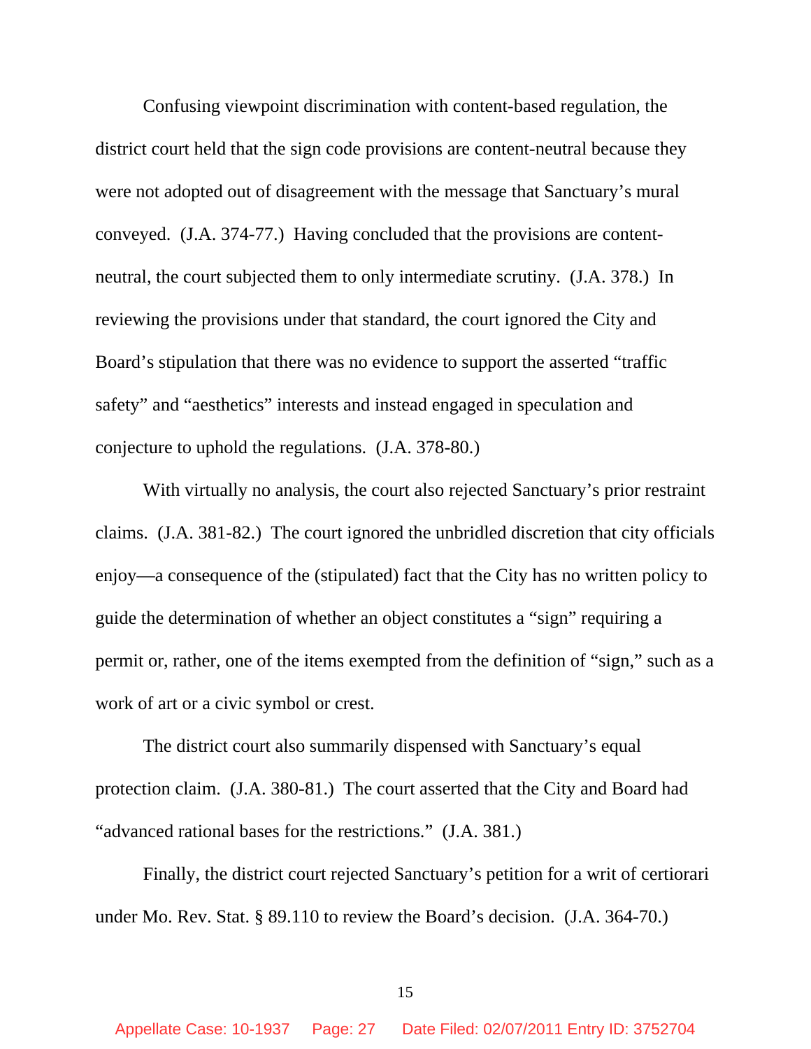Confusing viewpoint discrimination with content-based regulation, the district court held that the sign code provisions are content-neutral because they were not adopted out of disagreement with the message that Sanctuary's mural conveyed. (J.A. 374-77.) Having concluded that the provisions are content-neutral, the court subjected them to only intermediate scrutiny. (J.A. 378.) In reviewing the provisions under that standard, the court ignored the City and Board's stipulation that there was no evidence to support the asserted "traffic safety" and "aesthetics" interests and instead engaged in speculation and conjecture to uphold the regulations. (J.A. 378-80.)

With virtually no analysis, the court also rejected Sanctuary's prior restraint claims. (J.A. 381-82.) The court ignored the unbridled discretion that city officials enjoy—a consequence of the (stipulated) fact that the City has no written policy to guide the determination of whether an object constitutes a "sign" requiring a permit or, rather, one of the items exempted from the definition of "sign," such as a work of art or a civic symbol or crest.

The district court also summarily dispensed with Sanctuary's equal protection claim. (J.A. 380-81.) The court asserted that the City and Board had "advanced rational bases for the restrictions." (J.A. 381.)

Finally, the district court rejected Sanctuary's petition for a writ of certiorari under Mo. Rev. Stat. § 89.110 to review the Board's decision. (J.A. 364-70.)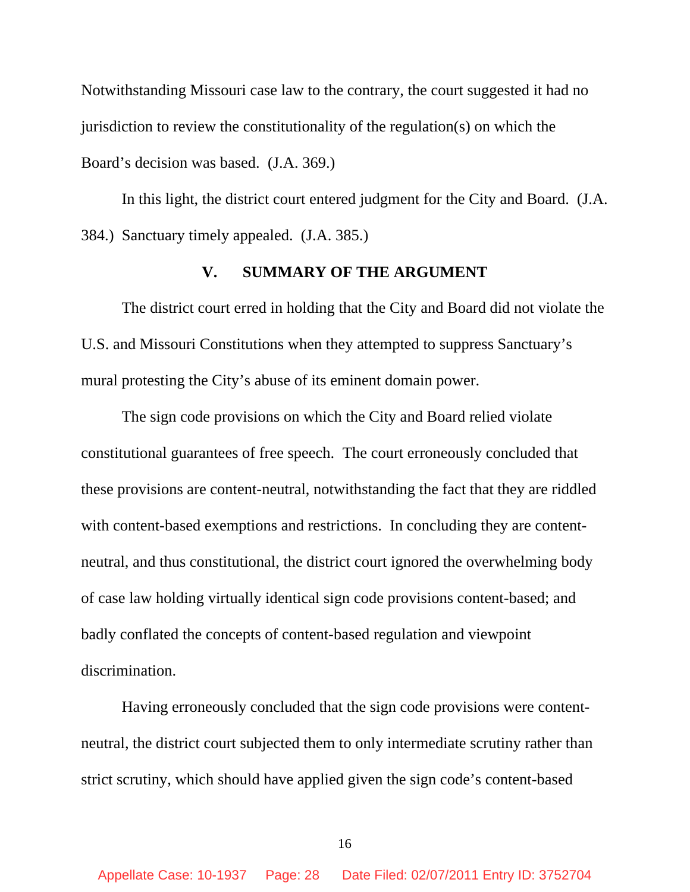Notwithstanding Missouri case law to the contrary, the court suggested it had no jurisdiction to review the constitutionality of the regulation(s) on which the Board's decision was based. (J.A. 369.)

In this light, the district court entered judgment for the City and Board. (J.A. 384.) Sanctuary timely appealed. (J.A. 385.)

## V. SUMMARY OF THE ARGUMENT

The district court erred in holding that the City and Board did not violate the U.S. and Missouri Constitutions when they attempted to suppress Sanctuary's mural protesting the City's abuse of its eminent domain power.

The sign code provisions on which the City and Board relied violate constitutional guarantees of free speech. The court erroneously concluded that these provisions are content-neutral, notwithstanding the fact that they are riddled with content-based exemptions and restrictions. In concluding they are content-neutral, and thus constitutional, the district court ignored the overwhelming body of case law holding virtually identical sign code provisions content-based; and badly conflated the concepts of content-based regulation and viewpoint discrimination.

Having erroneously concluded that the sign code provisions were content-neutral, the district court subjected them to only intermediate scrutiny rather than strict scrutiny, which should have applied given the sign code's content-based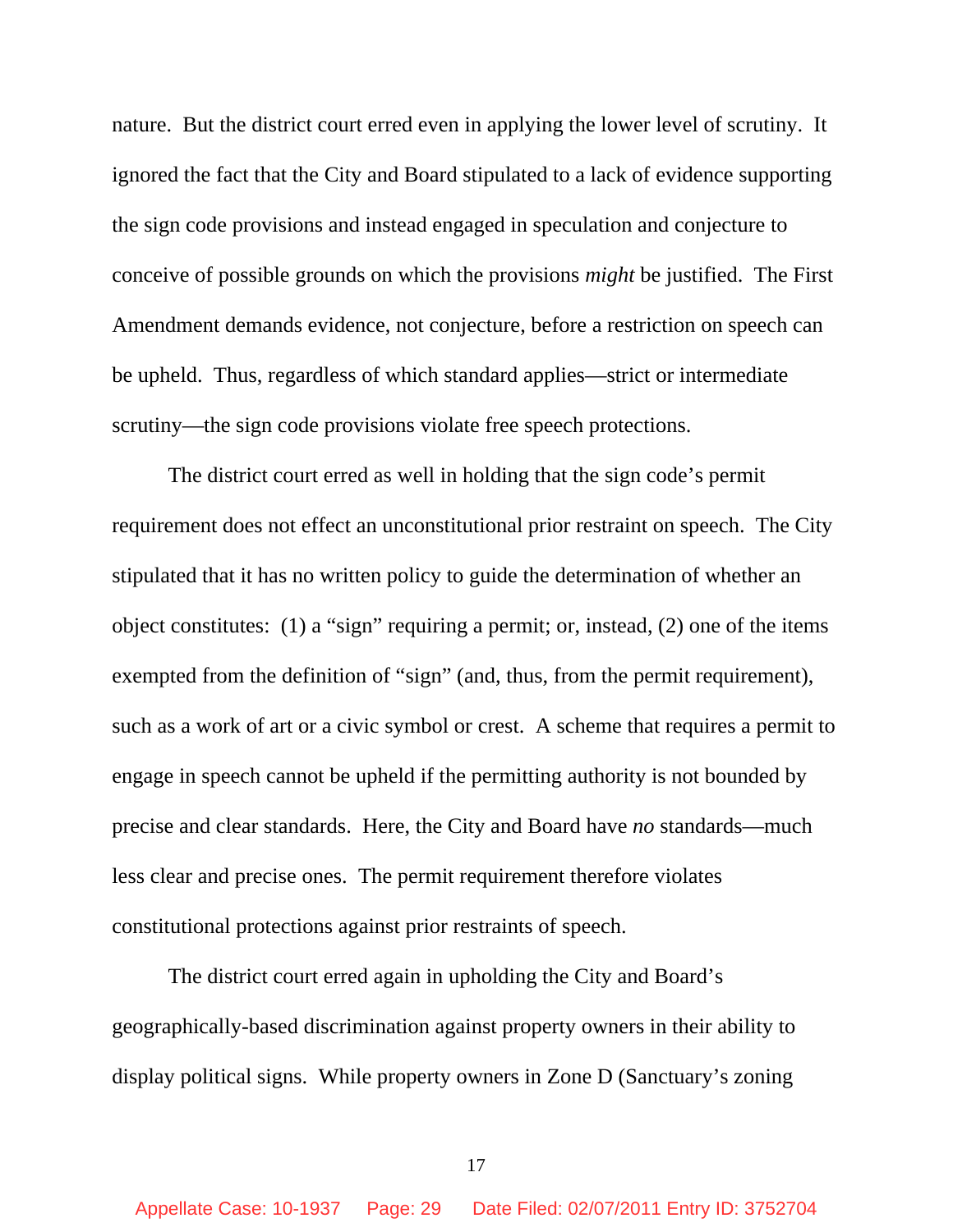nature. But the district court erred even in applying the lower level of scrutiny. It ignored the fact that the City and Board stipulated to a lack of evidence supporting the sign code provisions and instead engaged in speculation and conjecture to conceive of possible grounds on which the provisions *might* be justified. The First Amendment demands evidence, not conjecture, before a restriction on speech can be upheld. Thus, regardless of which standard applies—strict or intermediate scrutiny—the sign code provisions violate free speech protections.

The district court erred as well in holding that the sign code's permit requirement does not effect an unconstitutional prior restraint on speech. The City stipulated that it has no written policy to guide the determination of whether an object constitutes: (1) a "sign" requiring a permit; or, instead, (2) one of the items exempted from the definition of "sign" (and, thus, from the permit requirement), such as a work of art or a civic symbol or crest. A scheme that requires a permit to engage in speech cannot be upheld if the permitting authority is not bounded by precise and clear standards. Here, the City and Board have *no* standards—much less clear and precise ones. The permit requirement therefore violates constitutional protections against prior restraints of speech.

The district court erred again in upholding the City and Board's geographically-based discrimination against property owners in their ability to display political signs. While property owners in Zone D (Sanctuary's zoning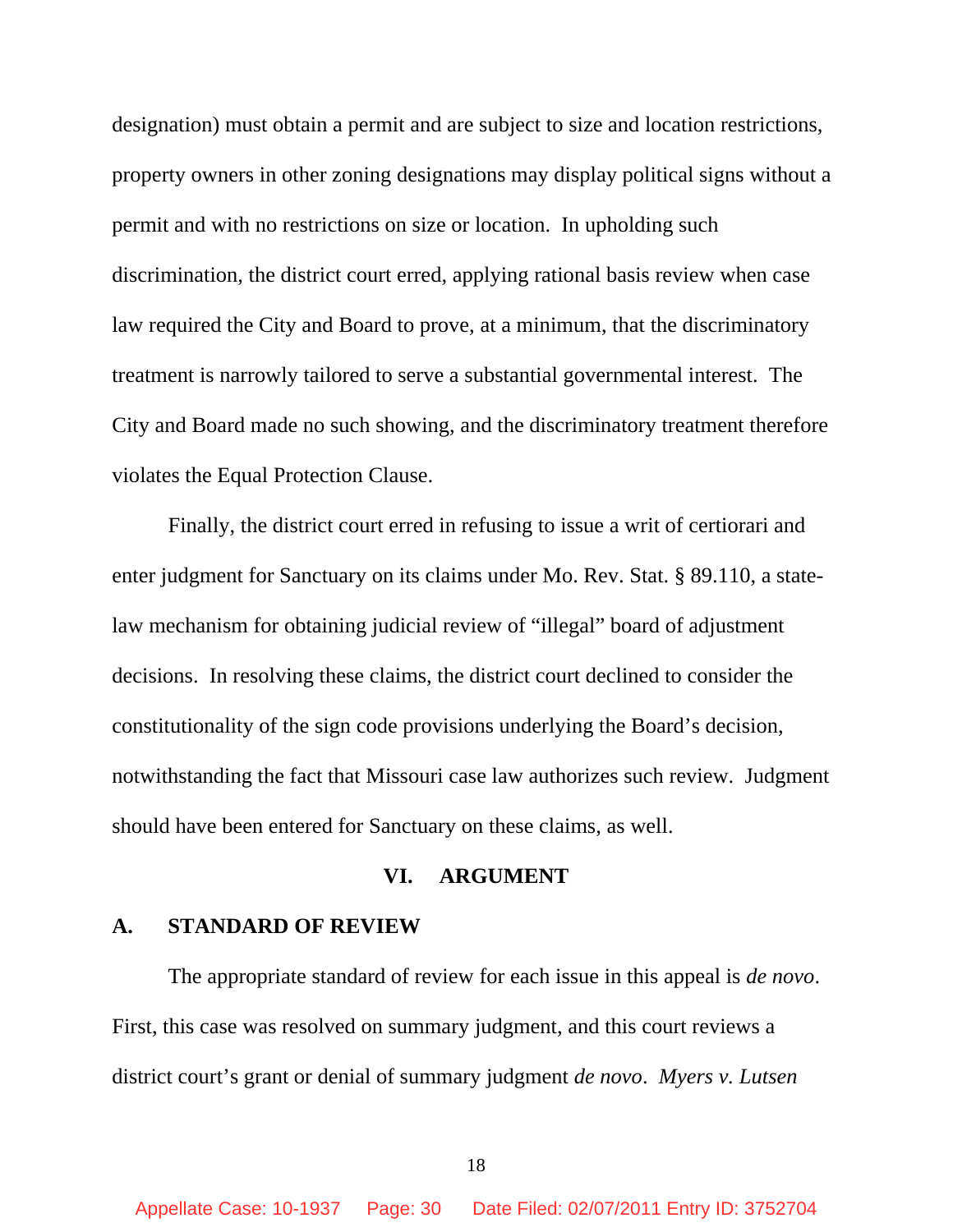designation) must obtain a permit and are subject to size and location restrictions, property owners in other zoning designations may display political signs without a permit and with no restrictions on size or location. In upholding such discrimination, the district court erred, applying rational basis review when case law required the City and Board to prove, at a minimum, that the discriminatory treatment is narrowly tailored to serve a substantial governmental interest. The City and Board made no such showing, and the discriminatory treatment therefore violates the Equal Protection Clause.

Finally, the district court erred in refusing to issue a writ of certiorari and enter judgment for Sanctuary on its claims under Mo. Rev. Stat. § 89.110, a state-law mechanism for obtaining judicial review of "illegal" board of adjustment decisions. In resolving these claims, the district court declined to consider the constitutionality of the sign code provisions underlying the Board's decision, notwithstanding the fact that Missouri case law authorizes such review. Judgment should have been entered for Sanctuary on these claims, as well.

## VI. ARGUMENT

### A. STANDARD OF REVIEW

The appropriate standard of review for each issue in this appeal is *de novo*. First, this case was resolved on summary judgment, and this court reviews a district court's grant or denial of summary judgment *de novo*. *Myers v. Lutsen*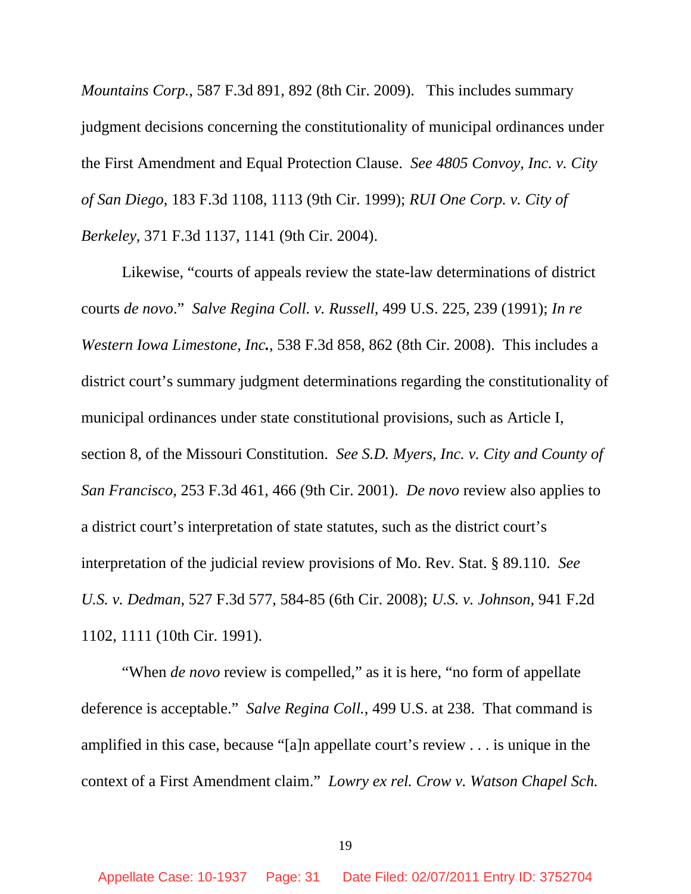*Mountains Corp.*, 587 F.3d 891, 892 (8th Cir. 2009). This includes summary judgment decisions concerning the constitutionality of municipal ordinances under the First Amendment and Equal Protection Clause. *See 4805 Convoy, Inc. v. City of San Diego*, 183 F.3d 1108, 1113 (9th Cir. 1999); *RUI One Corp. v. City of Berkeley*, 371 F.3d 1137, 1141 (9th Cir. 2004).

Likewise, "courts of appeals review the state-law determinations of district courts *de novo*." *Salve Regina Coll. v. Russell*, 499 U.S. 225, 239 (1991); *In re Western Iowa Limestone, Inc.*, 538 F.3d 858, 862 (8th Cir. 2008). This includes a district court's summary judgment determinations regarding the constitutionality of municipal ordinances under state constitutional provisions, such as Article I, section 8, of the Missouri Constitution. *See S.D. Myers, Inc. v. City and County of San Francisco*, 253 F.3d 461, 466 (9th Cir. 2001). *De novo* review also applies to a district court's interpretation of state statutes, such as the district court's interpretation of the judicial review provisions of Mo. Rev. Stat. § 89.110. *See U.S. v. Dedman*, 527 F.3d 577, 584-85 (6th Cir. 2008); *U.S. v. Johnson*, 941 F.2d 1102, 1111 (10th Cir. 1991).

"When *de novo* review is compelled," as it is here, "no form of appellate deference is acceptable." *Salve Regina Coll.*, 499 U.S. at 238. That command is amplified in this case, because "[a]n appellate court's review . . . is unique in the context of a First Amendment claim." *Lowry ex rel. Crow v. Watson Chapel Sch.*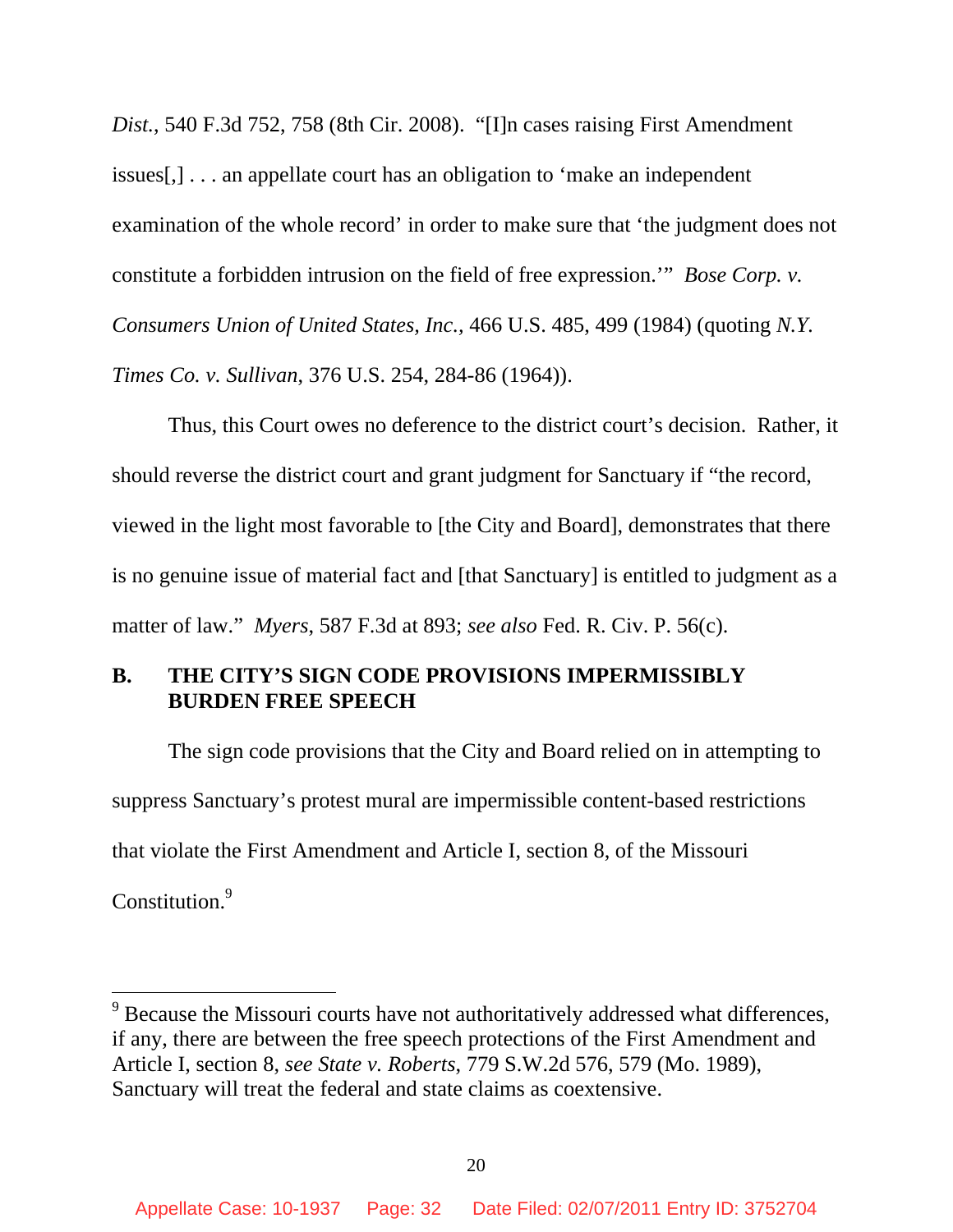*Dist.*, 540 F.3d 752, 758 (8th Cir. 2008). "[I]n cases raising First Amendment issues[,] . . . an appellate court has an obligation to 'make an independent examination of the whole record' in order to make sure that 'the judgment does not constitute a forbidden intrusion on the field of free expression.'" *Bose Corp. v. Consumers Union of United States, Inc.*, 466 U.S. 485, 499 (1984) (quoting *N.Y. Times Co. v. Sullivan*, 376 U.S. 254, 284-86 (1964)).

Thus, this Court owes no deference to the district court's decision. Rather, it should reverse the district court and grant judgment for Sanctuary if "the record, viewed in the light most favorable to [the City and Board], demonstrates that there is no genuine issue of material fact and [that Sanctuary] is entitled to judgment as a matter of law." *Myers*, 587 F.3d at 893; *see also* Fed. R. Civ. P. 56(c).

### B. THE CITY'S SIGN CODE PROVISIONS IMPERMISSIBLY BURDEN FREE SPEECH

The sign code provisions that the City and Board relied on in attempting to suppress Sanctuary's protest mural are impermissible content-based restrictions that violate the First Amendment and Article I, section 8, of the Missouri Constitution.[9]

---

[9] Because the Missouri courts have not authoritatively addressed what differences, if any, there are between the free speech protections of the First Amendment and Article I, section 8, *see State v. Roberts*, 779 S.W.2d 576, 579 (Mo. 1989), Sanctuary will treat the federal and state claims as coextensive.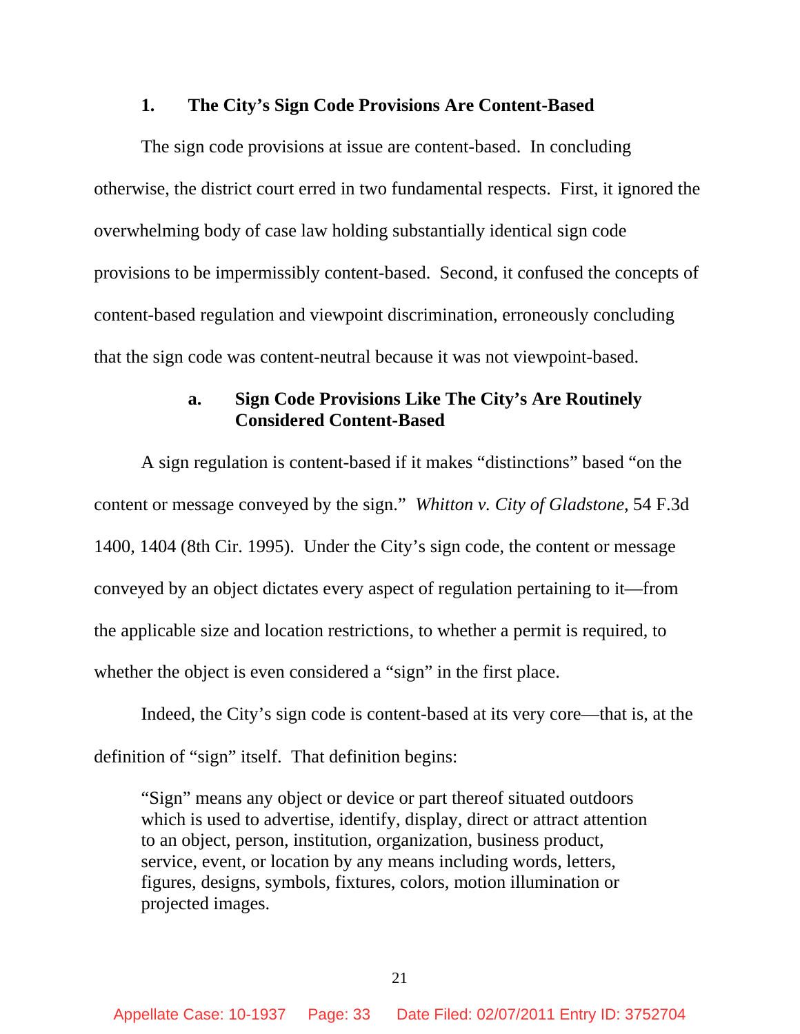### 1. The City's Sign Code Provisions Are Content-Based

The sign code provisions at issue are content-based. In concluding otherwise, the district court erred in two fundamental respects. First, it ignored the overwhelming body of case law holding substantially identical sign code provisions to be impermissibly content-based. Second, it confused the concepts of content-based regulation and viewpoint discrimination, erroneously concluding that the sign code was content-neutral because it was not viewpoint-based.

#### a. Sign Code Provisions Like The City's Are Routinely Considered Content-Based

A sign regulation is content-based if it makes "distinctions" based "on the content or message conveyed by the sign." *Whitton v. City of Gladstone*, 54 F.3d 1400, 1404 (8th Cir. 1995). Under the City's sign code, the content or message conveyed by an object dictates every aspect of regulation pertaining to it—from the applicable size and location restrictions, to whether a permit is required, to whether the object is even considered a "sign" in the first place.

Indeed, the City's sign code is content-based at its very core—that is, at the definition of "sign" itself. That definition begins:

> "Sign" means any object or device or part thereof situated outdoors which is used to advertise, identify, display, direct or attract attention to an object, person, institution, organization, business product, service, event, or location by any means including words, letters, figures, designs, symbols, fixtures, colors, motion illumination or projected images.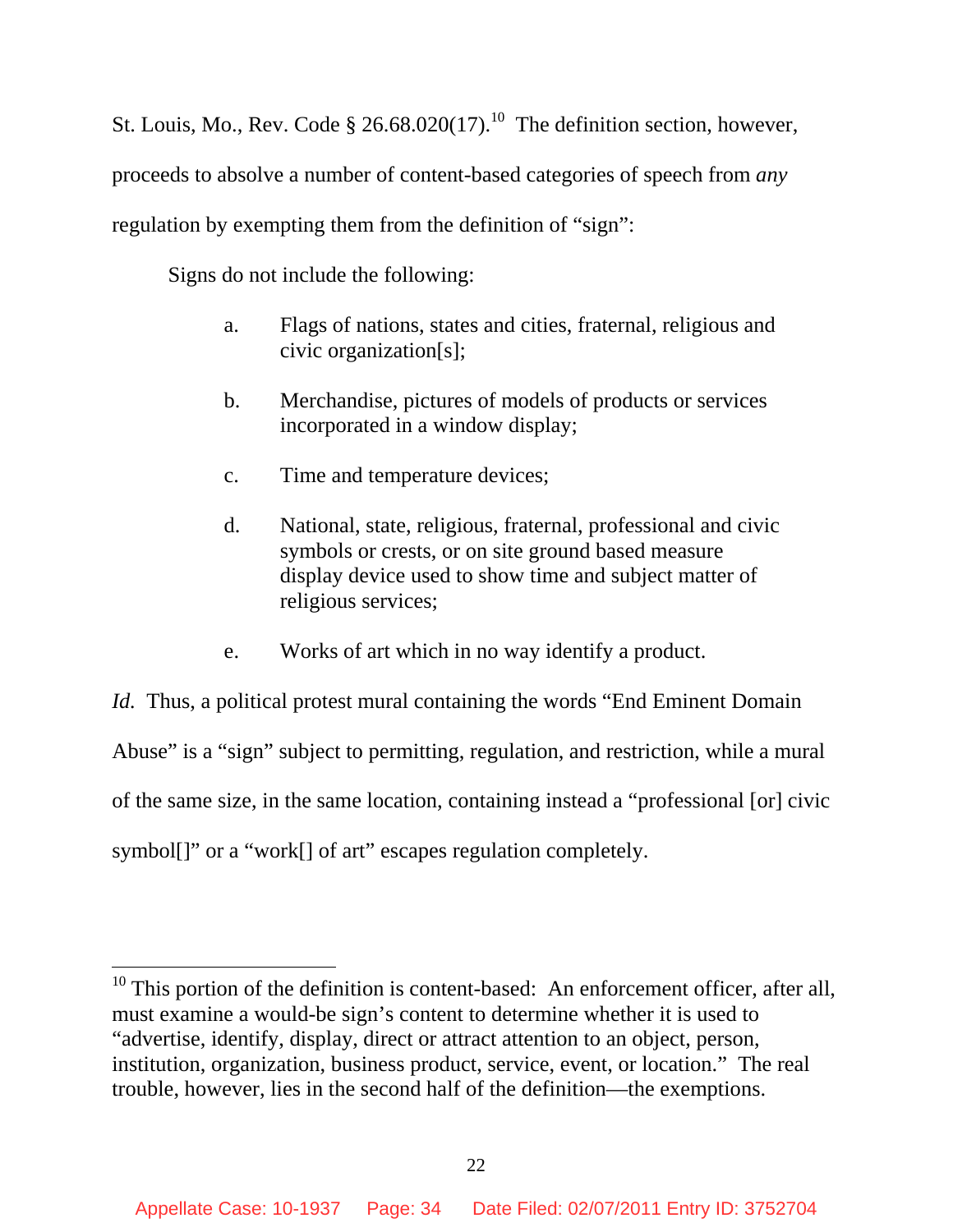St. Louis, Mo., Rev. Code § 26.68.020(17).[10] The definition section, however, proceeds to absolve a number of content-based categories of speech from *any* regulation by exempting them from the definition of "sign":

> Signs do not include the following:
>
> a. Flags of nations, states and cities, fraternal, religious and civic organization[s];
>
> b. Merchandise, pictures of models of products or services incorporated in a window display;
>
> c. Time and temperature devices;
>
> d. National, state, religious, fraternal, professional and civic symbols or crests, or on site ground based measure display device used to show time and subject matter of religious services;
>
> e. Works of art which in no way identify a product.

*Id.* Thus, a political protest mural containing the words "End Eminent Domain Abuse" is a "sign" subject to permitting, regulation, and restriction, while a mural of the same size, in the same location, containing instead a "professional [or] civic symbol[]" or a "work[] of art" escapes regulation completely.

---

[10] This portion of the definition is content-based: An enforcement officer, after all, must examine a would-be sign's content to determine whether it is used to "advertise, identify, display, direct or attract attention to an object, person, institution, organization, business product, service, event, or location." The real trouble, however, lies in the second half of the definition—the exemptions.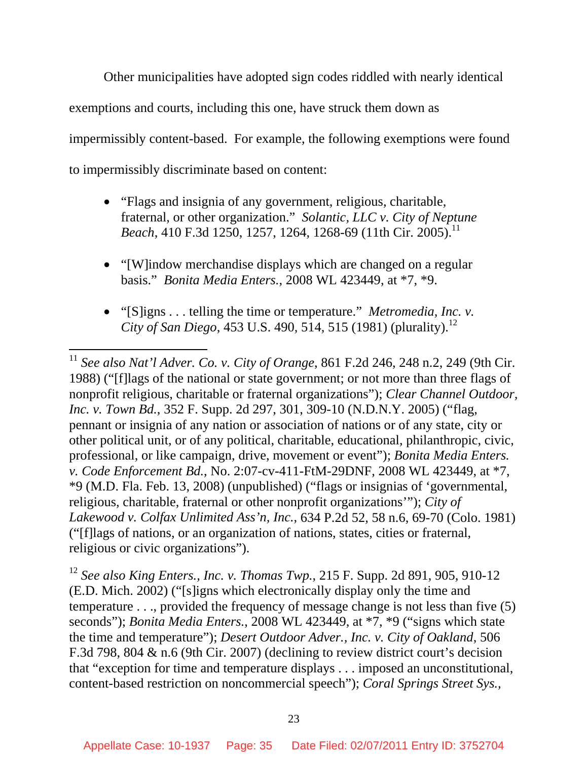Other municipalities have adopted sign codes riddled with nearly identical exemptions and courts, including this one, have struck them down as impermissibly content-based. For example, the following exemptions were found to impermissibly discriminate based on content:

- "Flags and insignia of any government, religious, charitable, fraternal, or other organization." *Solantic, LLC v. City of Neptune Beach*, 410 F.3d 1250, 1257, 1264, 1268-69 (11th Cir. 2005).[11]

- "[W]indow merchandise displays which are changed on a regular basis." *Bonita Media Enters.*, 2008 WL 423449, at *7, *9.

- "[S]igns . . . telling the time or temperature." *Metromedia, Inc. v. City of San Diego*, 453 U.S. 490, 514, 515 (1981) (plurality).[12]

---

[11] *See also Nat'l Adver. Co. v. City of Orange*, 861 F.2d 246, 248 n.2, 249 (9th Cir. 1988) ("[f]lags of the national or state government; or not more than three flags of nonprofit religious, charitable or fraternal organizations"); *Clear Channel Outdoor, Inc. v. Town Bd.*, 352 F. Supp. 2d 297, 301, 309-10 (N.D.N.Y. 2005) ("flag, pennant or insignia of any nation or association of nations or of any state, city or other political unit, or of any political, charitable, educational, philanthropic, civic, professional, or like campaign, drive, movement or event"); *Bonita Media Enters. v. Code Enforcement Bd.*, No. 2:07-cv-411-FtM-29DNF, 2008 WL 423449, at *7, *9 (M.D. Fla. Feb. 13, 2008) (unpublished) ("flags or insignias of 'governmental, religious, charitable, fraternal or other nonprofit organizations'"); *City of Lakewood v. Colfax Unlimited Ass'n, Inc.*, 634 P.2d 52, 58 n.6, 69-70 (Colo. 1981) ("[f]lags of nations, or an organization of nations, states, cities or fraternal, religious or civic organizations").

[12] *See also King Enters., Inc. v. Thomas Twp.*, 215 F. Supp. 2d 891, 905, 910-12 (E.D. Mich. 2002) ("[s]igns which electronically display only the time and temperature . . ., provided the frequency of message change is not less than five (5) seconds"); *Bonita Media Enters.*, 2008 WL 423449, at *7, *9 ("signs which state the time and temperature"); *Desert Outdoor Adver., Inc. v. City of Oakland*, 506 F.3d 798, 804 & n.6 (9th Cir. 2007) (declining to review district court's decision that "exception for time and temperature displays . . . imposed an unconstitutional, content-based restriction on noncommercial speech"); *Coral Springs Street Sys.,*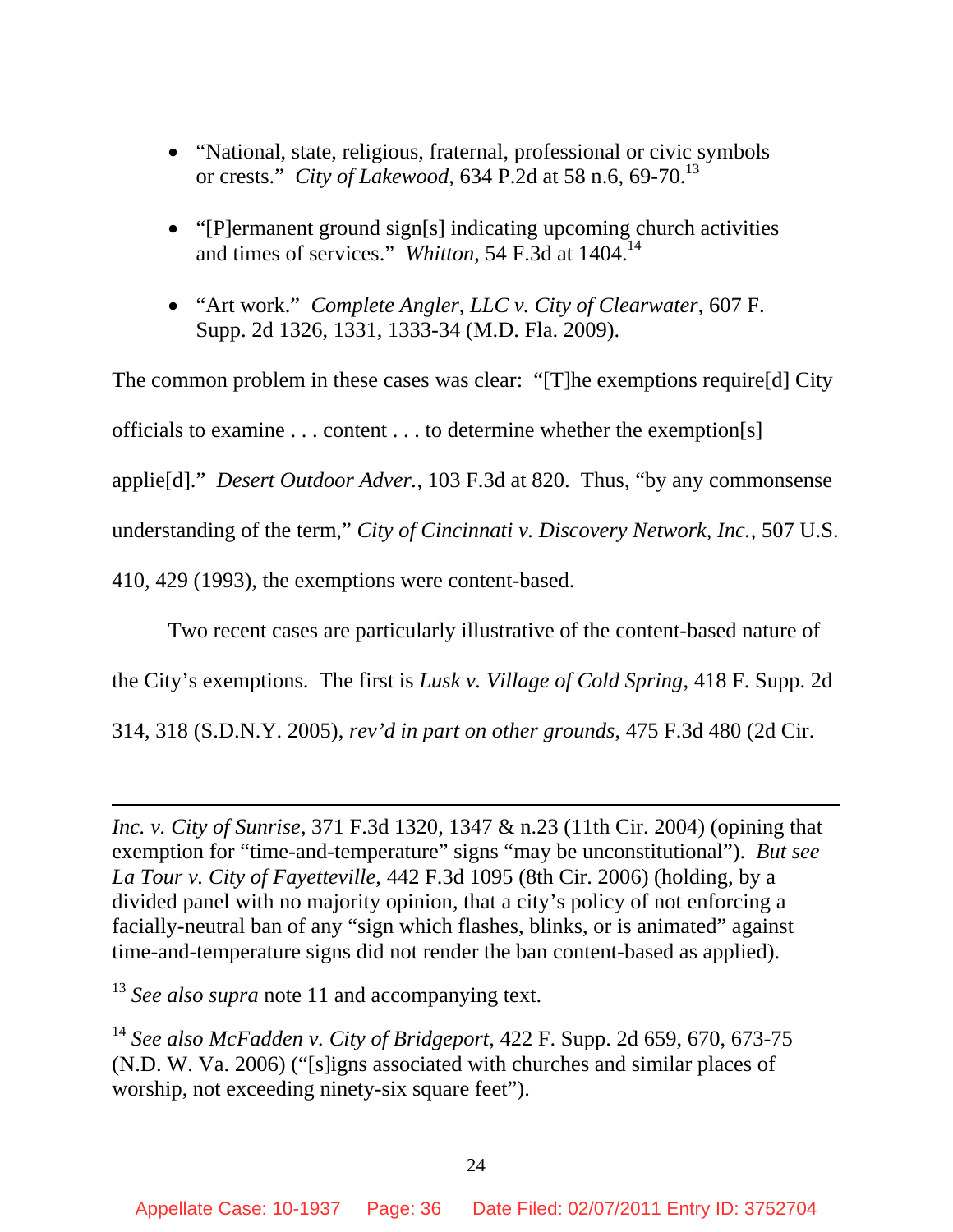- "National, state, religious, fraternal, professional or civic symbols or crests." *City of Lakewood*, 634 P.2d at 58 n.6, 69-70.[13]

- "[P]ermanent ground sign[s] indicating upcoming church activities and times of services." *Whitton*, 54 F.3d at 1404.[14]

- "Art work." *Complete Angler, LLC v. City of Clearwater*, 607 F. Supp. 2d 1326, 1331, 1333-34 (M.D. Fla. 2009).

The common problem in these cases was clear: "[T]he exemptions require[d] City officials to examine . . . content . . . to determine whether the exemption[s] applie[d]." *Desert Outdoor Adver.*, 103 F.3d at 820. Thus, "by any commonsense understanding of the term," *City of Cincinnati v. Discovery Network, Inc.*, 507 U.S. 410, 429 (1993), the exemptions were content-based.

Two recent cases are particularly illustrative of the content-based nature of the City's exemptions. The first is *Lusk v. Village of Cold Spring*, 418 F. Supp. 2d 314, 318 (S.D.N.Y. 2005), *rev'd in part on other grounds*, 475 F.3d 480 (2d Cir.

---

*Inc. v. City of Sunrise*, 371 F.3d 1320, 1347 & n.23 (11th Cir. 2004) (opining that exemption for "time-and-temperature" signs "may be unconstitutional"). *But see La Tour v. City of Fayetteville*, 442 F.3d 1095 (8th Cir. 2006) (holding, by a divided panel with no majority opinion, that a city's policy of not enforcing a facially-neutral ban of any "sign which flashes, blinks, or is animated" against time-and-temperature signs did not render the ban content-based as applied).

[13] *See also supra* note 11 and accompanying text.

[14] *See also McFadden v. City of Bridgeport*, 422 F. Supp. 2d 659, 670, 673-75 (N.D. W. Va. 2006) ("[s]igns associated with churches and similar places of worship, not exceeding ninety-six square feet").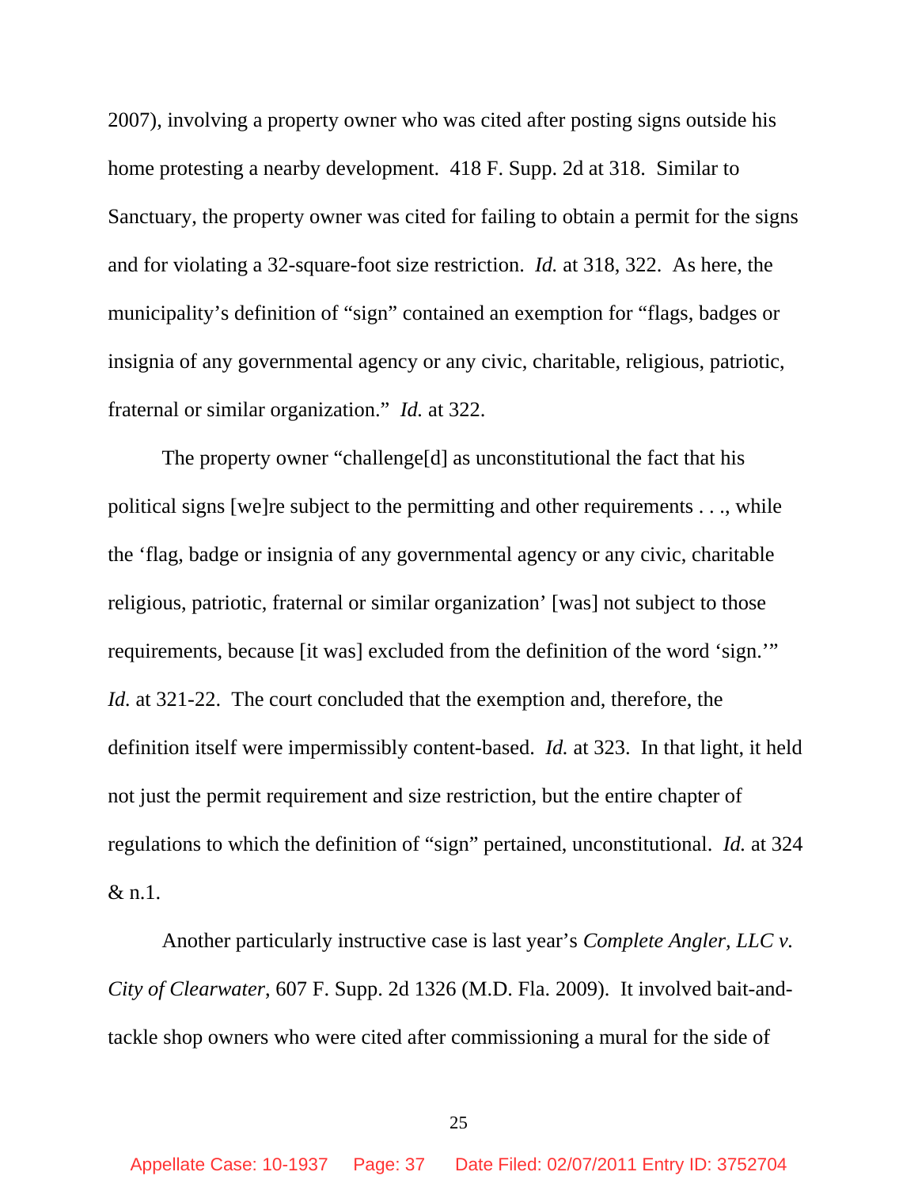2007), involving a property owner who was cited after posting signs outside his home protesting a nearby development. 418 F. Supp. 2d at 318. Similar to Sanctuary, the property owner was cited for failing to obtain a permit for the signs and for violating a 32-square-foot size restriction. *Id.* at 318, 322. As here, the municipality's definition of "sign" contained an exemption for "flags, badges or insignia of any governmental agency or any civic, charitable, religious, patriotic, fraternal or similar organization." *Id.* at 322.

The property owner "challenge[d] as unconstitutional the fact that his political signs [we]re subject to the permitting and other requirements . . ., while the 'flag, badge or insignia of any governmental agency or any civic, charitable religious, patriotic, fraternal or similar organization' [was] not subject to those requirements, because [it was] excluded from the definition of the word 'sign.'" *Id.* at 321-22. The court concluded that the exemption and, therefore, the definition itself were impermissibly content-based. *Id.* at 323. In that light, it held not just the permit requirement and size restriction, but the entire chapter of regulations to which the definition of "sign" pertained, unconstitutional. *Id.* at 324 & n.1.

Another particularly instructive case is last year's *Complete Angler, LLC v. City of Clearwater*, 607 F. Supp. 2d 1326 (M.D. Fla. 2009). It involved bait-and-tackle shop owners who were cited after commissioning a mural for the side of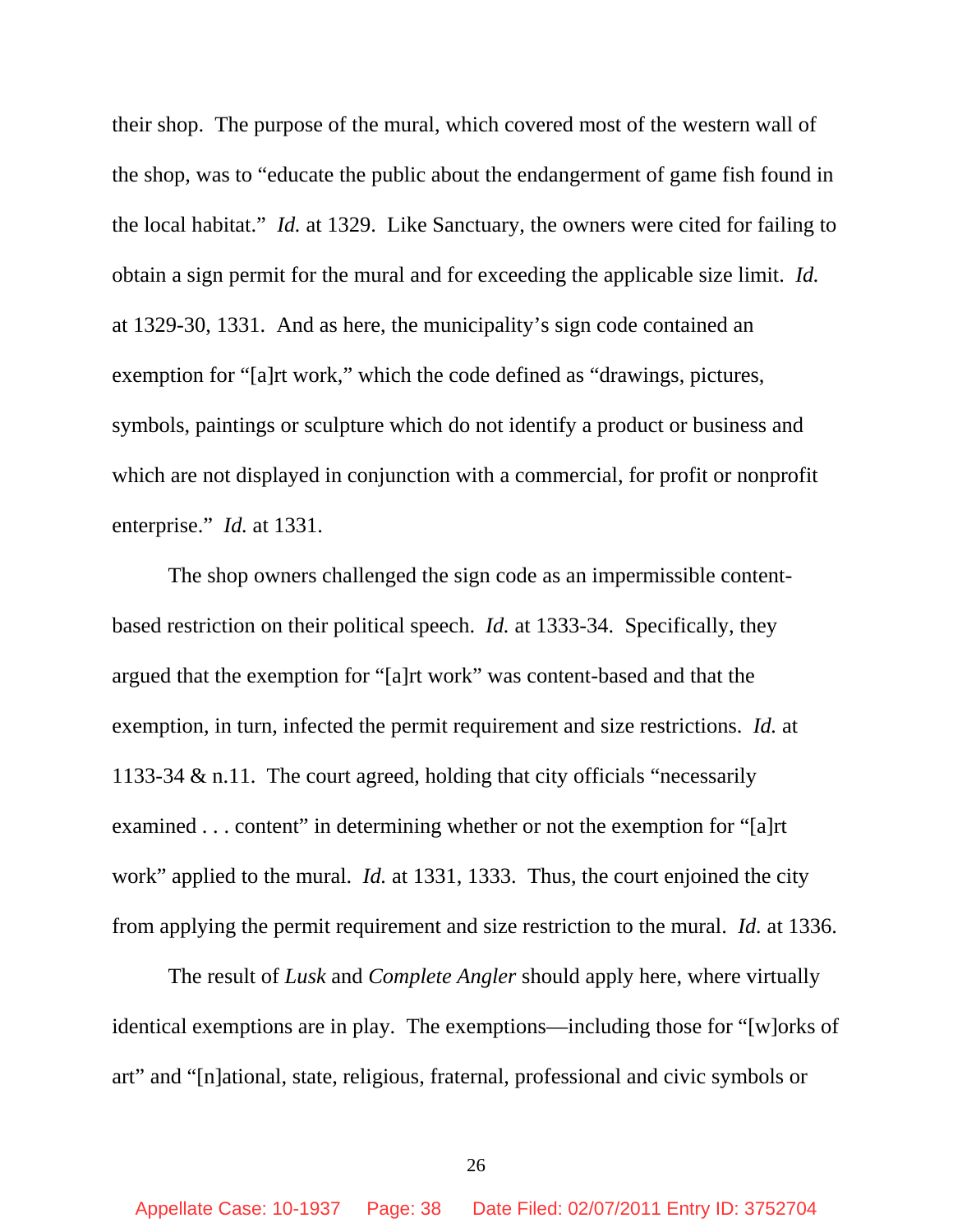their shop. The purpose of the mural, which covered most of the western wall of the shop, was to "educate the public about the endangerment of game fish found in the local habitat." *Id.* at 1329. Like Sanctuary, the owners were cited for failing to obtain a sign permit for the mural and for exceeding the applicable size limit. *Id.* at 1329-30, 1331. And as here, the municipality's sign code contained an exemption for "[a]rt work," which the code defined as "drawings, pictures, symbols, paintings or sculpture which do not identify a product or business and which are not displayed in conjunction with a commercial, for profit or nonprofit enterprise." *Id.* at 1331.

The shop owners challenged the sign code as an impermissible content-based restriction on their political speech. *Id.* at 1333-34. Specifically, they argued that the exemption for "[a]rt work" was content-based and that the exemption, in turn, infected the permit requirement and size restrictions. *Id.* at 1133-34 & n.11. The court agreed, holding that city officials "necessarily examined . . . content" in determining whether or not the exemption for "[a]rt work" applied to the mural. *Id.* at 1331, 1333. Thus, the court enjoined the city from applying the permit requirement and size restriction to the mural. *Id.* at 1336.

The result of *Lusk* and *Complete Angler* should apply here, where virtually identical exemptions are in play. The exemptions—including those for "[w]orks of art" and "[n]ational, state, religious, fraternal, professional and civic symbols or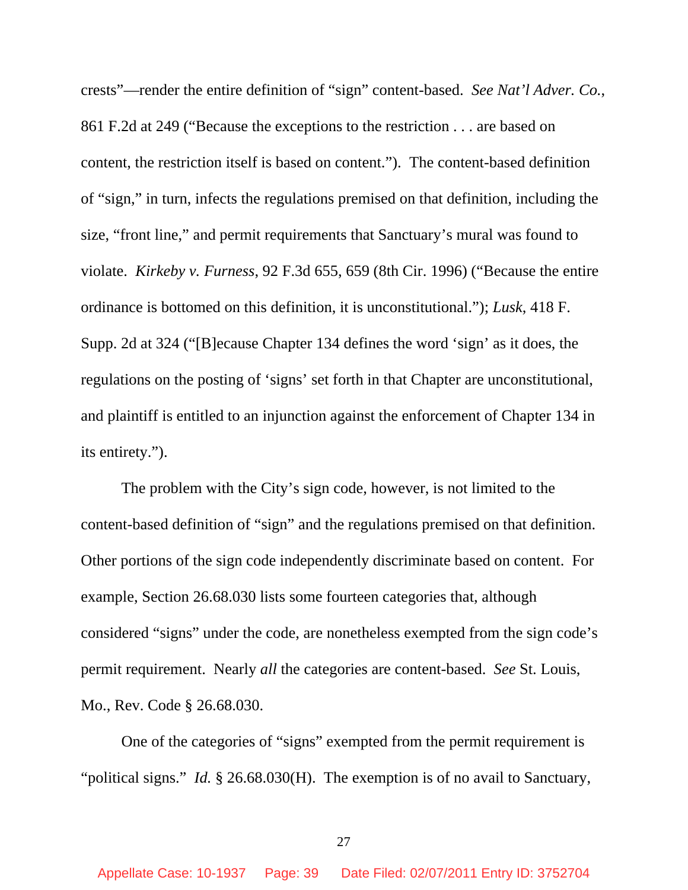crests"—render the entire definition of "sign" content-based. *See Nat'l Adver. Co.*, 861 F.2d at 249 ("Because the exceptions to the restriction . . . are based on content, the restriction itself is based on content."). The content-based definition of "sign," in turn, infects the regulations premised on that definition, including the size, "front line," and permit requirements that Sanctuary's mural was found to violate. *Kirkeby v. Furness*, 92 F.3d 655, 659 (8th Cir. 1996) ("Because the entire ordinance is bottomed on this definition, it is unconstitutional."); *Lusk*, 418 F. Supp. 2d at 324 ("[B]ecause Chapter 134 defines the word 'sign' as it does, the regulations on the posting of 'signs' set forth in that Chapter are unconstitutional, and plaintiff is entitled to an injunction against the enforcement of Chapter 134 in its entirety.").

The problem with the City's sign code, however, is not limited to the content-based definition of "sign" and the regulations premised on that definition. Other portions of the sign code independently discriminate based on content. For example, Section 26.68.030 lists some fourteen categories that, although considered "signs" under the code, are nonetheless exempted from the sign code's permit requirement. Nearly *all* the categories are content-based. *See* St. Louis, Mo., Rev. Code § 26.68.030.

One of the categories of "signs" exempted from the permit requirement is "political signs." *Id.* § 26.68.030(H). The exemption is of no avail to Sanctuary,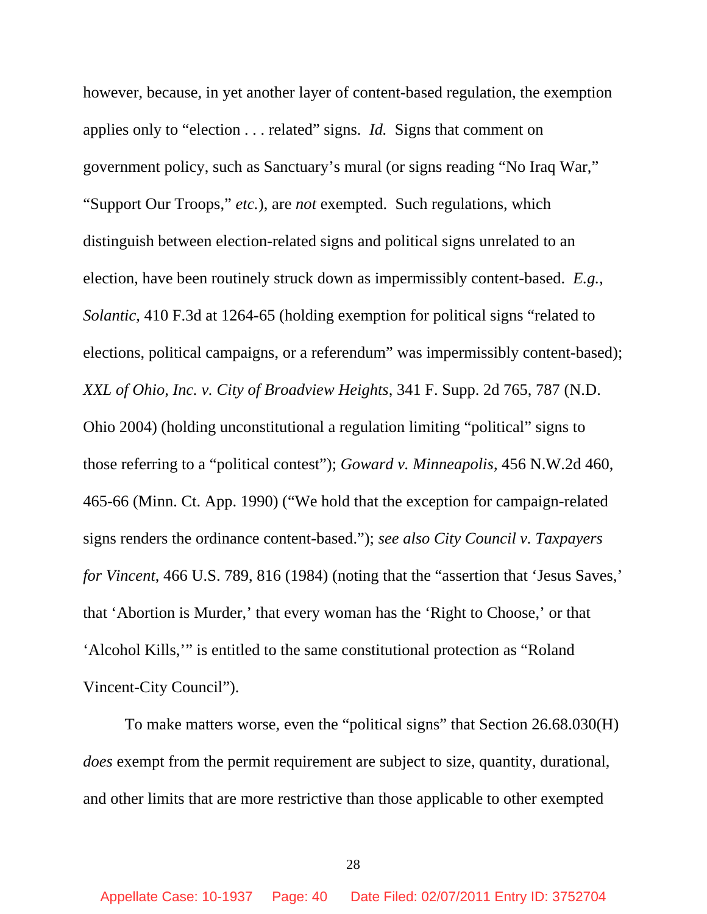however, because, in yet another layer of content-based regulation, the exemption applies only to "election . . . related" signs. *Id.* Signs that comment on government policy, such as Sanctuary's mural (or signs reading "No Iraq War," "Support Our Troops," *etc.*), are *not* exempted. Such regulations, which distinguish between election-related signs and political signs unrelated to an election, have been routinely struck down as impermissibly content-based. *E.g.*, *Solantic*, 410 F.3d at 1264-65 (holding exemption for political signs "related to elections, political campaigns, or a referendum" was impermissibly content-based); *XXL of Ohio, Inc. v. City of Broadview Heights*, 341 F. Supp. 2d 765, 787 (N.D. Ohio 2004) (holding unconstitutional a regulation limiting "political" signs to those referring to a "political contest"); *Goward v. Minneapolis*, 456 N.W.2d 460, 465-66 (Minn. Ct. App. 1990) ("We hold that the exception for campaign-related signs renders the ordinance content-based."); *see also City Council v. Taxpayers for Vincent*, 466 U.S. 789, 816 (1984) (noting that the "assertion that 'Jesus Saves,' that 'Abortion is Murder,' that every woman has the 'Right to Choose,' or that 'Alcohol Kills,'" is entitled to the same constitutional protection as "Roland Vincent-City Council").

To make matters worse, even the "political signs" that Section 26.68.030(H) *does* exempt from the permit requirement are subject to size, quantity, durational, and other limits that are more restrictive than those applicable to other exempted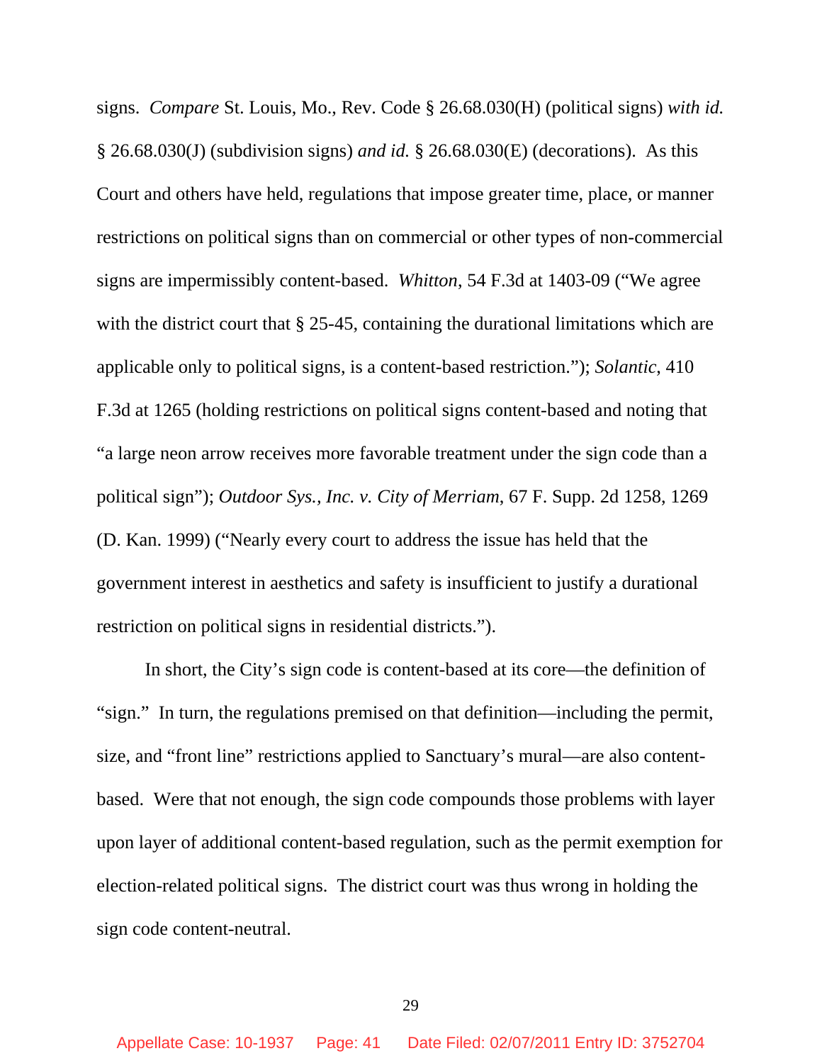signs. *Compare* St. Louis, Mo., Rev. Code § 26.68.030(H) (political signs) *with id.* § 26.68.030(J) (subdivision signs) *and id.* § 26.68.030(E) (decorations). As this Court and others have held, regulations that impose greater time, place, or manner restrictions on political signs than on commercial or other types of non-commercial signs are impermissibly content-based. *Whitton*, 54 F.3d at 1403-09 ("We agree with the district court that § 25-45, containing the durational limitations which are applicable only to political signs, is a content-based restriction."); *Solantic*, 410 F.3d at 1265 (holding restrictions on political signs content-based and noting that "a large neon arrow receives more favorable treatment under the sign code than a political sign"); *Outdoor Sys., Inc. v. City of Merriam*, 67 F. Supp. 2d 1258, 1269 (D. Kan. 1999) ("Nearly every court to address the issue has held that the government interest in aesthetics and safety is insufficient to justify a durational restriction on political signs in residential districts.").

In short, the City's sign code is content-based at its core—the definition of "sign." In turn, the regulations premised on that definition—including the permit, size, and "front line" restrictions applied to Sanctuary's mural—are also content-based. Were that not enough, the sign code compounds those problems with layer upon layer of additional content-based regulation, such as the permit exemption for election-related political signs. The district court was thus wrong in holding the sign code content-neutral.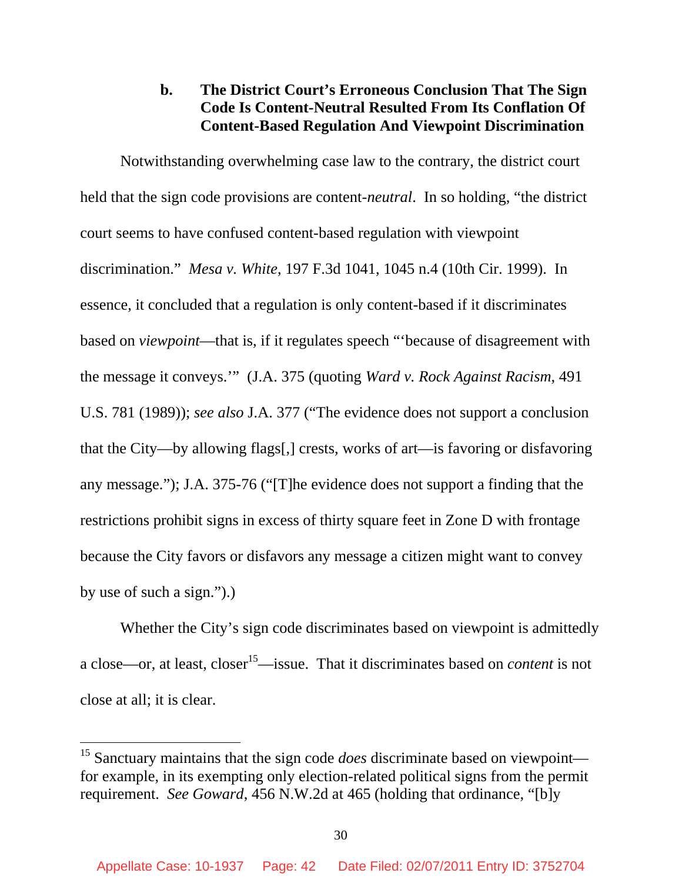### b. The District Court's Erroneous Conclusion That The Sign Code Is Content-Neutral Resulted From Its Conflation Of Content-Based Regulation And Viewpoint Discrimination

Notwithstanding overwhelming case law to the contrary, the district court held that the sign code provisions are content-*neutral*. In so holding, "the district court seems to have confused content-based regulation with viewpoint discrimination." *Mesa v. White*, 197 F.3d 1041, 1045 n.4 (10th Cir. 1999). In essence, it concluded that a regulation is only content-based if it discriminates based on *viewpoint*—that is, if it regulates speech "'because of disagreement with the message it conveys.'" (J.A. 375 (quoting *Ward v. Rock Against Racism*, 491 U.S. 781 (1989)); *see also* J.A. 377 ("The evidence does not support a conclusion that the City—by allowing flags[,] crests, works of art—is favoring or disfavoring any message."); J.A. 375-76 ("[T]he evidence does not support a finding that the restrictions prohibit signs in excess of thirty square feet in Zone D with frontage because the City favors or disfavors any message a citizen might want to convey by use of such a sign.").)

Whether the City's sign code discriminates based on viewpoint is admittedly a close—or, at least, closer[15]—issue. That it discriminates based on *content* is not close at all; it is clear.

[15] Sanctuary maintains that the sign code *does* discriminate based on viewpoint—for example, in its exempting only election-related political signs from the permit requirement. *See Goward*, 456 N.W.2d at 465 (holding that ordinance, "[b]y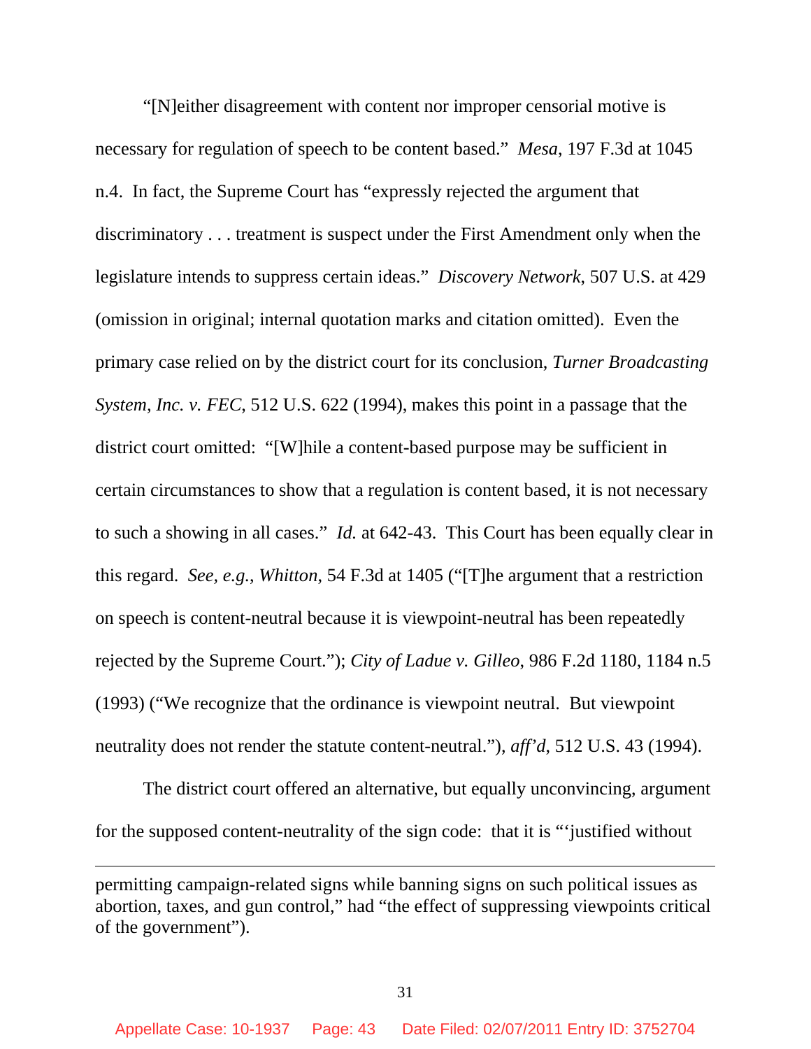"[N]either disagreement with content nor improper censorial motive is necessary for regulation of speech to be content based." *Mesa*, 197 F.3d at 1045 n.4. In fact, the Supreme Court has "expressly rejected the argument that discriminatory . . . treatment is suspect under the First Amendment only when the legislature intends to suppress certain ideas." *Discovery Network*, 507 U.S. at 429 (omission in original; internal quotation marks and citation omitted). Even the primary case relied on by the district court for its conclusion, *Turner Broadcasting System, Inc. v. FEC*, 512 U.S. 622 (1994), makes this point in a passage that the district court omitted: "[W]hile a content-based purpose may be sufficient in certain circumstances to show that a regulation is content based, it is not necessary to such a showing in all cases." *Id.* at 642-43. This Court has been equally clear in this regard. *See, e.g., Whitton*, 54 F.3d at 1405 ("[T]he argument that a restriction on speech is content-neutral because it is viewpoint-neutral has been repeatedly rejected by the Supreme Court."); *City of Ladue v. Gilleo*, 986 F.2d 1180, 1184 n.5 (1993) ("We recognize that the ordinance is viewpoint neutral. But viewpoint neutrality does not render the statute content-neutral."), *aff'd*, 512 U.S. 43 (1994).

The district court offered an alternative, but equally unconvincing, argument for the supposed content-neutrality of the sign code: that it is "'justified without

---

permitting campaign-related signs while banning signs on such political issues as abortion, taxes, and gun control," had "the effect of suppressing viewpoints critical of the government").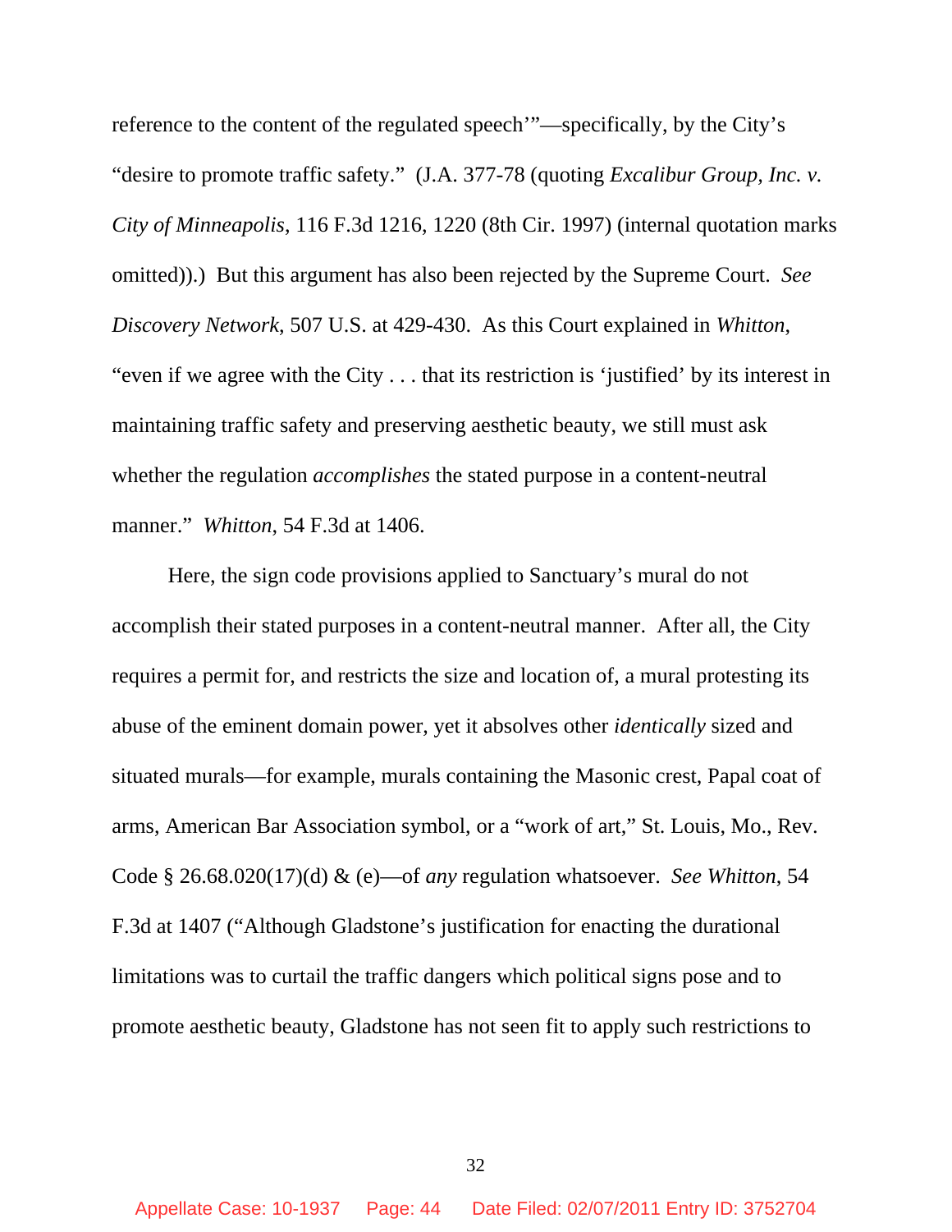reference to the content of the regulated speech'"—specifically, by the City's "desire to promote traffic safety." (J.A. 377-78 (quoting *Excalibur Group, Inc. v. City of Minneapolis*, 116 F.3d 1216, 1220 (8th Cir. 1997) (internal quotation marks omitted)).) But this argument has also been rejected by the Supreme Court. *See Discovery Network*, 507 U.S. at 429-430. As this Court explained in *Whitton*, "even if we agree with the City . . . that its restriction is 'justified' by its interest in maintaining traffic safety and preserving aesthetic beauty, we still must ask whether the regulation *accomplishes* the stated purpose in a content-neutral manner." *Whitton*, 54 F.3d at 1406.

Here, the sign code provisions applied to Sanctuary's mural do not accomplish their stated purposes in a content-neutral manner. After all, the City requires a permit for, and restricts the size and location of, a mural protesting its abuse of the eminent domain power, yet it absolves other *identically* sized and situated murals—for example, murals containing the Masonic crest, Papal coat of arms, American Bar Association symbol, or a "work of art," St. Louis, Mo., Rev. Code § 26.68.020(17)(d) & (e)—of *any* regulation whatsoever. *See Whitton*, 54 F.3d at 1407 ("Although Gladstone's justification for enacting the durational limitations was to curtail the traffic dangers which political signs pose and to promote aesthetic beauty, Gladstone has not seen fit to apply such restrictions to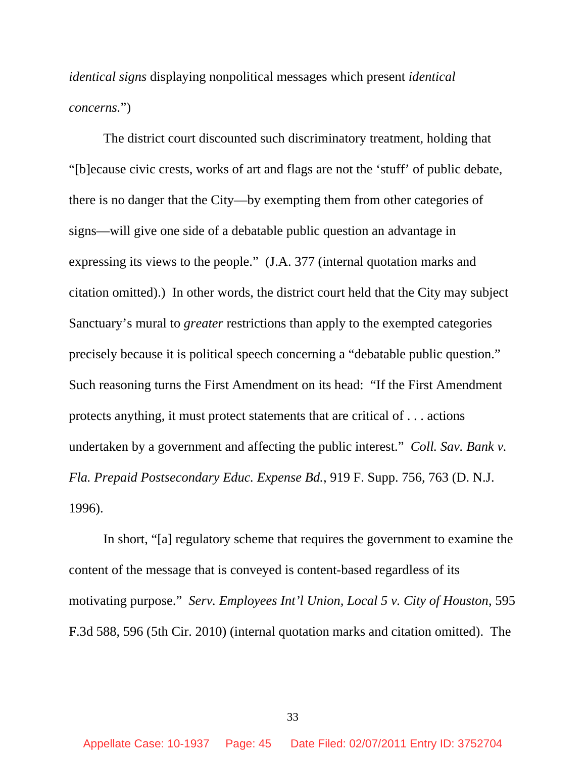*identical signs* displaying nonpolitical messages which present *identical concerns.*")

The district court discounted such discriminatory treatment, holding that "[b]ecause civic crests, works of art and flags are not the 'stuff' of public debate, there is no danger that the City—by exempting them from other categories of signs—will give one side of a debatable public question an advantage in expressing its views to the people." (J.A. 377 (internal quotation marks and citation omitted).) In other words, the district court held that the City may subject Sanctuary's mural to *greater* restrictions than apply to the exempted categories precisely because it is political speech concerning a "debatable public question." Such reasoning turns the First Amendment on its head: "If the First Amendment protects anything, it must protect statements that are critical of . . . actions undertaken by a government and affecting the public interest." *Coll. Sav. Bank v. Fla. Prepaid Postsecondary Educ. Expense Bd.*, 919 F. Supp. 756, 763 (D. N.J. 1996).

In short, "[a] regulatory scheme that requires the government to examine the content of the message that is conveyed is content-based regardless of its motivating purpose." *Serv. Employees Int'l Union, Local 5 v. City of Houston*, 595 F.3d 588, 596 (5th Cir. 2010) (internal quotation marks and citation omitted). The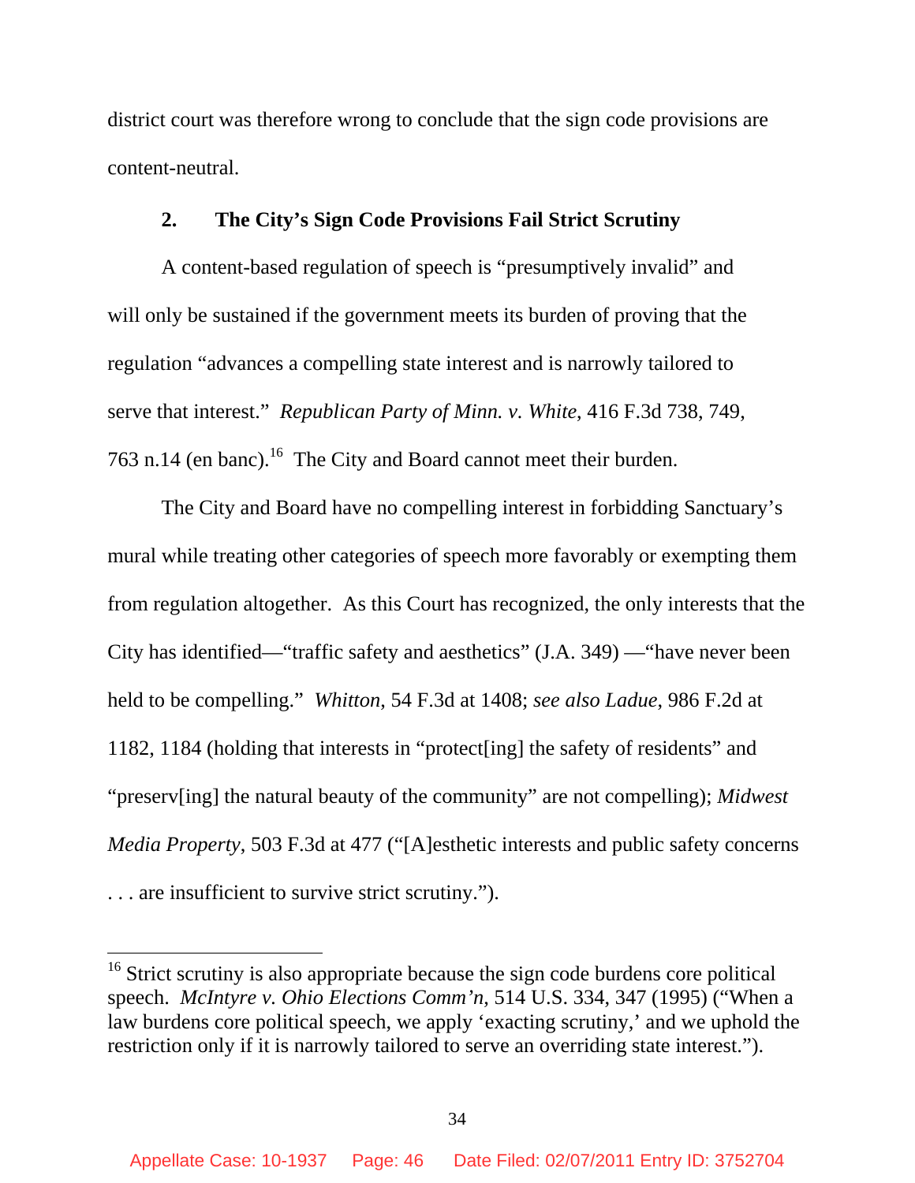district court was therefore wrong to conclude that the sign code provisions are content-neutral.

### 2. The City's Sign Code Provisions Fail Strict Scrutiny

A content-based regulation of speech is "presumptively invalid" and will only be sustained if the government meets its burden of proving that the regulation "advances a compelling state interest and is narrowly tailored to serve that interest." *Republican Party of Minn. v. White*, 416 F.3d 738, 749, 763 n.14 (en banc).[16] The City and Board cannot meet their burden.

The City and Board have no compelling interest in forbidding Sanctuary's mural while treating other categories of speech more favorably or exempting them from regulation altogether. As this Court has recognized, the only interests that the City has identified—"traffic safety and aesthetics" (J.A. 349) —"have never been held to be compelling." *Whitton,* 54 F.3d at 1408; *see also Ladue*, 986 F.2d at 1182, 1184 (holding that interests in "protect[ing] the safety of residents" and "preserv[ing] the natural beauty of the community" are not compelling); *Midwest Media Property*, 503 F.3d at 477 ("[A]esthetic interests and public safety concerns . . . are insufficient to survive strict scrutiny.").

---

[16] Strict scrutiny is also appropriate because the sign code burdens core political speech. *McIntyre v. Ohio Elections Comm'n*, 514 U.S. 334, 347 (1995) ("When a law burdens core political speech, we apply 'exacting scrutiny,' and we uphold the restriction only if it is narrowly tailored to serve an overriding state interest.").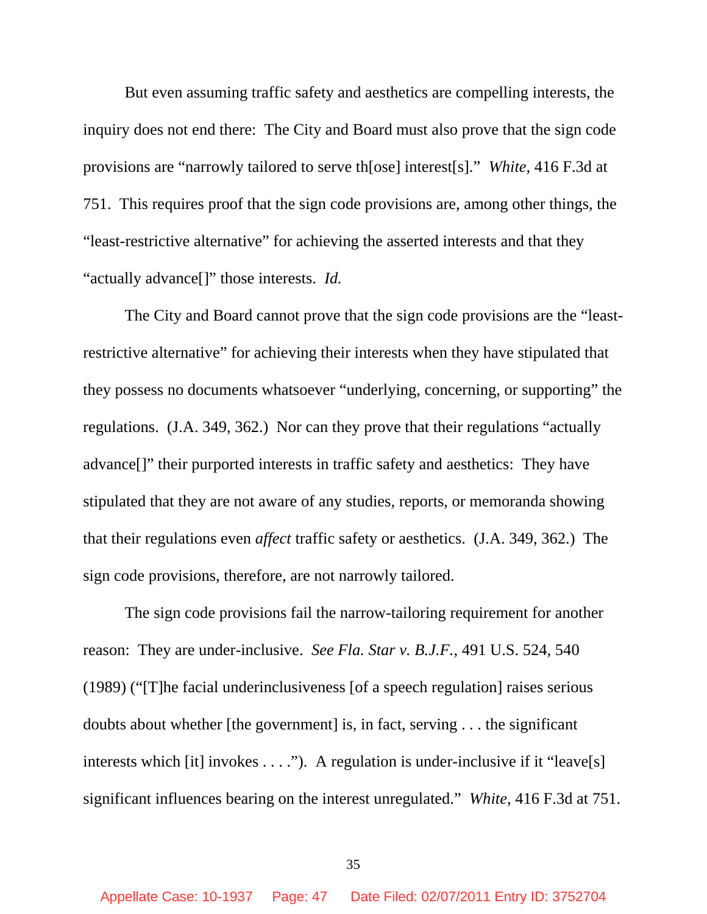But even assuming traffic safety and aesthetics are compelling interests, the inquiry does not end there: The City and Board must also prove that the sign code provisions are "narrowly tailored to serve th[ose] interest[s]." *White*, 416 F.3d at 751. This requires proof that the sign code provisions are, among other things, the "least-restrictive alternative" for achieving the asserted interests and that they "actually advance[]" those interests. *Id.*

The City and Board cannot prove that the sign code provisions are the "least-restrictive alternative" for achieving their interests when they have stipulated that they possess no documents whatsoever "underlying, concerning, or supporting" the regulations. (J.A. 349, 362.) Nor can they prove that their regulations "actually advance[]" their purported interests in traffic safety and aesthetics: They have stipulated that they are not aware of any studies, reports, or memoranda showing that their regulations even *affect* traffic safety or aesthetics. (J.A. 349, 362.) The sign code provisions, therefore, are not narrowly tailored.

The sign code provisions fail the narrow-tailoring requirement for another reason: They are under-inclusive. *See Fla. Star v. B.J.F.*, 491 U.S. 524, 540 (1989) ("[T]he facial underinclusiveness [of a speech regulation] raises serious doubts about whether [the government] is, in fact, serving . . . the significant interests which [it] invokes . . . ."). A regulation is under-inclusive if it "leave[s] significant influences bearing on the interest unregulated." *White*, 416 F.3d at 751.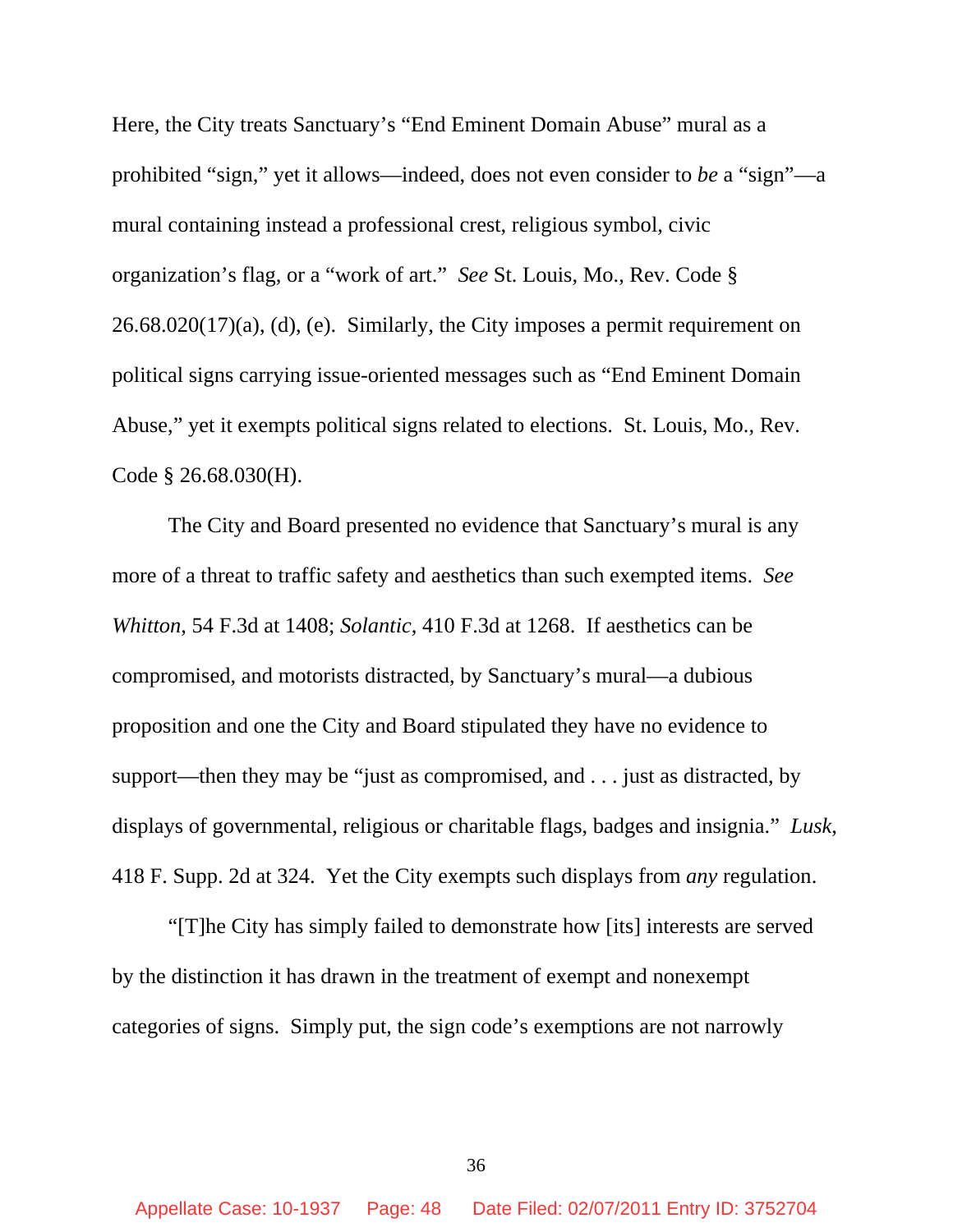Here, the City treats Sanctuary's "End Eminent Domain Abuse" mural as a prohibited "sign," yet it allows—indeed, does not even consider to *be* a "sign"—a mural containing instead a professional crest, religious symbol, civic organization's flag, or a "work of art." *See* St. Louis, Mo., Rev. Code § 26.68.020(17)(a), (d), (e). Similarly, the City imposes a permit requirement on political signs carrying issue-oriented messages such as "End Eminent Domain Abuse," yet it exempts political signs related to elections. St. Louis, Mo., Rev. Code § 26.68.030(H).

The City and Board presented no evidence that Sanctuary's mural is any more of a threat to traffic safety and aesthetics than such exempted items. *See Whitton*, 54 F.3d at 1408; *Solantic*, 410 F.3d at 1268. If aesthetics can be compromised, and motorists distracted, by Sanctuary's mural—a dubious proposition and one the City and Board stipulated they have no evidence to support—then they may be "just as compromised, and . . . just as distracted, by displays of governmental, religious or charitable flags, badges and insignia." *Lusk*, 418 F. Supp. 2d at 324. Yet the City exempts such displays from *any* regulation.

"[T]he City has simply failed to demonstrate how [its] interests are served by the distinction it has drawn in the treatment of exempt and nonexempt categories of signs. Simply put, the sign code's exemptions are not narrowly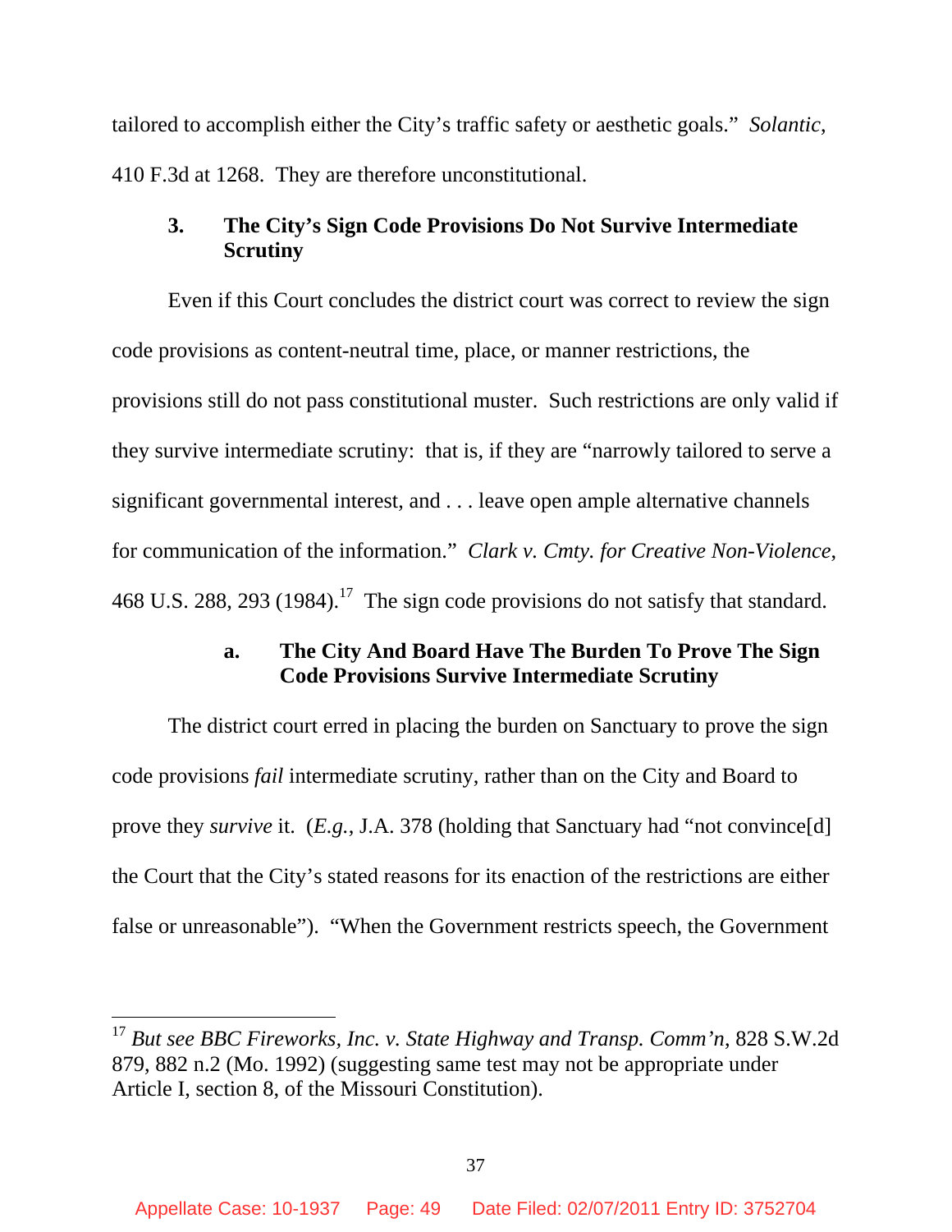tailored to accomplish either the City's traffic safety or aesthetic goals." *Solantic*, 410 F.3d at 1268. They are therefore unconstitutional.

### 3. The City's Sign Code Provisions Do Not Survive Intermediate Scrutiny

Even if this Court concludes the district court was correct to review the sign code provisions as content-neutral time, place, or manner restrictions, the provisions still do not pass constitutional muster. Such restrictions are only valid if they survive intermediate scrutiny: that is, if they are "narrowly tailored to serve a significant governmental interest, and . . . leave open ample alternative channels for communication of the information." *Clark v. Cmty. for Creative Non-Violence*, 468 U.S. 288, 293 (1984).[17] The sign code provisions do not satisfy that standard.

#### a. The City And Board Have The Burden To Prove The Sign Code Provisions Survive Intermediate Scrutiny

The district court erred in placing the burden on Sanctuary to prove the sign code provisions *fail* intermediate scrutiny, rather than on the City and Board to prove they *survive* it. (*E.g.*, J.A. 378 (holding that Sanctuary had "not convince[d] the Court that the City's stated reasons for its enaction of the restrictions are either false or unreasonable"). "When the Government restricts speech, the Government

---

[17] *But see BBC Fireworks, Inc. v. State Highway and Transp. Comm'n*, 828 S.W.2d 879, 882 n.2 (Mo. 1992) (suggesting same test may not be appropriate under Article I, section 8, of the Missouri Constitution).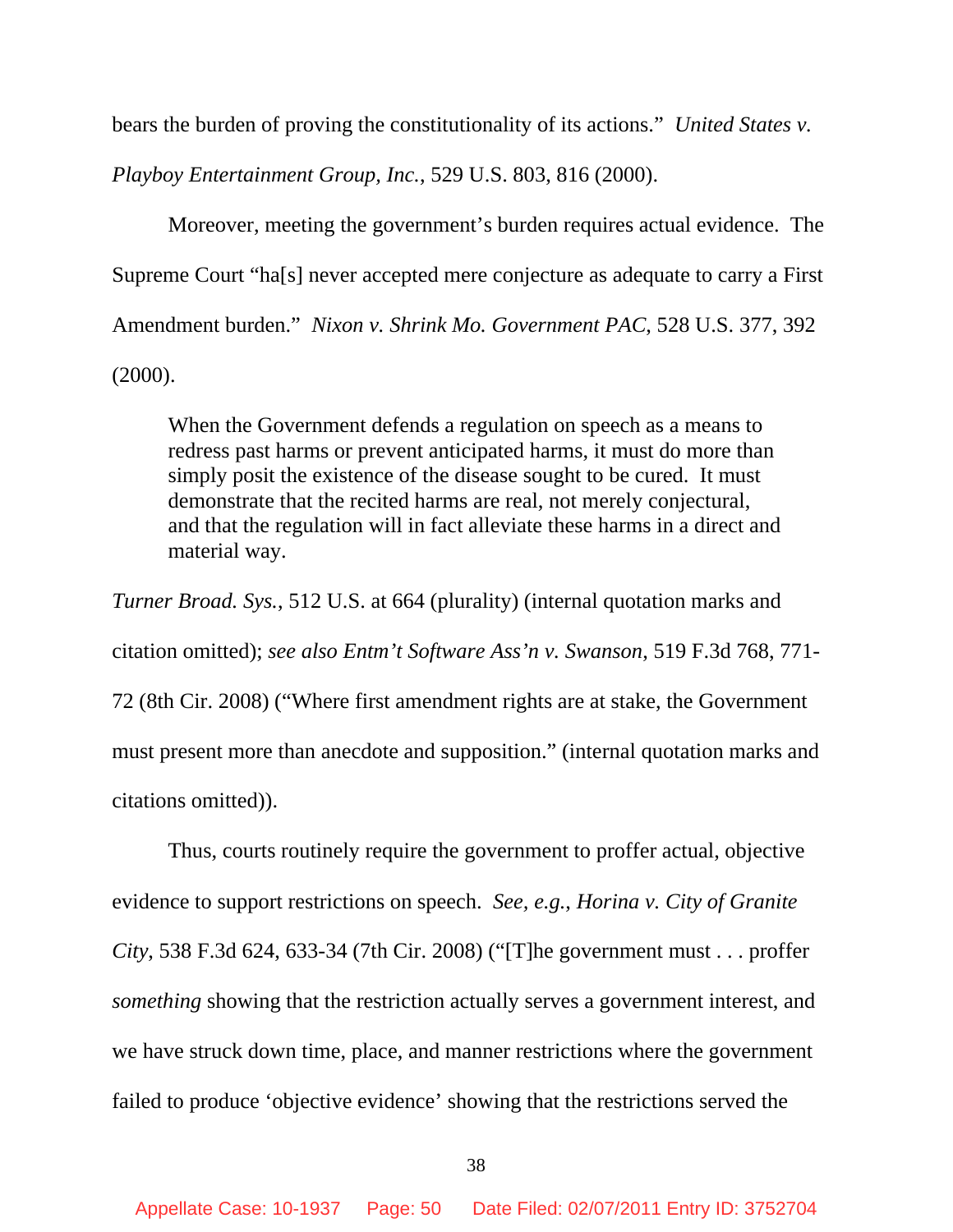bears the burden of proving the constitutionality of its actions." *United States v. Playboy Entertainment Group, Inc.*, 529 U.S. 803, 816 (2000).

Moreover, meeting the government's burden requires actual evidence. The Supreme Court "ha[s] never accepted mere conjecture as adequate to carry a First Amendment burden." *Nixon v. Shrink Mo. Government PAC*, 528 U.S. 377, 392 (2000).

> When the Government defends a regulation on speech as a means to redress past harms or prevent anticipated harms, it must do more than simply posit the existence of the disease sought to be cured. It must demonstrate that the recited harms are real, not merely conjectural, and that the regulation will in fact alleviate these harms in a direct and material way.

*Turner Broad. Sys.*, 512 U.S. at 664 (plurality) (internal quotation marks and citation omitted); *see also Entm't Software Ass'n v. Swanson*, 519 F.3d 768, 771-72 (8th Cir. 2008) ("Where first amendment rights are at stake, the Government must present more than anecdote and supposition." (internal quotation marks and citations omitted)).

Thus, courts routinely require the government to proffer actual, objective evidence to support restrictions on speech. *See, e.g.*, *Horina v. City of Granite City*, 538 F.3d 624, 633-34 (7th Cir. 2008) ("[T]he government must . . . proffer *something* showing that the restriction actually serves a government interest, and we have struck down time, place, and manner restrictions where the government failed to produce 'objective evidence' showing that the restrictions served the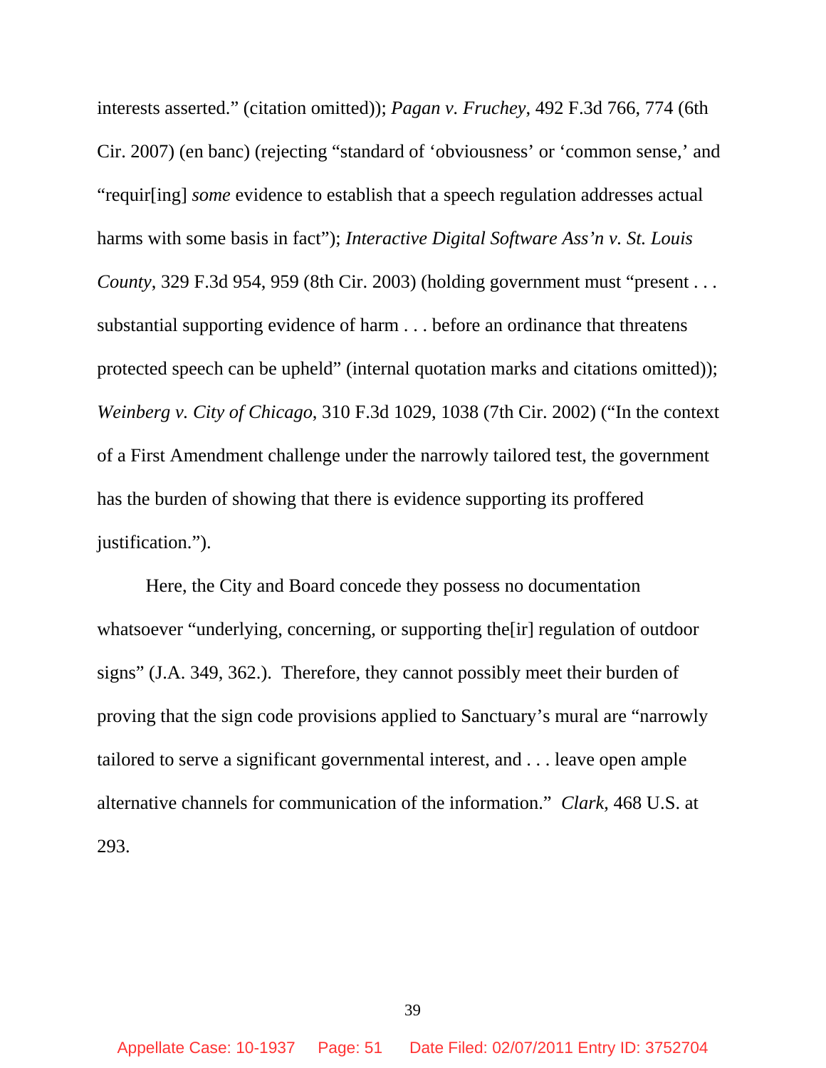interests asserted." (citation omitted)); *Pagan v. Fruchey*, 492 F.3d 766, 774 (6th Cir. 2007) (en banc) (rejecting "standard of 'obviousness' or 'common sense,' and "requir[ing] *some* evidence to establish that a speech regulation addresses actual harms with some basis in fact"); *Interactive Digital Software Ass'n v. St. Louis County*, 329 F.3d 954, 959 (8th Cir. 2003) (holding government must "present . . . substantial supporting evidence of harm . . . before an ordinance that threatens protected speech can be upheld" (internal quotation marks and citations omitted)); *Weinberg v. City of Chicago*, 310 F.3d 1029, 1038 (7th Cir. 2002) ("In the context of a First Amendment challenge under the narrowly tailored test, the government has the burden of showing that there is evidence supporting its proffered justification.").

Here, the City and Board concede they possess no documentation whatsoever "underlying, concerning, or supporting the[ir] regulation of outdoor signs" (J.A. 349, 362.). Therefore, they cannot possibly meet their burden of proving that the sign code provisions applied to Sanctuary's mural are "narrowly tailored to serve a significant governmental interest, and . . . leave open ample alternative channels for communication of the information." *Clark*, 468 U.S. at 293.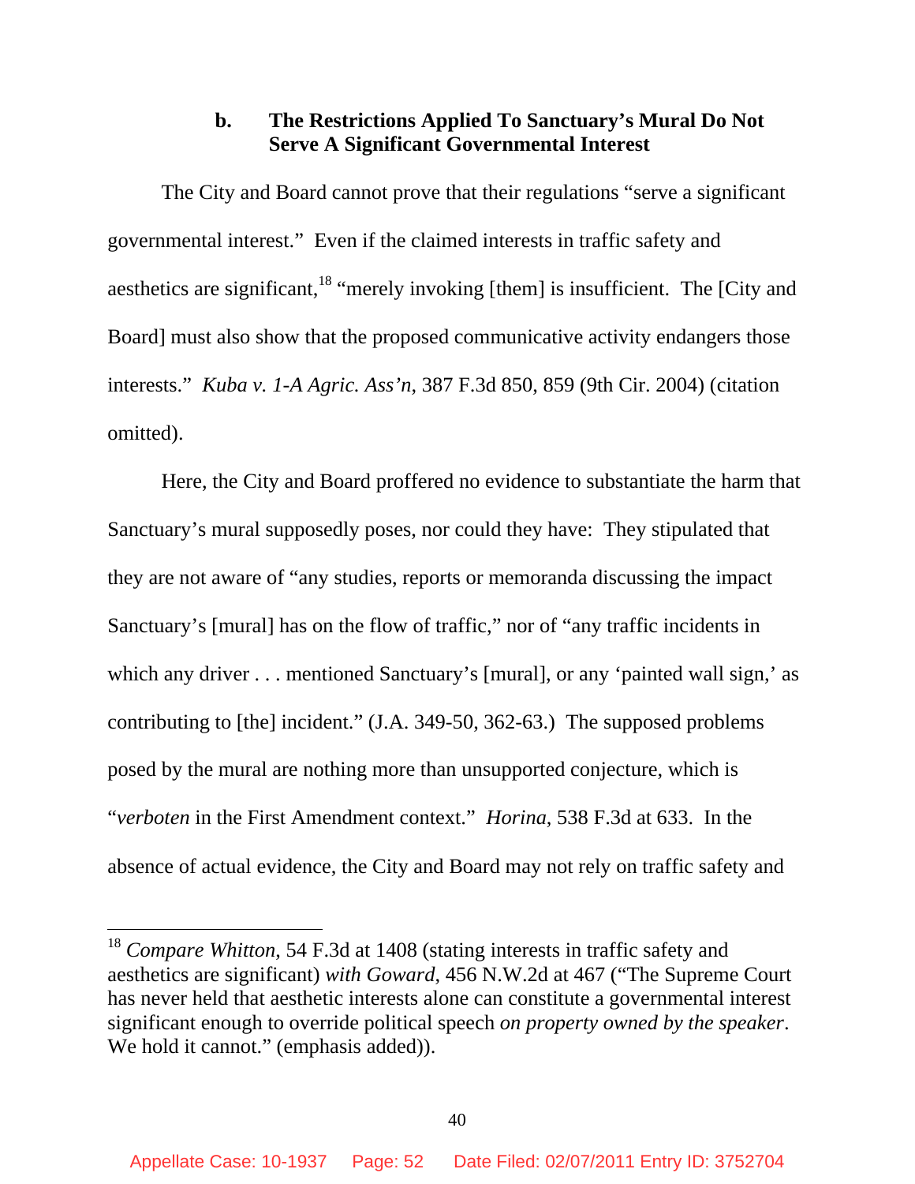#### b. The Restrictions Applied To Sanctuary's Mural Do Not Serve A Significant Governmental Interest

The City and Board cannot prove that their regulations "serve a significant governmental interest." Even if the claimed interests in traffic safety and aesthetics are significant,[18] "merely invoking [them] is insufficient. The [City and Board] must also show that the proposed communicative activity endangers those interests." *Kuba v. 1-A Agric. Ass'n*, 387 F.3d 850, 859 (9th Cir. 2004) (citation omitted).

Here, the City and Board proffered no evidence to substantiate the harm that Sanctuary's mural supposedly poses, nor could they have: They stipulated that they are not aware of "any studies, reports or memoranda discussing the impact Sanctuary's [mural] has on the flow of traffic," nor of "any traffic incidents in which any driver . . . mentioned Sanctuary's [mural], or any 'painted wall sign,' as contributing to [the] incident." (J.A. 349-50, 362-63.) The supposed problems posed by the mural are nothing more than unsupported conjecture, which is "*verboten* in the First Amendment context." *Horina*, 538 F.3d at 633. In the absence of actual evidence, the City and Board may not rely on traffic safety and

---

[18] *Compare Whitton*, 54 F.3d at 1408 (stating interests in traffic safety and aesthetics are significant) *with Goward*, 456 N.W.2d at 467 ("The Supreme Court has never held that aesthetic interests alone can constitute a governmental interest significant enough to override political speech *on property owned by the speaker*. We hold it cannot." (emphasis added)).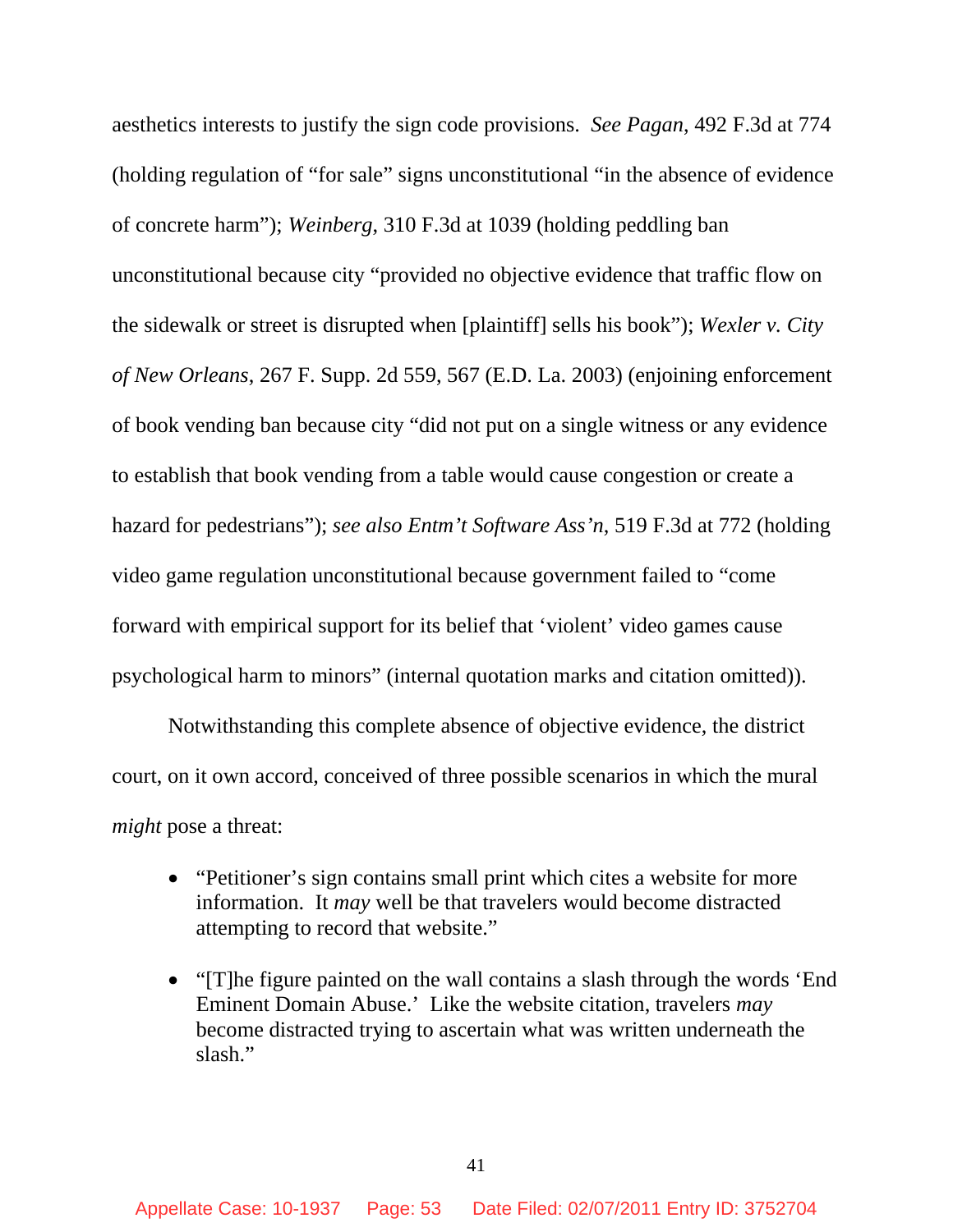aesthetics interests to justify the sign code provisions. *See Pagan*, 492 F.3d at 774 (holding regulation of "for sale" signs unconstitutional "in the absence of evidence of concrete harm"); *Weinberg*, 310 F.3d at 1039 (holding peddling ban unconstitutional because city "provided no objective evidence that traffic flow on the sidewalk or street is disrupted when [plaintiff] sells his book"); *Wexler v. City of New Orleans*, 267 F. Supp. 2d 559, 567 (E.D. La. 2003) (enjoining enforcement of book vending ban because city "did not put on a single witness or any evidence to establish that book vending from a table would cause congestion or create a hazard for pedestrians"); *see also Entm't Software Ass'n*, 519 F.3d at 772 (holding video game regulation unconstitutional because government failed to "come forward with empirical support for its belief that 'violent' video games cause psychological harm to minors" (internal quotation marks and citation omitted)).

Notwithstanding this complete absence of objective evidence, the district court, on it own accord, conceived of three possible scenarios in which the mural *might* pose a threat:

- "Petitioner's sign contains small print which cites a website for more information. It *may* well be that travelers would become distracted attempting to record that website."

- "[T]he figure painted on the wall contains a slash through the words 'End Eminent Domain Abuse.' Like the website citation, travelers *may* become distracted trying to ascertain what was written underneath the slash."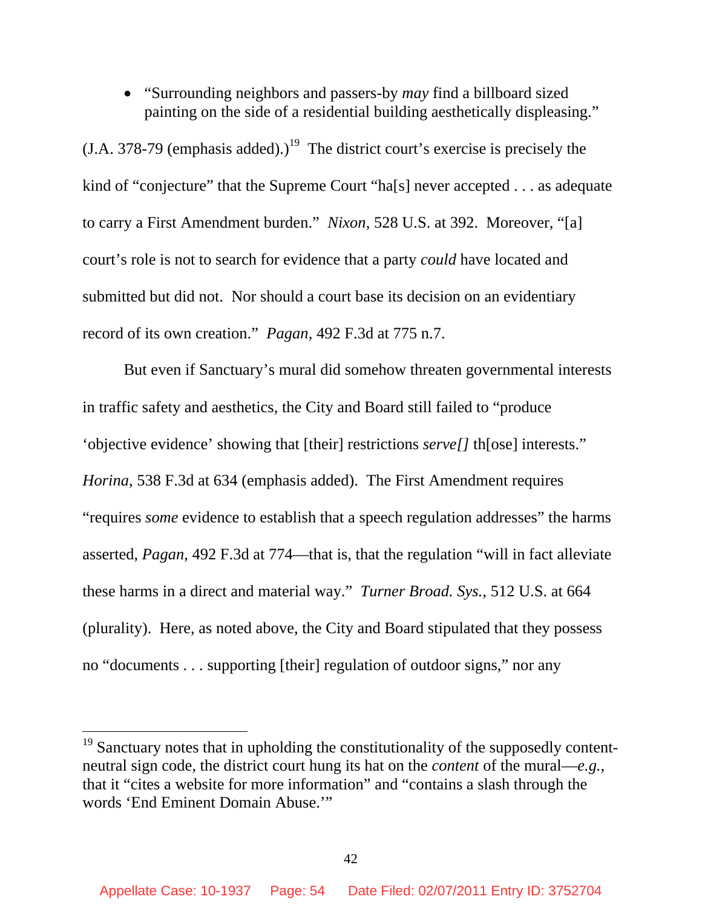- "Surrounding neighbors and passers-by *may* find a billboard sized painting on the side of a residential building aesthetically displeasing."

(J.A. 378-79 (emphasis added).)[19] The district court's exercise is precisely the kind of "conjecture" that the Supreme Court "ha[s] never accepted . . . as adequate to carry a First Amendment burden." *Nixon*, 528 U.S. at 392. Moreover, "[a] court's role is not to search for evidence that a party *could* have located and submitted but did not. Nor should a court base its decision on an evidentiary record of its own creation." *Pagan*, 492 F.3d at 775 n.7.

But even if Sanctuary's mural did somehow threaten governmental interests in traffic safety and aesthetics, the City and Board still failed to "produce 'objective evidence' showing that [their] restrictions *serve[]* th[ose] interests." *Horina*, 538 F.3d at 634 (emphasis added). The First Amendment requires "requires *some* evidence to establish that a speech regulation addresses" the harms asserted, *Pagan*, 492 F.3d at 774—that is, that the regulation "will in fact alleviate these harms in a direct and material way." *Turner Broad. Sys.*, 512 U.S. at 664 (plurality). Here, as noted above, the City and Board stipulated that they possess no "documents . . . supporting [their] regulation of outdoor signs," nor any

---

[19] Sanctuary notes that in upholding the constitutionality of the supposedly content-neutral sign code, the district court hung its hat on the *content* of the mural—*e.g.*, that it "cites a website for more information" and "contains a slash through the words 'End Eminent Domain Abuse.'"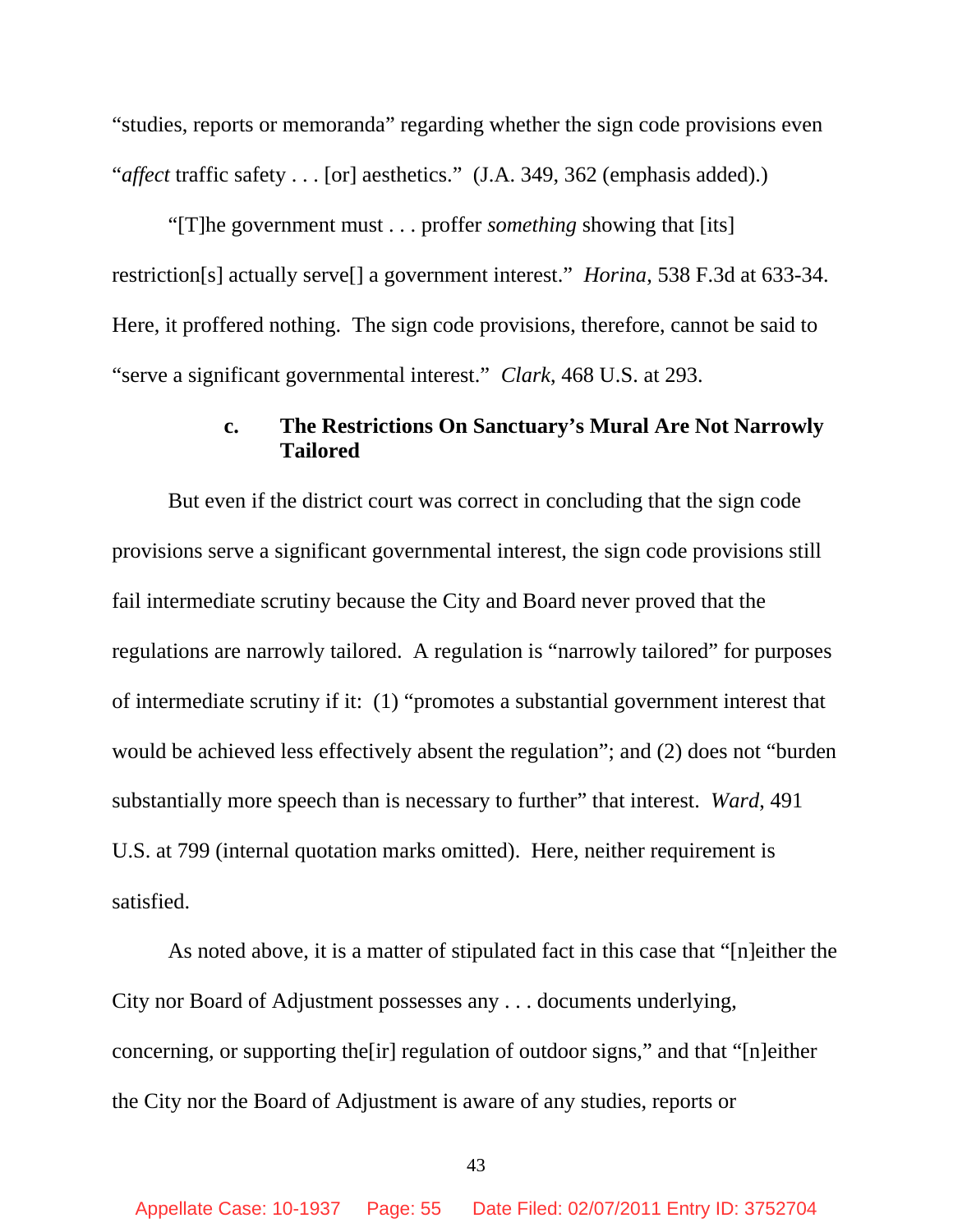"studies, reports or memoranda" regarding whether the sign code provisions even "*affect* traffic safety . . . [or] aesthetics." (J.A. 349, 362 (emphasis added).)

"[T]he government must . . . proffer *something* showing that [its] restriction[s] actually serve[] a government interest." *Horina*, 538 F.3d at 633-34. Here, it proffered nothing. The sign code provisions, therefore, cannot be said to "serve a significant governmental interest." *Clark*, 468 U.S. at 293.

#### c. The Restrictions On Sanctuary's Mural Are Not Narrowly Tailored

But even if the district court was correct in concluding that the sign code provisions serve a significant governmental interest, the sign code provisions still fail intermediate scrutiny because the City and Board never proved that the regulations are narrowly tailored. A regulation is "narrowly tailored" for purposes of intermediate scrutiny if it: (1) "promotes a substantial government interest that would be achieved less effectively absent the regulation"; and (2) does not "burden substantially more speech than is necessary to further" that interest. *Ward*, 491 U.S. at 799 (internal quotation marks omitted). Here, neither requirement is satisfied.

As noted above, it is a matter of stipulated fact in this case that "[n]either the City nor Board of Adjustment possesses any . . . documents underlying, concerning, or supporting the[ir] regulation of outdoor signs," and that "[n]either the City nor the Board of Adjustment is aware of any studies, reports or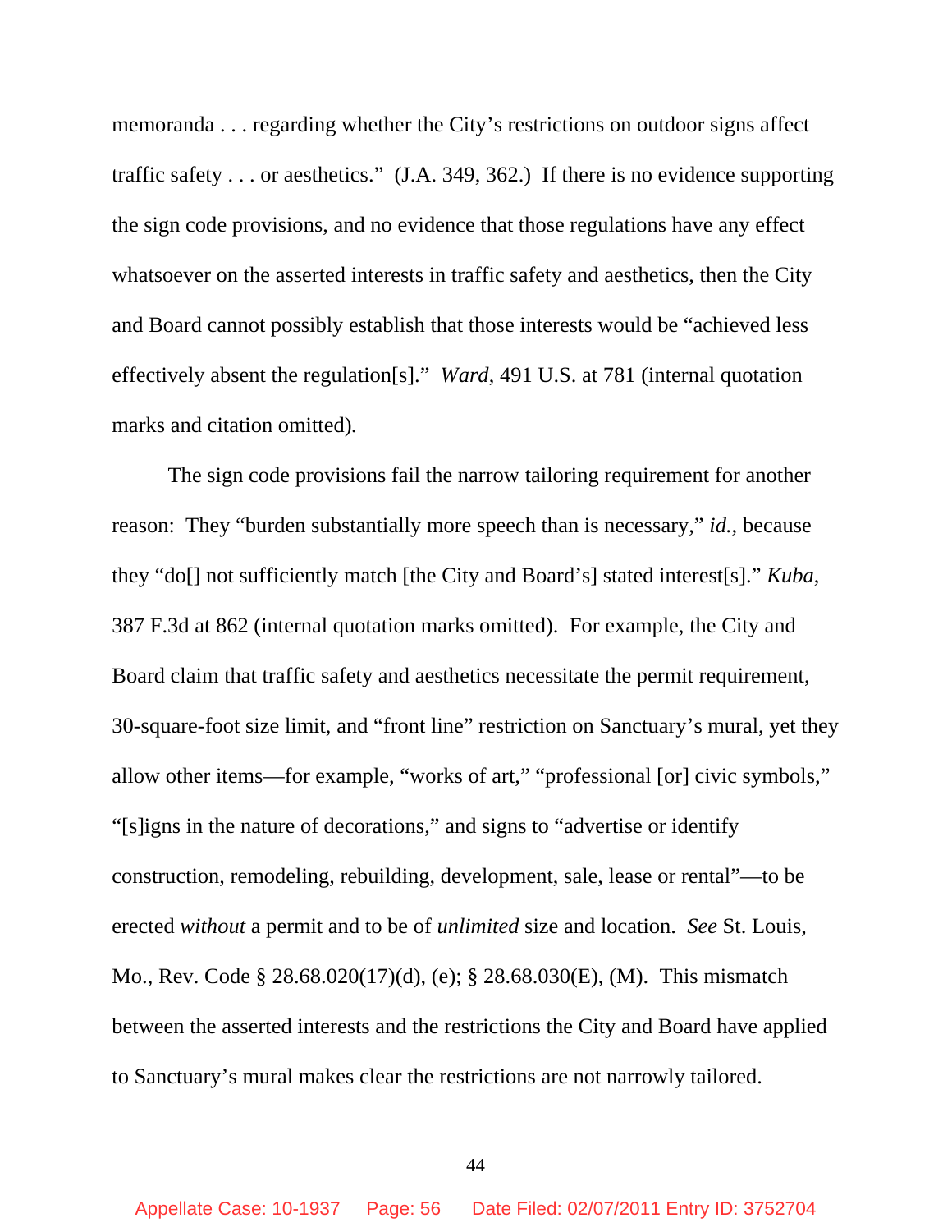memoranda . . . regarding whether the City's restrictions on outdoor signs affect traffic safety . . . or aesthetics." (J.A. 349, 362.) If there is no evidence supporting the sign code provisions, and no evidence that those regulations have any effect whatsoever on the asserted interests in traffic safety and aesthetics, then the City and Board cannot possibly establish that those interests would be "achieved less effectively absent the regulation[s]." *Ward*, 491 U.S. at 781 (internal quotation marks and citation omitted).

The sign code provisions fail the narrow tailoring requirement for another reason: They "burden substantially more speech than is necessary," *id.*, because they "do[] not sufficiently match [the City and Board's] stated interest[s]." *Kuba*, 387 F.3d at 862 (internal quotation marks omitted). For example, the City and Board claim that traffic safety and aesthetics necessitate the permit requirement, 30-square-foot size limit, and "front line" restriction on Sanctuary's mural, yet they allow other items—for example, "works of art," "professional [or] civic symbols," "[s]igns in the nature of decorations," and signs to "advertise or identify construction, remodeling, rebuilding, development, sale, lease or rental"—to be erected *without* a permit and to be of *unlimited* size and location. *See* St. Louis, Mo., Rev. Code § 28.68.020(17)(d), (e); § 28.68.030(E), (M). This mismatch between the asserted interests and the restrictions the City and Board have applied to Sanctuary's mural makes clear the restrictions are not narrowly tailored.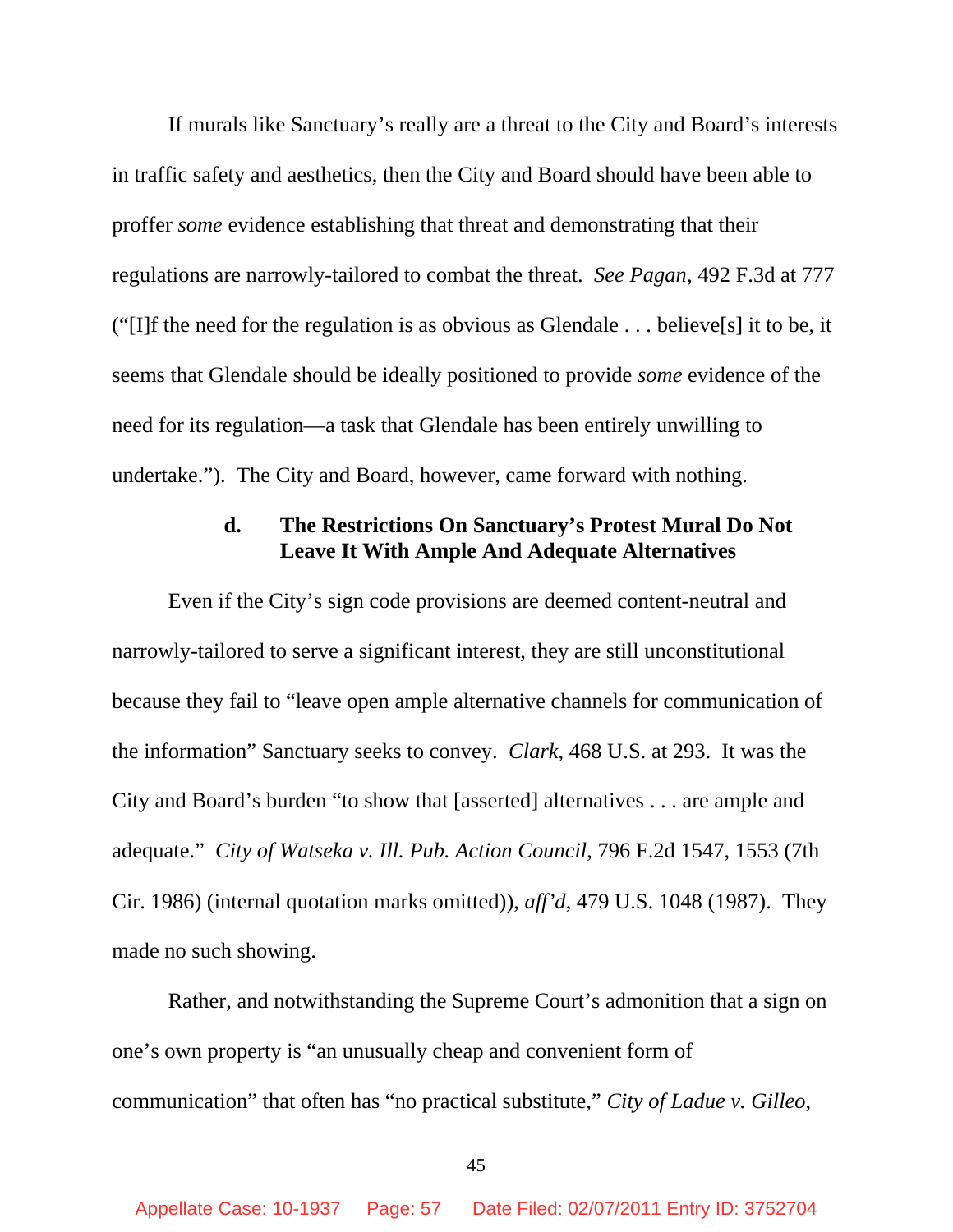If murals like Sanctuary's really are a threat to the City and Board's interests in traffic safety and aesthetics, then the City and Board should have been able to proffer *some* evidence establishing that threat and demonstrating that their regulations are narrowly-tailored to combat the threat. *See Pagan*, 492 F.3d at 777 ("[I]f the need for the regulation is as obvious as Glendale . . . believe[s] it to be, it seems that Glendale should be ideally positioned to provide *some* evidence of the need for its regulation—a task that Glendale has been entirely unwilling to undertake."). The City and Board, however, came forward with nothing.

**d. The Restrictions On Sanctuary's Protest Mural Do Not Leave It With Ample And Adequate Alternatives**

Even if the City's sign code provisions are deemed content-neutral and narrowly-tailored to serve a significant interest, they are still unconstitutional because they fail to "leave open ample alternative channels for communication of the information" Sanctuary seeks to convey. *Clark*, 468 U.S. at 293. It was the City and Board's burden "to show that [asserted] alternatives . . . are ample and adequate." *City of Watseka v. Ill. Pub. Action Council*, 796 F.2d 1547, 1553 (7th Cir. 1986) (internal quotation marks omitted)), *aff'd*, 479 U.S. 1048 (1987). They made no such showing.

Rather, and notwithstanding the Supreme Court's admonition that a sign on one's own property is "an unusually cheap and convenient form of communication" that often has "no practical substitute," *City of Ladue v. Gilleo*,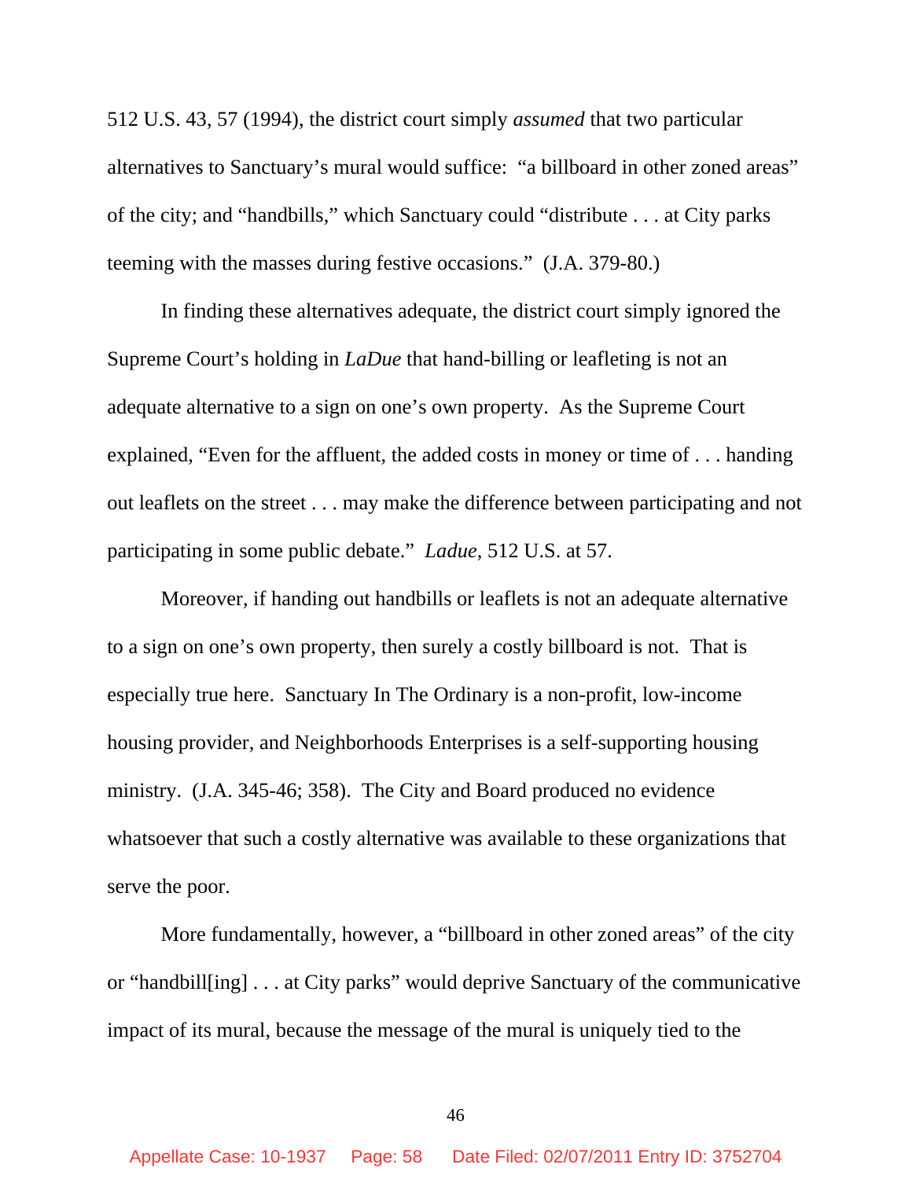512 U.S. 43, 57 (1994), the district court simply *assumed* that two particular alternatives to Sanctuary's mural would suffice: "a billboard in other zoned areas" of the city; and "handbills," which Sanctuary could "distribute . . . at City parks teeming with the masses during festive occasions." (J.A. 379-80.)

In finding these alternatives adequate, the district court simply ignored the Supreme Court's holding in *LaDue* that hand-billing or leafleting is not an adequate alternative to a sign on one's own property. As the Supreme Court explained, "Even for the affluent, the added costs in money or time of . . . handing out leaflets on the street . . . may make the difference between participating and not participating in some public debate." *Ladue*, 512 U.S. at 57.

Moreover, if handing out handbills or leaflets is not an adequate alternative to a sign on one's own property, then surely a costly billboard is not. That is especially true here. Sanctuary In The Ordinary is a non-profit, low-income housing provider, and Neighborhoods Enterprises is a self-supporting housing ministry. (J.A. 345-46; 358). The City and Board produced no evidence whatsoever that such a costly alternative was available to these organizations that serve the poor.

More fundamentally, however, a "billboard in other zoned areas" of the city or "handbill[ing] . . . at City parks" would deprive Sanctuary of the communicative impact of its mural, because the message of the mural is uniquely tied to the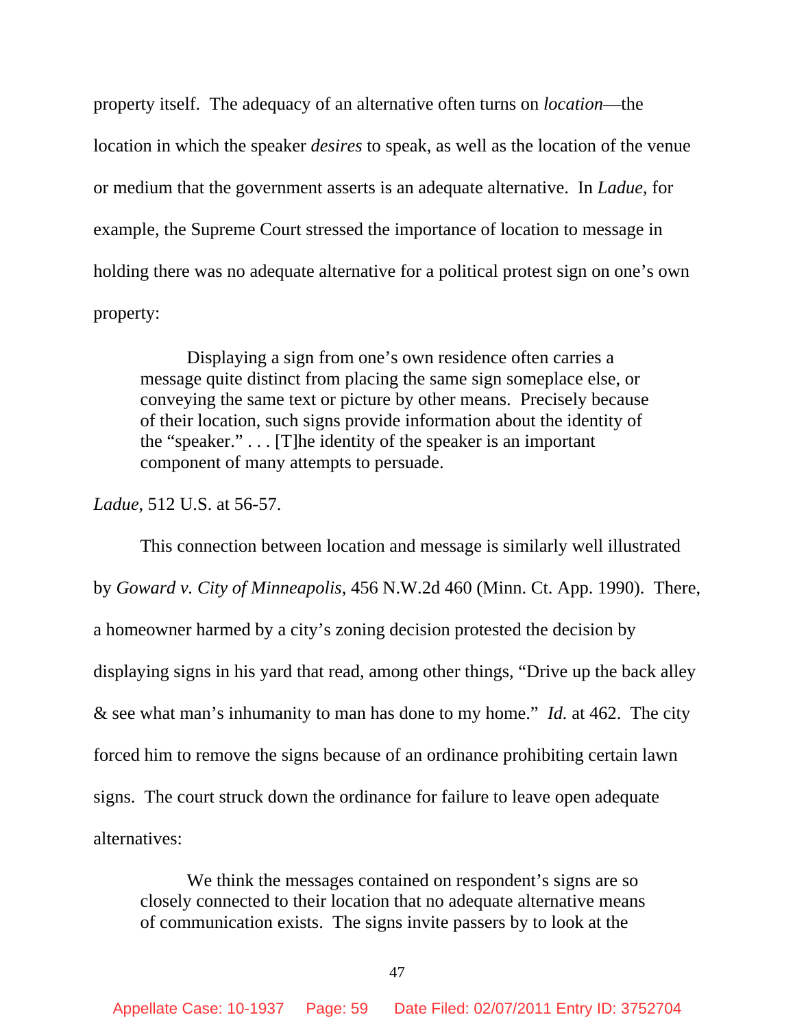property itself. The adequacy of an alternative often turns on *location*—the location in which the speaker *desires* to speak, as well as the location of the venue or medium that the government asserts is an adequate alternative. In *Ladue*, for example, the Supreme Court stressed the importance of location to message in holding there was no adequate alternative for a political protest sign on one's own property:

> Displaying a sign from one's own residence often carries a message quite distinct from placing the same sign someplace else, or conveying the same text or picture by other means. Precisely because of their location, such signs provide information about the identity of the "speaker." . . . [T]he identity of the speaker is an important component of many attempts to persuade.

*Ladue*, 512 U.S. at 56-57.

This connection between location and message is similarly well illustrated by *Goward v. City of Minneapolis*, 456 N.W.2d 460 (Minn. Ct. App. 1990). There, a homeowner harmed by a city's zoning decision protested the decision by displaying signs in his yard that read, among other things, "Drive up the back alley & see what man's inhumanity to man has done to my home." *Id.* at 462. The city forced him to remove the signs because of an ordinance prohibiting certain lawn signs. The court struck down the ordinance for failure to leave open adequate alternatives:

> We think the messages contained on respondent's signs are so closely connected to their location that no adequate alternative means of communication exists. The signs invite passers by to look at the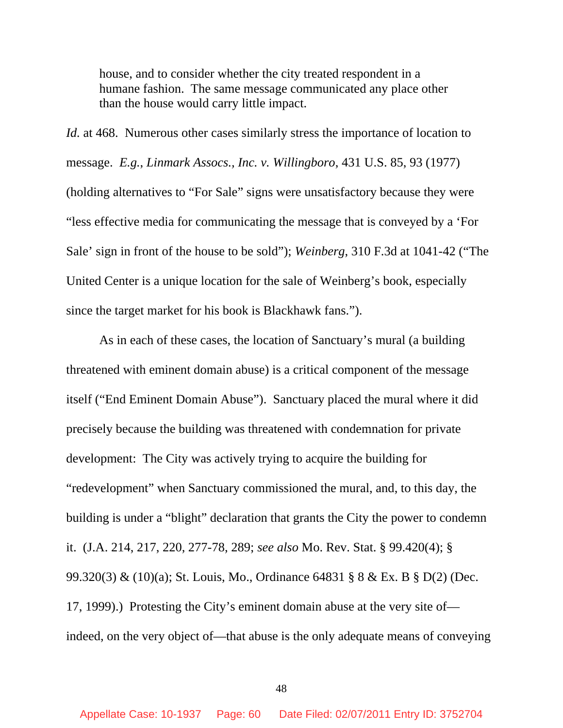> house, and to consider whether the city treated respondent in a humane fashion. The same message communicated any place other than the house would carry little impact.

*Id.* at 468. Numerous other cases similarly stress the importance of location to message. *E.g.*, *Linmark Assocs., Inc. v. Willingboro*, 431 U.S. 85, 93 (1977) (holding alternatives to "For Sale" signs were unsatisfactory because they were "less effective media for communicating the message that is conveyed by a 'For Sale' sign in front of the house to be sold"); *Weinberg*, 310 F.3d at 1041-42 ("The United Center is a unique location for the sale of Weinberg's book, especially since the target market for his book is Blackhawk fans.").

As in each of these cases, the location of Sanctuary's mural (a building threatened with eminent domain abuse) is a critical component of the message itself ("End Eminent Domain Abuse"). Sanctuary placed the mural where it did precisely because the building was threatened with condemnation for private development: The City was actively trying to acquire the building for "redevelopment" when Sanctuary commissioned the mural, and, to this day, the building is under a "blight" declaration that grants the City the power to condemn it. (J.A. 214, 217, 220, 277-78, 289; *see also* Mo. Rev. Stat. § 99.420(4); § 99.320(3) & (10)(a); St. Louis, Mo., Ordinance 64831 § 8 & Ex. B § D(2) (Dec. 17, 1999).) Protesting the City's eminent domain abuse at the very site of—indeed, on the very object of—that abuse is the only adequate means of conveying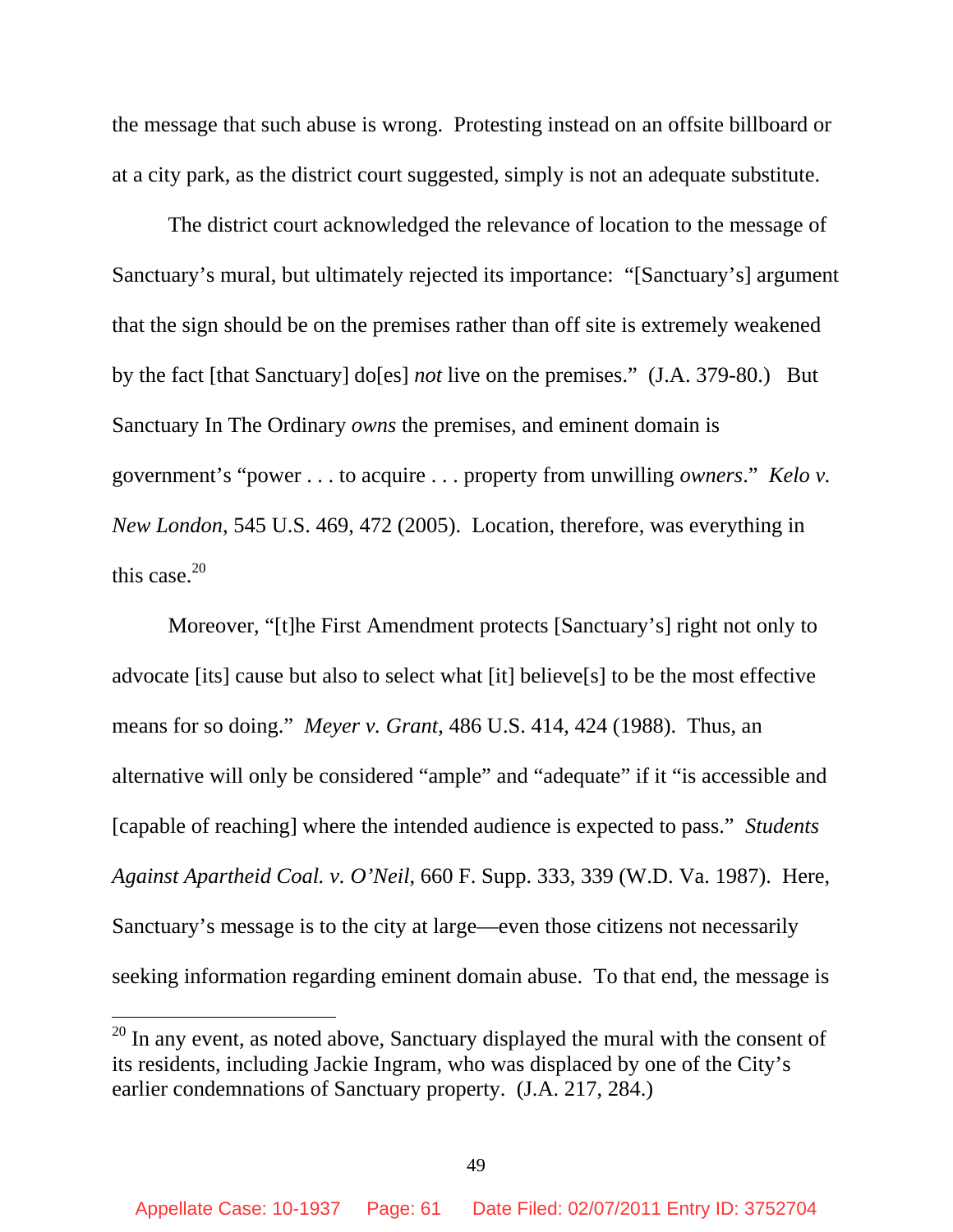the message that such abuse is wrong. Protesting instead on an offsite billboard or at a city park, as the district court suggested, simply is not an adequate substitute.

The district court acknowledged the relevance of location to the message of Sanctuary's mural, but ultimately rejected its importance: "[Sanctuary's] argument that the sign should be on the premises rather than off site is extremely weakened by the fact [that Sanctuary] do[es] *not* live on the premises." (J.A. 379-80.) But Sanctuary In The Ordinary *owns* the premises, and eminent domain is government's "power . . . to acquire . . . property from unwilling *owners*." *Kelo v. New London*, 545 U.S. 469, 472 (2005). Location, therefore, was everything in this case.[20]

Moreover, "[t]he First Amendment protects [Sanctuary's] right not only to advocate [its] cause but also to select what [it] believe[s] to be the most effective means for so doing." *Meyer v. Grant*, 486 U.S. 414, 424 (1988). Thus, an alternative will only be considered "ample" and "adequate" if it "is accessible and [capable of reaching] where the intended audience is expected to pass." *Students Against Apartheid Coal. v. O'Neil*, 660 F. Supp. 333, 339 (W.D. Va. 1987). Here, Sanctuary's message is to the city at large—even those citizens not necessarily seeking information regarding eminent domain abuse. To that end, the message is

---

[20] In any event, as noted above, Sanctuary displayed the mural with the consent of its residents, including Jackie Ingram, who was displaced by one of the City's earlier condemnations of Sanctuary property. (J.A. 217, 284.)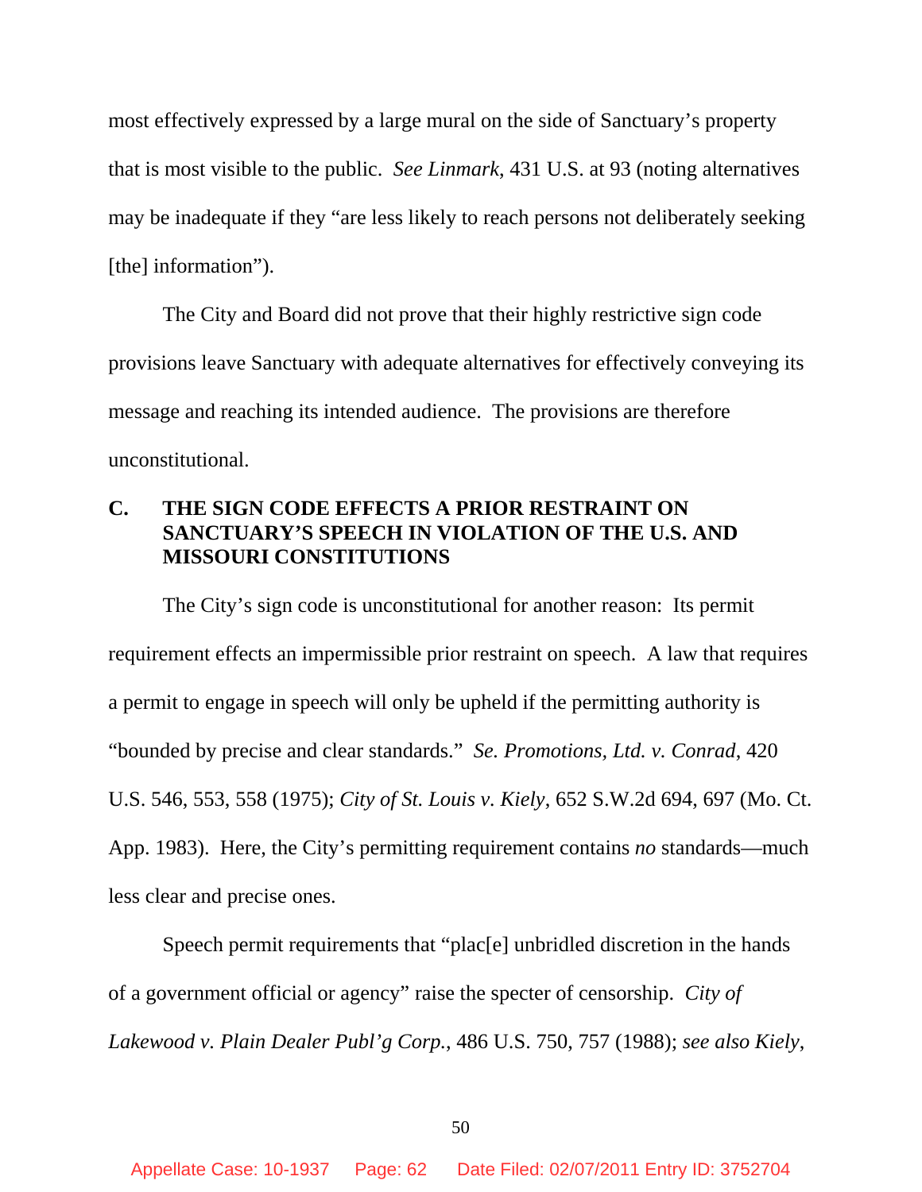most effectively expressed by a large mural on the side of Sanctuary's property that is most visible to the public. *See Linmark*, 431 U.S. at 93 (noting alternatives may be inadequate if they "are less likely to reach persons not deliberately seeking [the] information").

The City and Board did not prove that their highly restrictive sign code provisions leave Sanctuary with adequate alternatives for effectively conveying its message and reaching its intended audience. The provisions are therefore unconstitutional.

### C. THE SIGN CODE EFFECTS A PRIOR RESTRAINT ON SANCTUARY'S SPEECH IN VIOLATION OF THE U.S. AND MISSOURI CONSTITUTIONS

The City's sign code is unconstitutional for another reason: Its permit requirement effects an impermissible prior restraint on speech. A law that requires a permit to engage in speech will only be upheld if the permitting authority is "bounded by precise and clear standards." *Se. Promotions, Ltd. v. Conrad*, 420 U.S. 546, 553, 558 (1975); *City of St. Louis v. Kiely*, 652 S.W.2d 694, 697 (Mo. Ct. App. 1983). Here, the City's permitting requirement contains *no* standards—much less clear and precise ones.

Speech permit requirements that "plac[e] unbridled discretion in the hands of a government official or agency" raise the specter of censorship. *City of Lakewood v. Plain Dealer Publ'g Corp.*, 486 U.S. 750, 757 (1988); *see also Kiely*,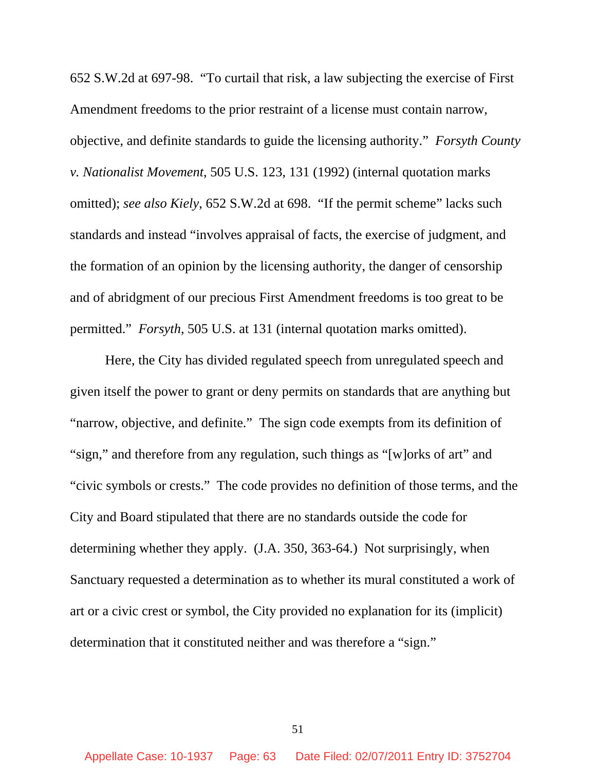652 S.W.2d at 697-98. "To curtail that risk, a law subjecting the exercise of First Amendment freedoms to the prior restraint of a license must contain narrow, objective, and definite standards to guide the licensing authority." *Forsyth County v. Nationalist Movement*, 505 U.S. 123, 131 (1992) (internal quotation marks omitted); *see also Kiely*, 652 S.W.2d at 698. "If the permit scheme" lacks such standards and instead "involves appraisal of facts, the exercise of judgment, and the formation of an opinion by the licensing authority, the danger of censorship and of abridgment of our precious First Amendment freedoms is too great to be permitted." *Forsyth*, 505 U.S. at 131 (internal quotation marks omitted).

Here, the City has divided regulated speech from unregulated speech and given itself the power to grant or deny permits on standards that are anything but "narrow, objective, and definite." The sign code exempts from its definition of "sign," and therefore from any regulation, such things as "[w]orks of art" and "civic symbols or crests." The code provides no definition of those terms, and the City and Board stipulated that there are no standards outside the code for determining whether they apply. (J.A. 350, 363-64.) Not surprisingly, when Sanctuary requested a determination as to whether its mural constituted a work of art or a civic crest or symbol, the City provided no explanation for its (implicit) determination that it constituted neither and was therefore a "sign."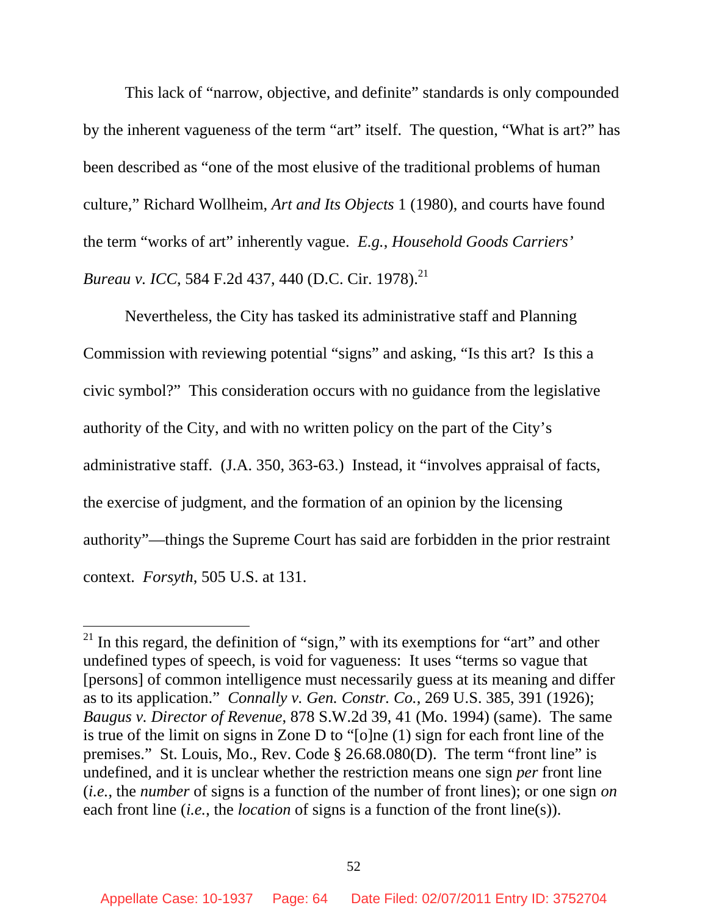This lack of "narrow, objective, and definite" standards is only compounded by the inherent vagueness of the term "art" itself. The question, "What is art?" has been described as "one of the most elusive of the traditional problems of human culture," Richard Wollheim, *Art and Its Objects* 1 (1980), and courts have found the term "works of art" inherently vague. *E.g.*, *Household Goods Carriers' Bureau v. ICC*, 584 F.2d 437, 440 (D.C. Cir. 1978).[21]

Nevertheless, the City has tasked its administrative staff and Planning Commission with reviewing potential "signs" and asking, "Is this art? Is this a civic symbol?" This consideration occurs with no guidance from the legislative authority of the City, and with no written policy on the part of the City's administrative staff. (J.A. 350, 363-63.) Instead, it "involves appraisal of facts, the exercise of judgment, and the formation of an opinion by the licensing authority"—things the Supreme Court has said are forbidden in the prior restraint context. *Forsyth*, 505 U.S. at 131.

---

[21] In this regard, the definition of "sign," with its exemptions for "art" and other undefined types of speech, is void for vagueness: It uses "terms so vague that [persons] of common intelligence must necessarily guess at its meaning and differ as to its application." *Connally v. Gen. Constr. Co.*, 269 U.S. 385, 391 (1926); *Baugus v. Director of Revenue*, 878 S.W.2d 39, 41 (Mo. 1994) (same). The same is true of the limit on signs in Zone D to "[o]ne (1) sign for each front line of the premises." St. Louis, Mo., Rev. Code § 26.68.080(D). The term "front line" is undefined, and it is unclear whether the restriction means one sign *per* front line (*i.e.*, the *number* of signs is a function of the number of front lines); or one sign *on* each front line (*i.e.*, the *location* of signs is a function of the front line(s)).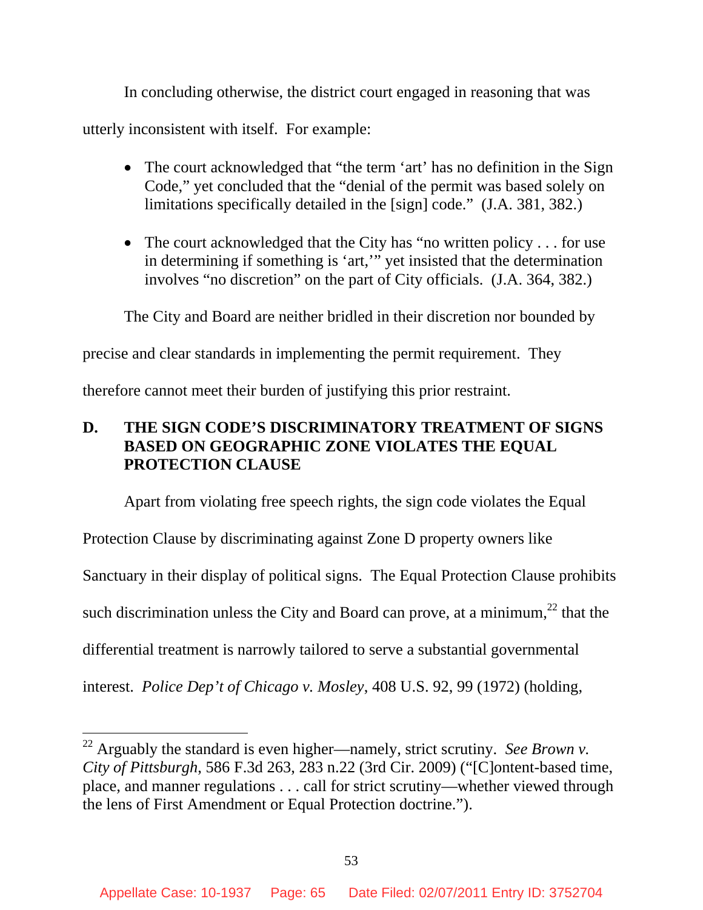In concluding otherwise, the district court engaged in reasoning that was utterly inconsistent with itself. For example:

- The court acknowledged that "the term 'art' has no definition in the Sign Code," yet concluded that the "denial of the permit was based solely on limitations specifically detailed in the [sign] code." (J.A. 381, 382.)
- The court acknowledged that the City has "no written policy . . . for use in determining if something is 'art,'" yet insisted that the determination involves "no discretion" on the part of City officials. (J.A. 364, 382.)

The City and Board are neither bridled in their discretion nor bounded by precise and clear standards in implementing the permit requirement. They therefore cannot meet their burden of justifying this prior restraint.

## D. THE SIGN CODE'S DISCRIMINATORY TREATMENT OF SIGNS BASED ON GEOGRAPHIC ZONE VIOLATES THE EQUAL PROTECTION CLAUSE

Apart from violating free speech rights, the sign code violates the Equal Protection Clause by discriminating against Zone D property owners like Sanctuary in their display of political signs. The Equal Protection Clause prohibits such discrimination unless the City and Board can prove, at a minimum,[22] that the differential treatment is narrowly tailored to serve a substantial governmental interest. *Police Dep't of Chicago v. Mosley*, 408 U.S. 92, 99 (1972) (holding,

[22] Arguably the standard is even higher—namely, strict scrutiny. *See Brown v. City of Pittsburgh*, 586 F.3d 263, 283 n.22 (3rd Cir. 2009) ("[C]ontent-based time, place, and manner regulations . . . call for strict scrutiny—whether viewed through the lens of First Amendment or Equal Protection doctrine.").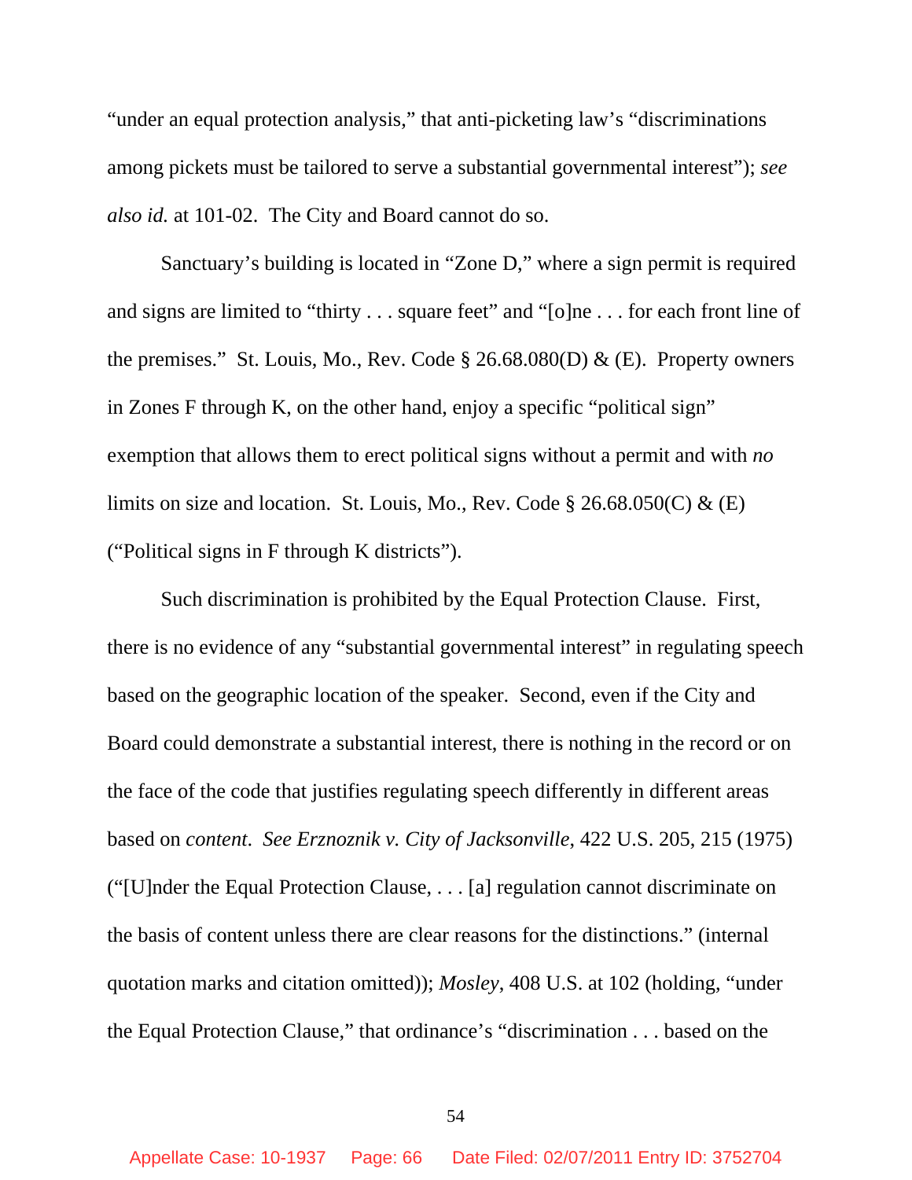"under an equal protection analysis," that anti-picketing law's "discriminations among pickets must be tailored to serve a substantial governmental interest"); *see also id.* at 101-02. The City and Board cannot do so.

Sanctuary's building is located in "Zone D," where a sign permit is required and signs are limited to "thirty . . . square feet" and "[o]ne . . . for each front line of the premises." St. Louis, Mo., Rev. Code § 26.68.080(D) & (E). Property owners in Zones F through K, on the other hand, enjoy a specific "political sign" exemption that allows them to erect political signs without a permit and with *no* limits on size and location. St. Louis, Mo., Rev. Code § 26.68.050(C) & (E) ("Political signs in F through K districts").

Such discrimination is prohibited by the Equal Protection Clause. First, there is no evidence of any "substantial governmental interest" in regulating speech based on the geographic location of the speaker. Second, even if the City and Board could demonstrate a substantial interest, there is nothing in the record or on the face of the code that justifies regulating speech differently in different areas based on *content*. *See Erznoznik v. City of Jacksonville*, 422 U.S. 205, 215 (1975) ("[U]nder the Equal Protection Clause, . . . [a] regulation cannot discriminate on the basis of content unless there are clear reasons for the distinctions." (internal quotation marks and citation omitted)); *Mosley*, 408 U.S. at 102 (holding, "under the Equal Protection Clause," that ordinance's "discrimination . . . based on the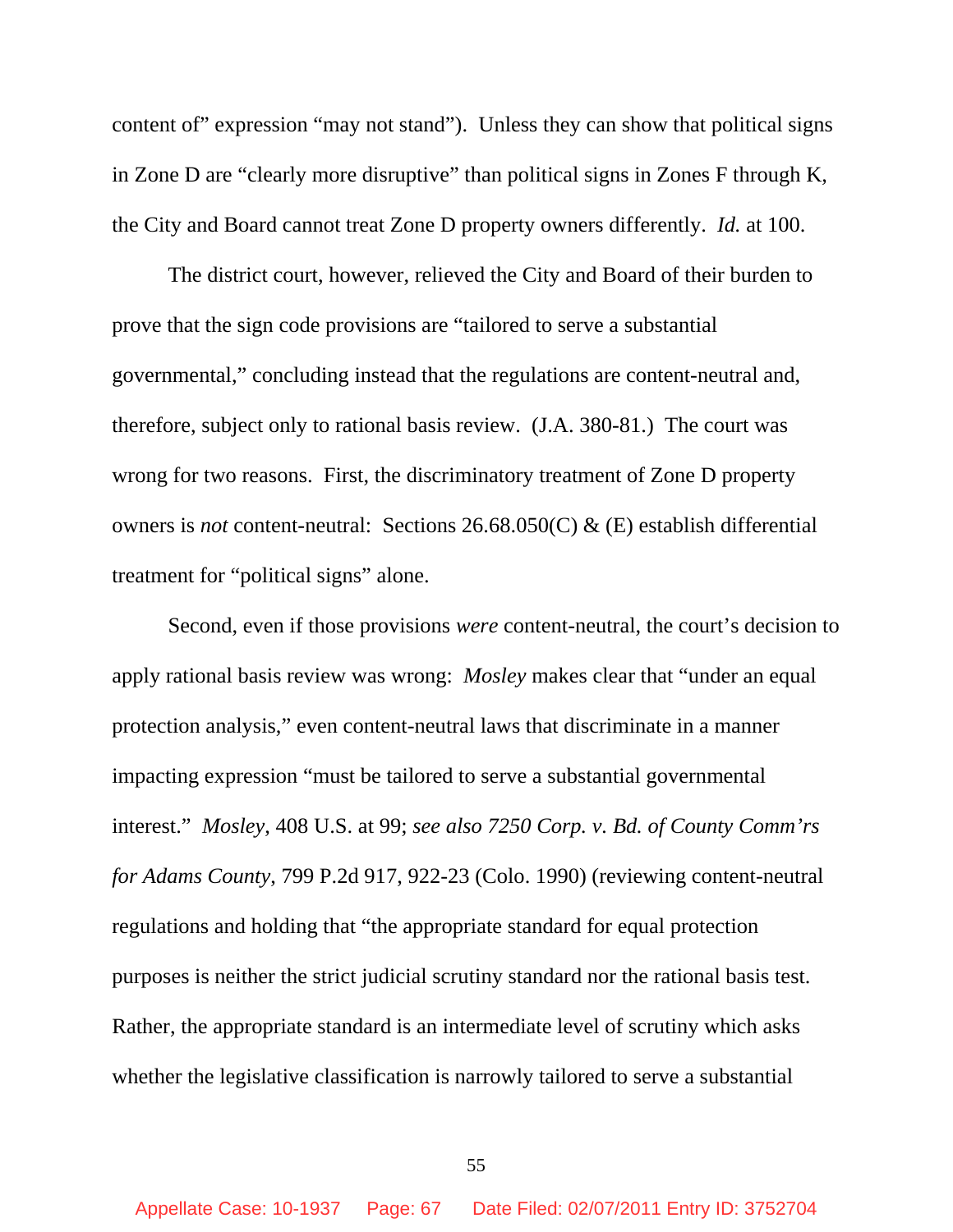content of" expression "may not stand"). Unless they can show that political signs in Zone D are "clearly more disruptive" than political signs in Zones F through K, the City and Board cannot treat Zone D property owners differently. *Id.* at 100.

The district court, however, relieved the City and Board of their burden to prove that the sign code provisions are "tailored to serve a substantial governmental," concluding instead that the regulations are content-neutral and, therefore, subject only to rational basis review. (J.A. 380-81.) The court was wrong for two reasons. First, the discriminatory treatment of Zone D property owners is *not* content-neutral: Sections 26.68.050(C) & (E) establish differential treatment for "political signs" alone.

Second, even if those provisions *were* content-neutral, the court's decision to apply rational basis review was wrong: *Mosley* makes clear that "under an equal protection analysis," even content-neutral laws that discriminate in a manner impacting expression "must be tailored to serve a substantial governmental interest." *Mosley*, 408 U.S. at 99; *see also 7250 Corp. v. Bd. of County Comm'rs for Adams County*, 799 P.2d 917, 922-23 (Colo. 1990) (reviewing content-neutral regulations and holding that "the appropriate standard for equal protection purposes is neither the strict judicial scrutiny standard nor the rational basis test. Rather, the appropriate standard is an intermediate level of scrutiny which asks whether the legislative classification is narrowly tailored to serve a substantial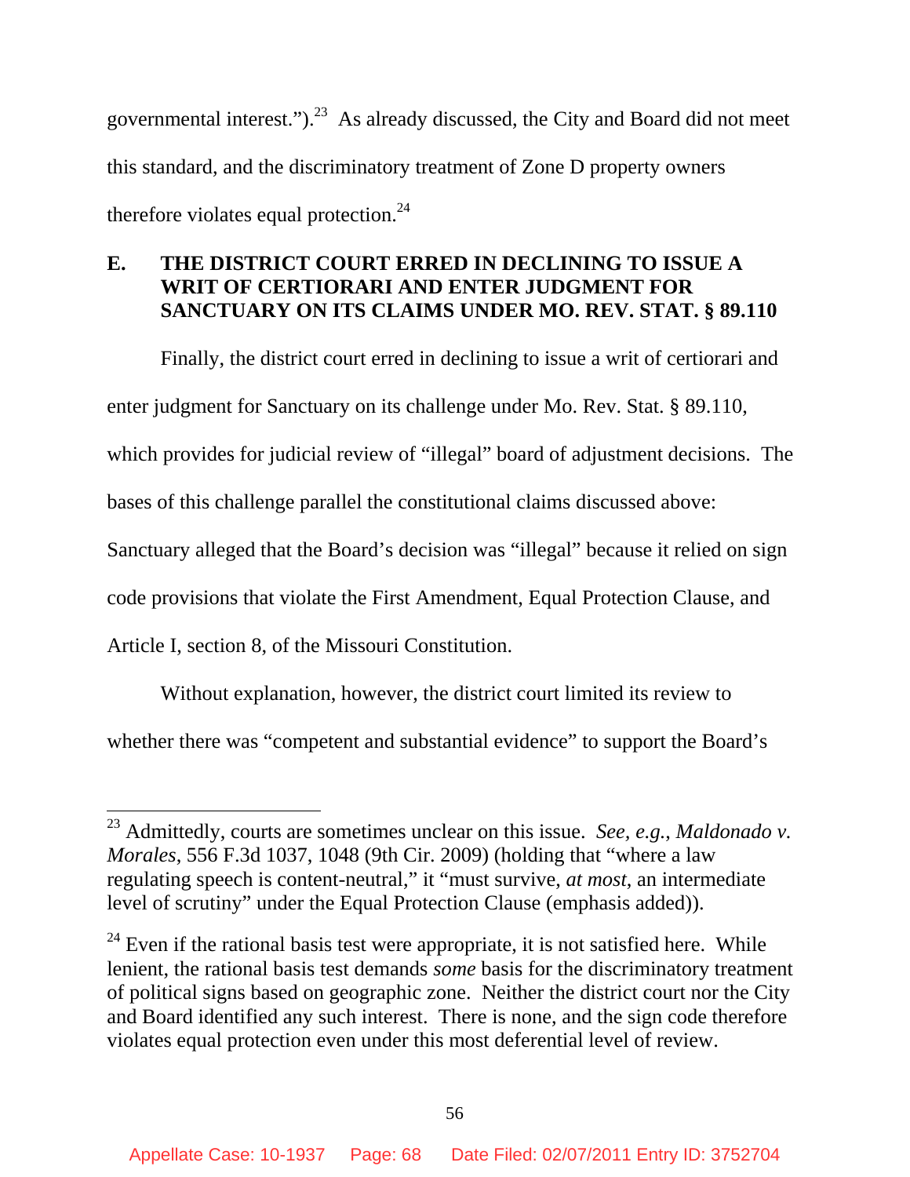governmental interest.").[23] As already discussed, the City and Board did not meet this standard, and the discriminatory treatment of Zone D property owners therefore violates equal protection.[24]

### E. THE DISTRICT COURT ERRED IN DECLINING TO ISSUE A WRIT OF CERTIORARI AND ENTER JUDGMENT FOR SANCTUARY ON ITS CLAIMS UNDER MO. REV. STAT. § 89.110

Finally, the district court erred in declining to issue a writ of certiorari and enter judgment for Sanctuary on its challenge under Mo. Rev. Stat. § 89.110, which provides for judicial review of "illegal" board of adjustment decisions. The bases of this challenge parallel the constitutional claims discussed above: Sanctuary alleged that the Board's decision was "illegal" because it relied on sign code provisions that violate the First Amendment, Equal Protection Clause, and Article I, section 8, of the Missouri Constitution.

Without explanation, however, the district court limited its review to whether there was "competent and substantial evidence" to support the Board's

---

[23] Admittedly, courts are sometimes unclear on this issue. *See, e.g.*, *Maldonado v. Morales*, 556 F.3d 1037, 1048 (9th Cir. 2009) (holding that "where a law regulating speech is content-neutral," it "must survive, *at most*, an intermediate level of scrutiny" under the Equal Protection Clause (emphasis added)).

[24] Even if the rational basis test were appropriate, it is not satisfied here. While lenient, the rational basis test demands *some* basis for the discriminatory treatment of political signs based on geographic zone. Neither the district court nor the City and Board identified any such interest. There is none, and the sign code therefore violates equal protection even under this most deferential level of review.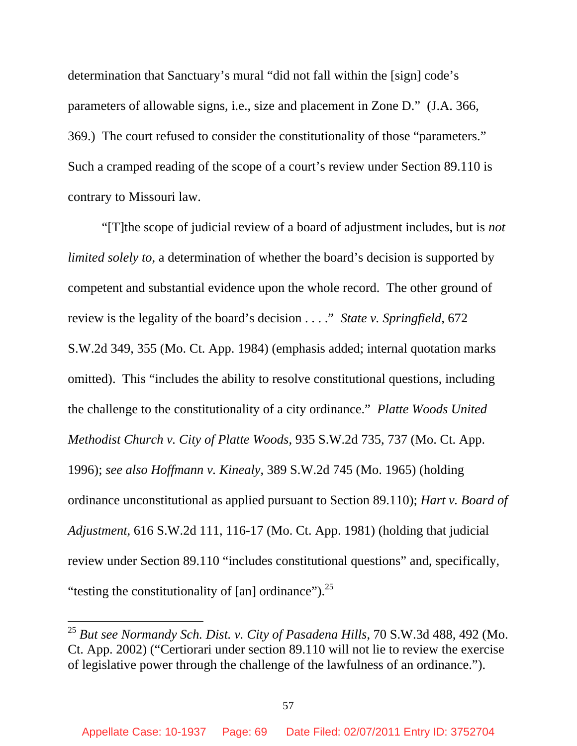determination that Sanctuary's mural "did not fall within the [sign] code's parameters of allowable signs, i.e., size and placement in Zone D." (J.A. 366, 369.) The court refused to consider the constitutionality of those "parameters." Such a cramped reading of the scope of a court's review under Section 89.110 is contrary to Missouri law.

"[T]he scope of judicial review of a board of adjustment includes, but is *not limited solely to*, a determination of whether the board's decision is supported by competent and substantial evidence upon the whole record. The other ground of review is the legality of the board's decision . . . ." *State v. Springfield*, 672 S.W.2d 349, 355 (Mo. Ct. App. 1984) (emphasis added; internal quotation marks omitted). This "includes the ability to resolve constitutional questions, including the challenge to the constitutionality of a city ordinance." *Platte Woods United Methodist Church v. City of Platte Woods*, 935 S.W.2d 735, 737 (Mo. Ct. App. 1996); *see also Hoffmann v. Kinealy*, 389 S.W.2d 745 (Mo. 1965) (holding ordinance unconstitutional as applied pursuant to Section 89.110); *Hart v. Board of Adjustment*, 616 S.W.2d 111, 116-17 (Mo. Ct. App. 1981) (holding that judicial review under Section 89.110 "includes constitutional questions" and, specifically, "testing the constitutionality of [an] ordinance").[25]

---

[25] *But see Normandy Sch. Dist. v. City of Pasadena Hills*, 70 S.W.3d 488, 492 (Mo. Ct. App. 2002) ("Certiorari under section 89.110 will not lie to review the exercise of legislative power through the challenge of the lawfulness of an ordinance.").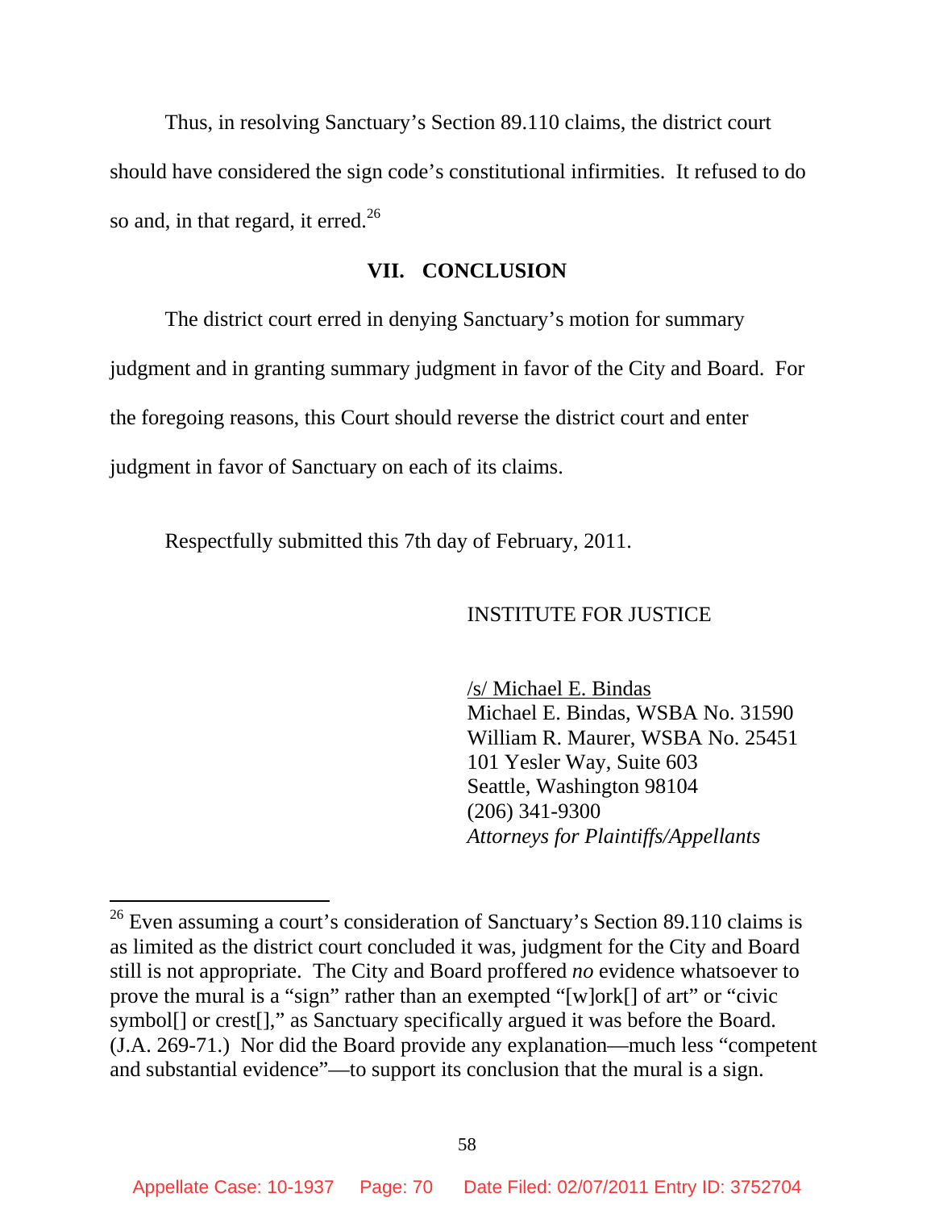Thus, in resolving Sanctuary's Section 89.110 claims, the district court should have considered the sign code's constitutional infirmities. It refused to do so and, in that regard, it erred.[26]

## VII. CONCLUSION

The district court erred in denying Sanctuary's motion for summary judgment and in granting summary judgment in favor of the City and Board. For the foregoing reasons, this Court should reverse the district court and enter judgment in favor of Sanctuary on each of its claims.

Respectfully submitted this 7th day of February, 2011.

INSTITUTE FOR JUSTICE

/s/ Michael E. Bindas
Michael E. Bindas, WSBA No. 31590
William R. Maurer, WSBA No. 25451
101 Yesler Way, Suite 603
Seattle, Washington 98104
(206) 341-9300
*Attorneys for Plaintiffs/Appellants*

---

[26] Even assuming a court's consideration of Sanctuary's Section 89.110 claims is as limited as the district court concluded it was, judgment for the City and Board still is not appropriate. The City and Board proffered *no* evidence whatsoever to prove the mural is a "sign" rather than an exempted "[w]ork[] of art" or "civic symbol[] or crest[]," as Sanctuary specifically argued it was before the Board. (J.A. 269-71.) Nor did the Board provide any explanation—much less "competent and substantial evidence"—to support its conclusion that the mural is a sign.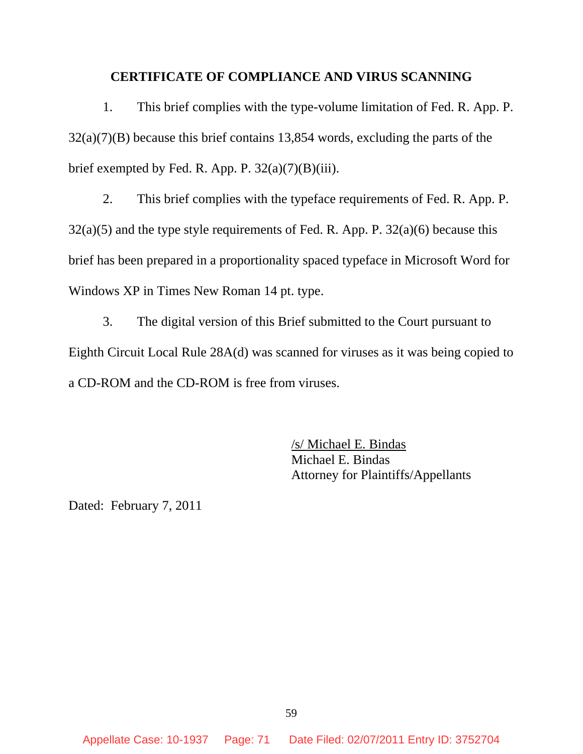## CERTIFICATE OF COMPLIANCE AND VIRUS SCANNING

1. This brief complies with the type-volume limitation of Fed. R. App. P. 32(a)(7)(B) because this brief contains 13,854 words, excluding the parts of the brief exempted by Fed. R. App. P. 32(a)(7)(B)(iii).

2. This brief complies with the typeface requirements of Fed. R. App. P. 32(a)(5) and the type style requirements of Fed. R. App. P. 32(a)(6) because this brief has been prepared in a proportionality spaced typeface in Microsoft Word for Windows XP in Times New Roman 14 pt. type.

3. The digital version of this Brief submitted to the Court pursuant to Eighth Circuit Local Rule 28A(d) was scanned for viruses as it was being copied to a CD-ROM and the CD-ROM is free from viruses.

/s/ Michael E. Bindas
Michael E. Bindas
Attorney for Plaintiffs/Appellants

Dated: February 7, 2011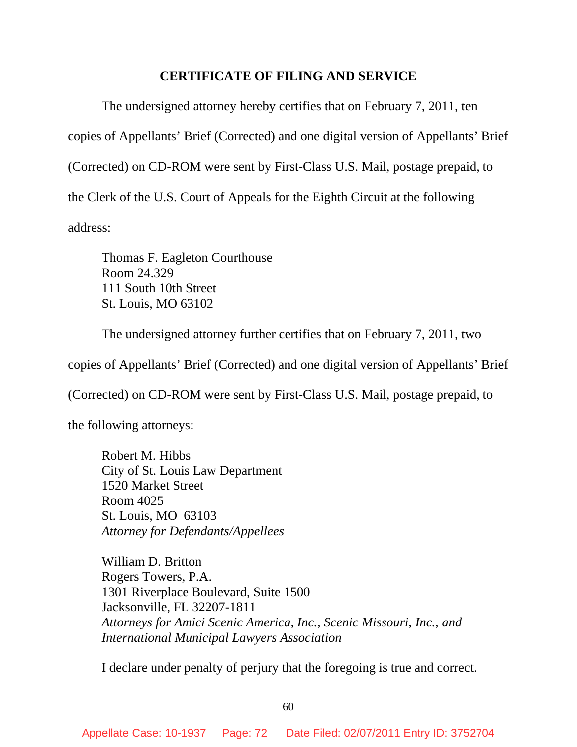## CERTIFICATE OF FILING AND SERVICE

The undersigned attorney hereby certifies that on February 7, 2011, ten copies of Appellants' Brief (Corrected) and one digital version of Appellants' Brief (Corrected) on CD-ROM were sent by First-Class U.S. Mail, postage prepaid, to the Clerk of the U.S. Court of Appeals for the Eighth Circuit at the following address:

Thomas F. Eagleton Courthouse
Room 24.329
111 South 10th Street
St. Louis, MO 63102

The undersigned attorney further certifies that on February 7, 2011, two copies of Appellants' Brief (Corrected) and one digital version of Appellants' Brief (Corrected) on CD-ROM were sent by First-Class U.S. Mail, postage prepaid, to the following attorneys:

Robert M. Hibbs
City of St. Louis Law Department
1520 Market Street
Room 4025
St. Louis, MO 63103
*Attorney for Defendants/Appellees*

William D. Britton
Rogers Towers, P.A.
1301 Riverplace Boulevard, Suite 1500
Jacksonville, FL 32207-1811
*Attorneys for Amici Scenic America, Inc., Scenic Missouri, Inc., and International Municipal Lawyers Association*

I declare under penalty of perjury that the foregoing is true and correct.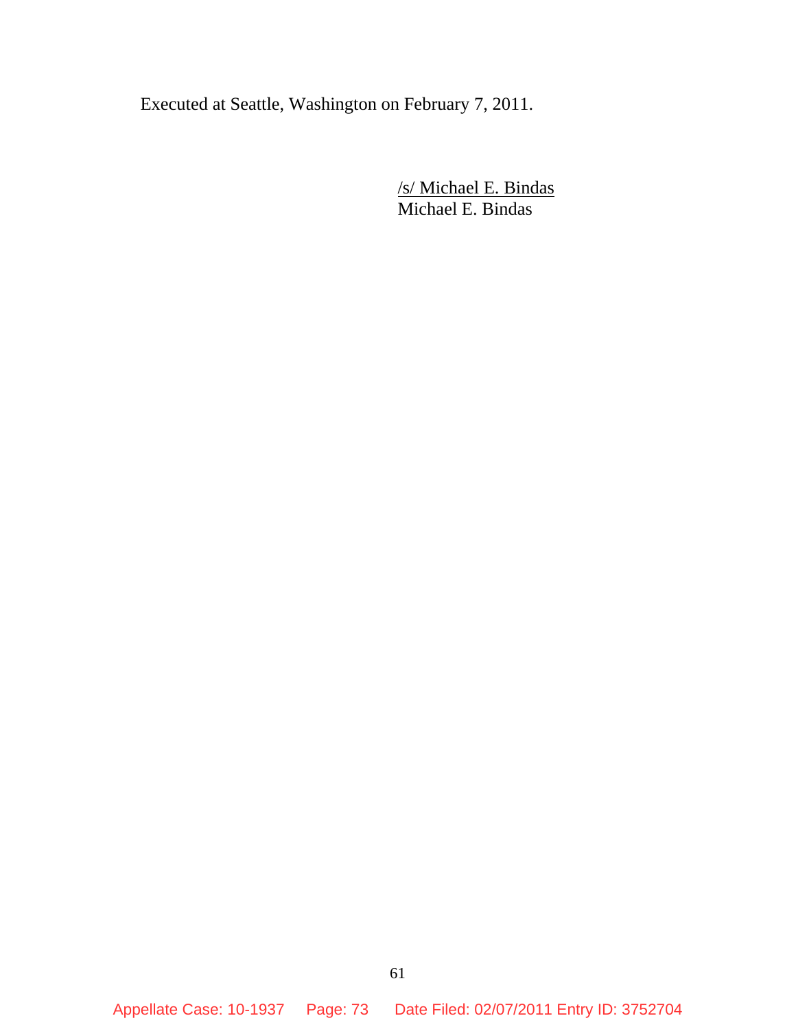Executed at Seattle, Washington on February 7, 2011.

/s/ Michael E. Bindas
Michael E. Bindas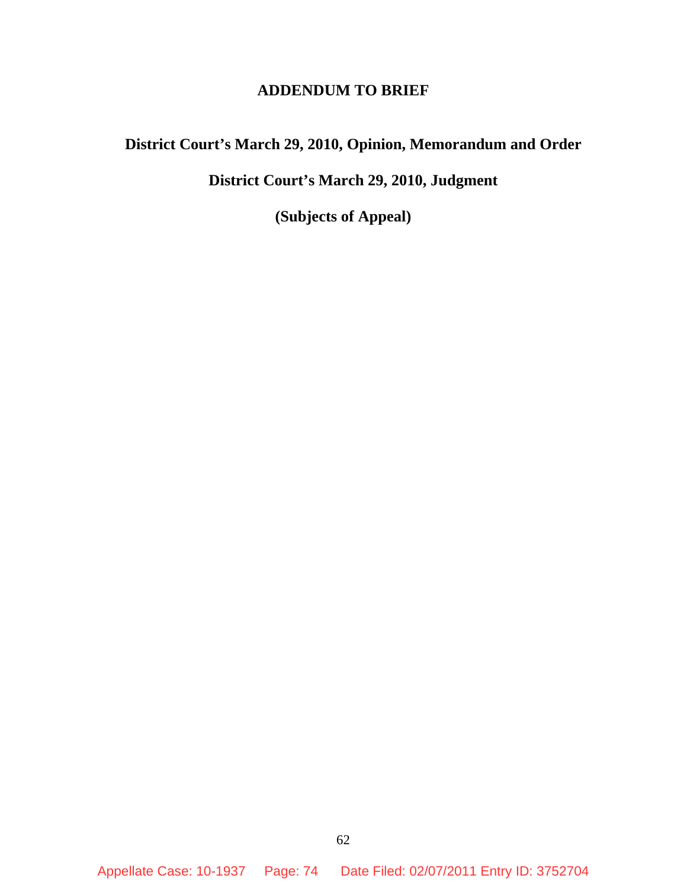# ADDENDUM TO BRIEF

**District Court's March 29, 2010, Opinion, Memorandum and Order**

**District Court's March 29, 2010, Judgment**

**(Subjects of Appeal)**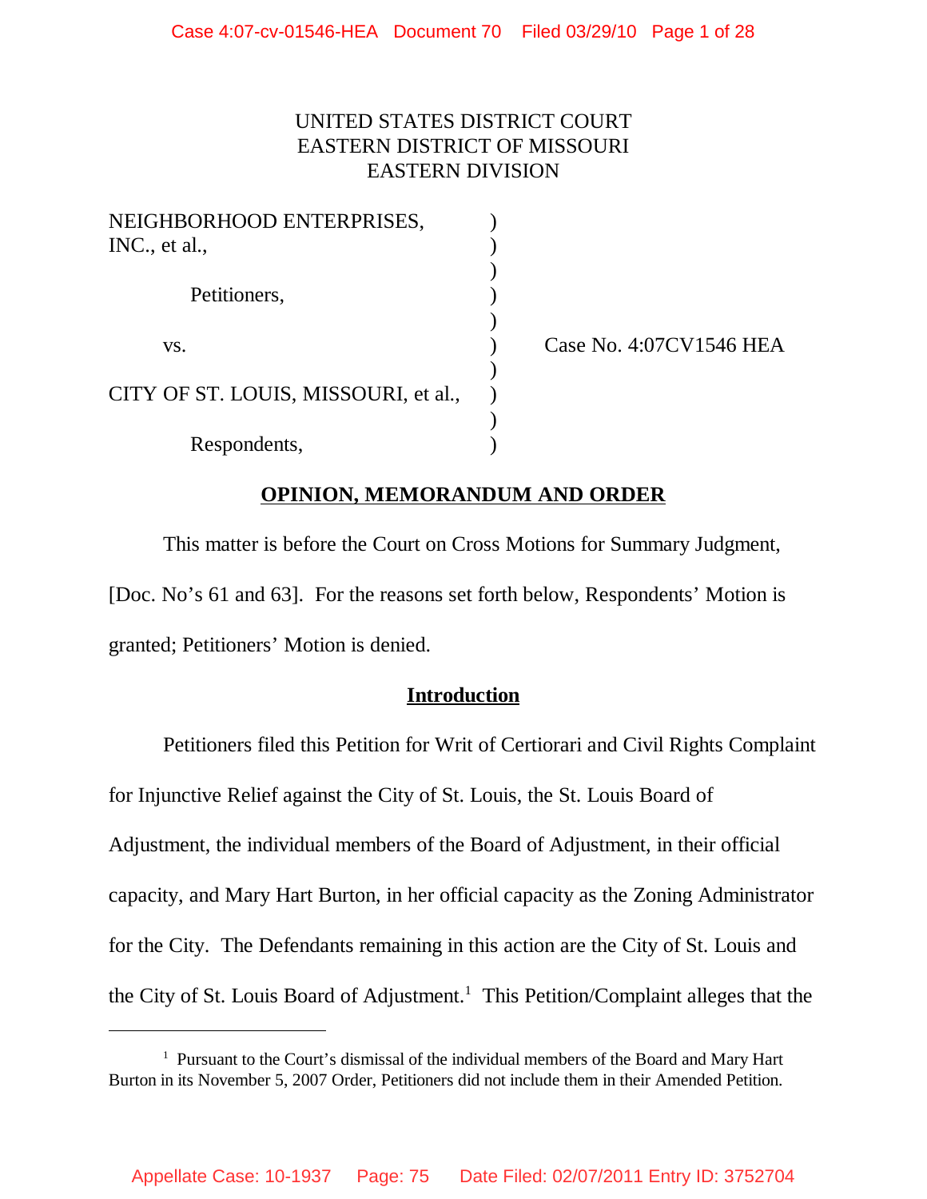UNITED STATES DISTRICT COURT
EASTERN DISTRICT OF MISSOURI
EASTERN DIVISION

| | | |
|---|---|---|
| NEIGHBORHOOD ENTERPRISES, INC., et al., | ) | |
| Petitioners, | ) | |
| vs. | ) | Case No. 4:07CV1546 HEA |
| CITY OF ST. LOUIS, MISSOURI, et al., | ) | |
| Respondents, | ) | |

## OPINION, MEMORANDUM AND ORDER

This matter is before the Court on Cross Motions for Summary Judgment, [Doc. No's 61 and 63]. For the reasons set forth below, Respondents' Motion is granted; Petitioners' Motion is denied.

## Introduction

Petitioners filed this Petition for Writ of Certiorari and Civil Rights Complaint for Injunctive Relief against the City of St. Louis, the St. Louis Board of Adjustment, the individual members of the Board of Adjustment, in their official capacity, and Mary Hart Burton, in her official capacity as the Zoning Administrator for the City. The Defendants remaining in this action are the City of St. Louis and the City of St. Louis Board of Adjustment.[1] This Petition/Complaint alleges that the

[1] Pursuant to the Court's dismissal of the individual members of the Board and Mary Hart Burton in its November 5, 2007 Order, Petitioners did not include them in their Amended Petition.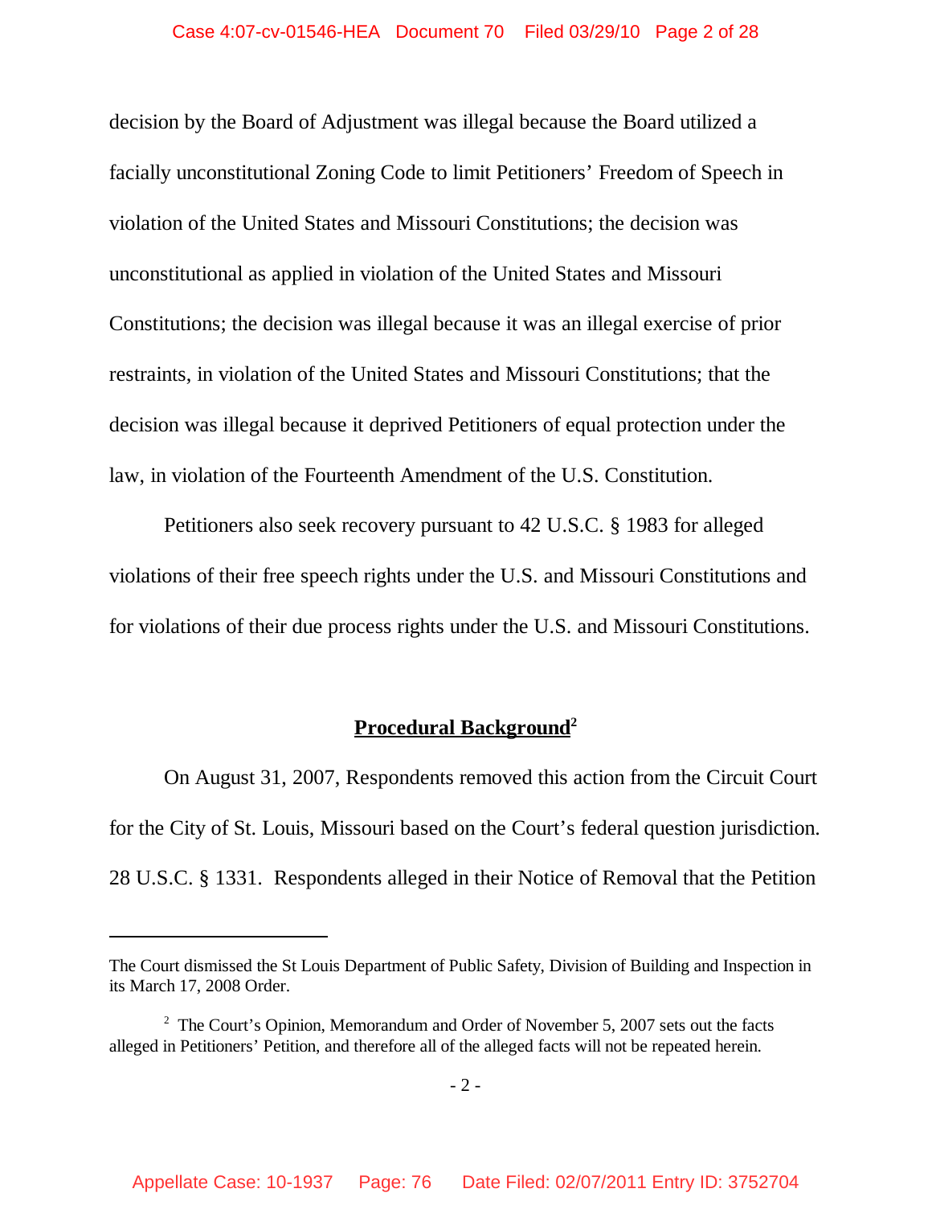decision by the Board of Adjustment was illegal because the Board utilized a facially unconstitutional Zoning Code to limit Petitioners' Freedom of Speech in violation of the United States and Missouri Constitutions; the decision was unconstitutional as applied in violation of the United States and Missouri Constitutions; the decision was illegal because it was an illegal exercise of prior restraints, in violation of the United States and Missouri Constitutions; that the decision was illegal because it deprived Petitioners of equal protection under the law, in violation of the Fourteenth Amendment of the U.S. Constitution.

Petitioners also seek recovery pursuant to 42 U.S.C. § 1983 for alleged violations of their free speech rights under the U.S. and Missouri Constitutions and for violations of their due process rights under the U.S. and Missouri Constitutions.

## Procedural Background[2]

On August 31, 2007, Respondents removed this action from the Circuit Court for the City of St. Louis, Missouri based on the Court's federal question jurisdiction. 28 U.S.C. § 1331. Respondents alleged in their Notice of Removal that the Petition

---

The Court dismissed the St Louis Department of Public Safety, Division of Building and Inspection in its March 17, 2008 Order.

[2] The Court's Opinion, Memorandum and Order of November 5, 2007 sets out the facts alleged in Petitioners' Petition, and therefore all of the alleged facts will not be repeated herein.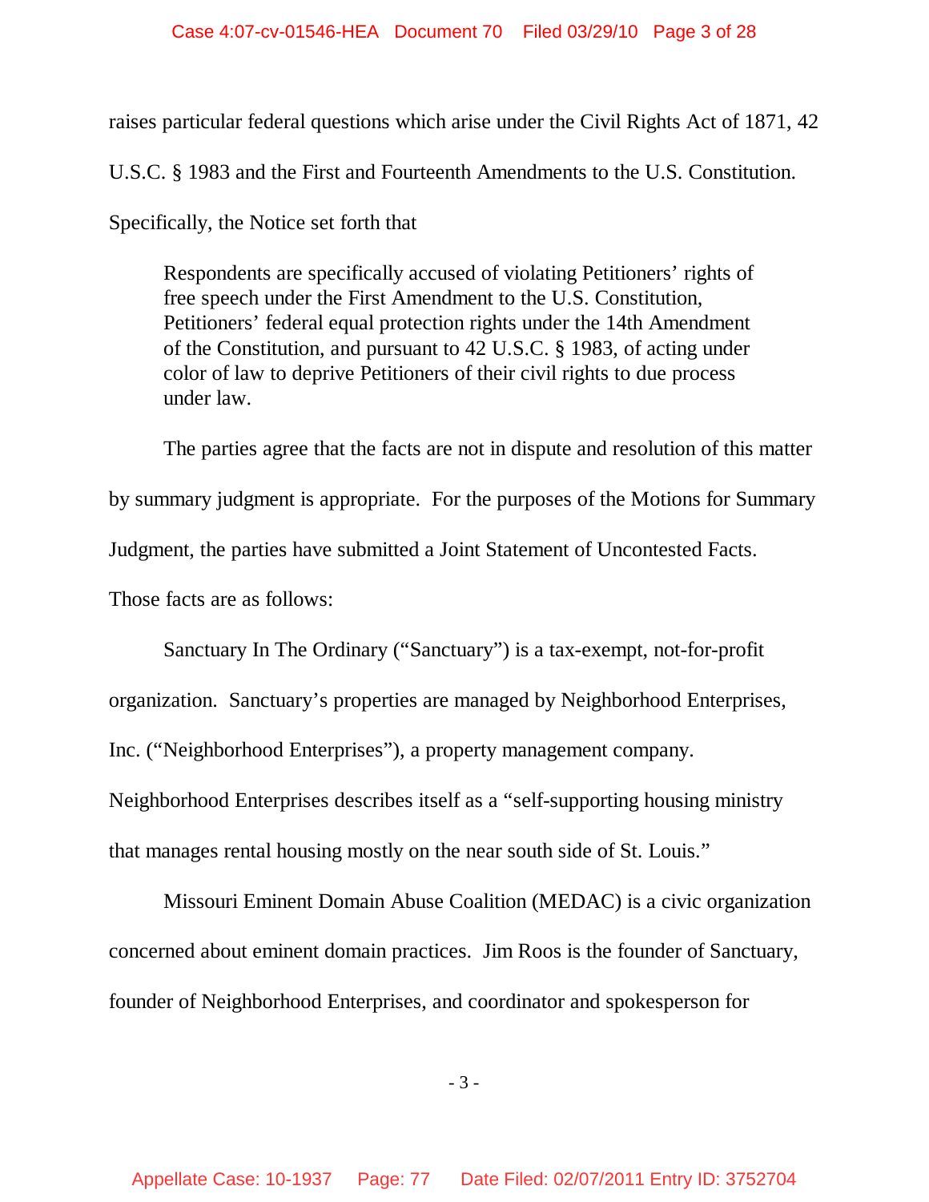raises particular federal questions which arise under the Civil Rights Act of 1871, 42 U.S.C. § 1983 and the First and Fourteenth Amendments to the U.S. Constitution. Specifically, the Notice set forth that

> Respondents are specifically accused of violating Petitioners' rights of free speech under the First Amendment to the U.S. Constitution, Petitioners' federal equal protection rights under the 14th Amendment of the Constitution, and pursuant to 42 U.S.C. § 1983, of acting under color of law to deprive Petitioners of their civil rights to due process under law.

The parties agree that the facts are not in dispute and resolution of this matter by summary judgment is appropriate. For the purposes of the Motions for Summary Judgment, the parties have submitted a Joint Statement of Uncontested Facts. Those facts are as follows:

Sanctuary In The Ordinary ("Sanctuary") is a tax-exempt, not-for-profit organization. Sanctuary's properties are managed by Neighborhood Enterprises, Inc. ("Neighborhood Enterprises"), a property management company. Neighborhood Enterprises describes itself as a "self-supporting housing ministry that manages rental housing mostly on the near south side of St. Louis."

Missouri Eminent Domain Abuse Coalition (MEDAC) is a civic organization concerned about eminent domain practices. Jim Roos is the founder of Sanctuary, founder of Neighborhood Enterprises, and coordinator and spokesperson for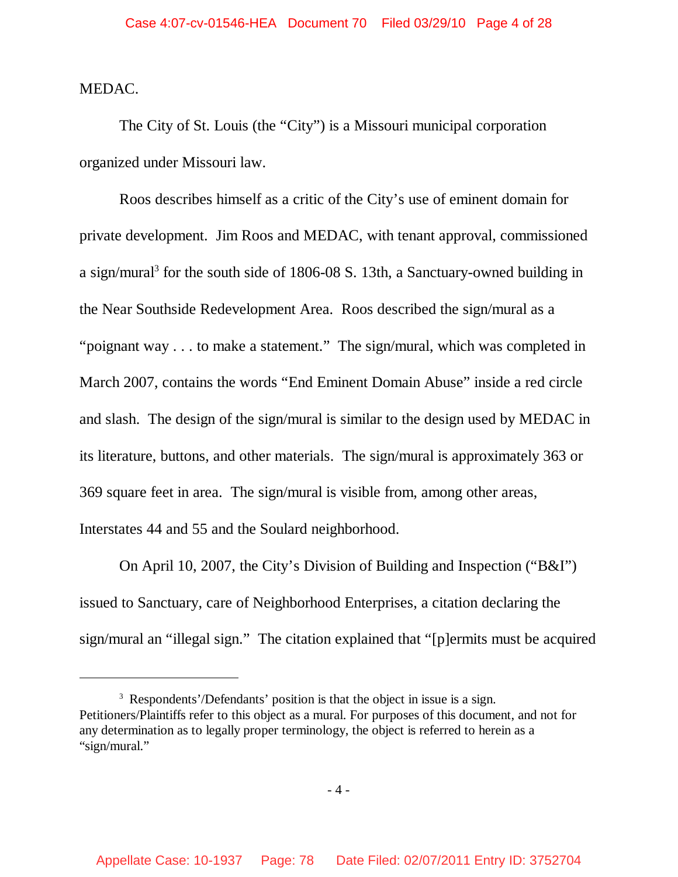MEDAC.

The City of St. Louis (the "City") is a Missouri municipal corporation organized under Missouri law.

Roos describes himself as a critic of the City's use of eminent domain for private development. Jim Roos and MEDAC, with tenant approval, commissioned a sign/mural[3] for the south side of 1806-08 S. 13th, a Sanctuary-owned building in the Near Southside Redevelopment Area. Roos described the sign/mural as a "poignant way . . . to make a statement." The sign/mural, which was completed in March 2007, contains the words "End Eminent Domain Abuse" inside a red circle and slash. The design of the sign/mural is similar to the design used by MEDAC in its literature, buttons, and other materials. The sign/mural is approximately 363 or 369 square feet in area. The sign/mural is visible from, among other areas, Interstates 44 and 55 and the Soulard neighborhood.

On April 10, 2007, the City's Division of Building and Inspection ("B&I") issued to Sanctuary, care of Neighborhood Enterprises, a citation declaring the sign/mural an "illegal sign." The citation explained that "[p]ermits must be acquired

---

[3] Respondents'/Defendants' position is that the object in issue is a sign. Petitioners/Plaintiffs refer to this object as a mural. For purposes of this document, and not for any determination as to legally proper terminology, the object is referred to herein as a "sign/mural."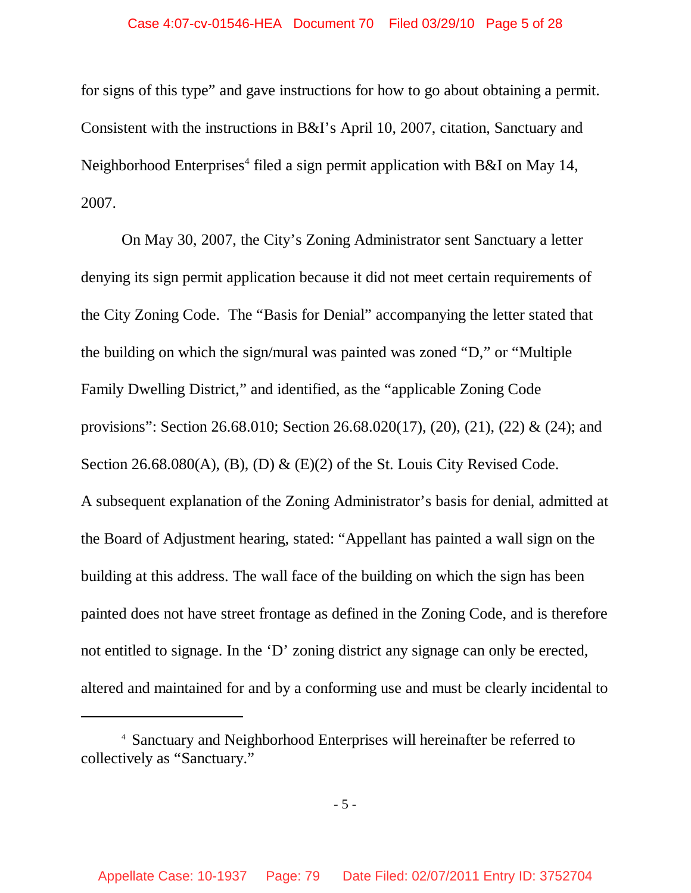for signs of this type" and gave instructions for how to go about obtaining a permit. Consistent with the instructions in B&I's April 10, 2007, citation, Sanctuary and Neighborhood Enterprises[4] filed a sign permit application with B&I on May 14, 2007.

On May 30, 2007, the City's Zoning Administrator sent Sanctuary a letter denying its sign permit application because it did not meet certain requirements of the City Zoning Code. The "Basis for Denial" accompanying the letter stated that the building on which the sign/mural was painted was zoned "D," or "Multiple Family Dwelling District," and identified, as the "applicable Zoning Code provisions": Section 26.68.010; Section 26.68.020(17), (20), (21), (22) & (24); and Section 26.68.080(A), (B), (D) & (E)(2) of the St. Louis City Revised Code. A subsequent explanation of the Zoning Administrator's basis for denial, admitted at the Board of Adjustment hearing, stated: "Appellant has painted a wall sign on the building at this address. The wall face of the building on which the sign has been painted does not have street frontage as defined in the Zoning Code, and is therefore not entitled to signage. In the 'D' zoning district any signage can only be erected, altered and maintained for and by a conforming use and must be clearly incidental to

[4] Sanctuary and Neighborhood Enterprises will hereinafter be referred to collectively as "Sanctuary."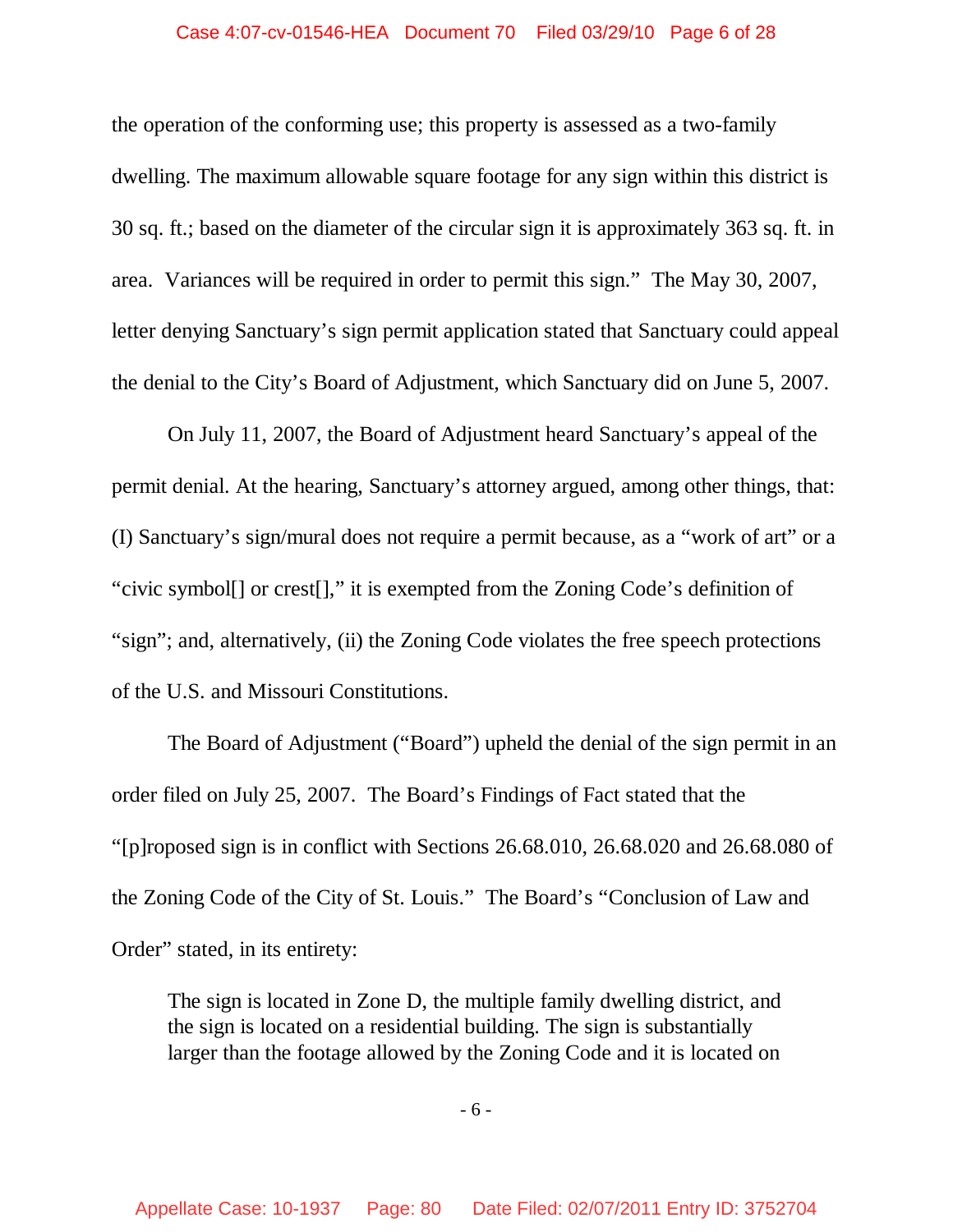the operation of the conforming use; this property is assessed as a two-family dwelling. The maximum allowable square footage for any sign within this district is 30 sq. ft.; based on the diameter of the circular sign it is approximately 363 sq. ft. in area. Variances will be required in order to permit this sign." The May 30, 2007, letter denying Sanctuary's sign permit application stated that Sanctuary could appeal the denial to the City's Board of Adjustment, which Sanctuary did on June 5, 2007.

On July 11, 2007, the Board of Adjustment heard Sanctuary's appeal of the permit denial. At the hearing, Sanctuary's attorney argued, among other things, that: (I) Sanctuary's sign/mural does not require a permit because, as a "work of art" or a "civic symbol[] or crest[]," it is exempted from the Zoning Code's definition of "sign"; and, alternatively, (ii) the Zoning Code violates the free speech protections of the U.S. and Missouri Constitutions.

The Board of Adjustment ("Board") upheld the denial of the sign permit in an order filed on July 25, 2007. The Board's Findings of Fact stated that the "[p]roposed sign is in conflict with Sections 26.68.010, 26.68.020 and 26.68.080 of the Zoning Code of the City of St. Louis." The Board's "Conclusion of Law and Order" stated, in its entirety:

> The sign is located in Zone D, the multiple family dwelling district, and the sign is located on a residential building. The sign is substantially larger than the footage allowed by the Zoning Code and it is located on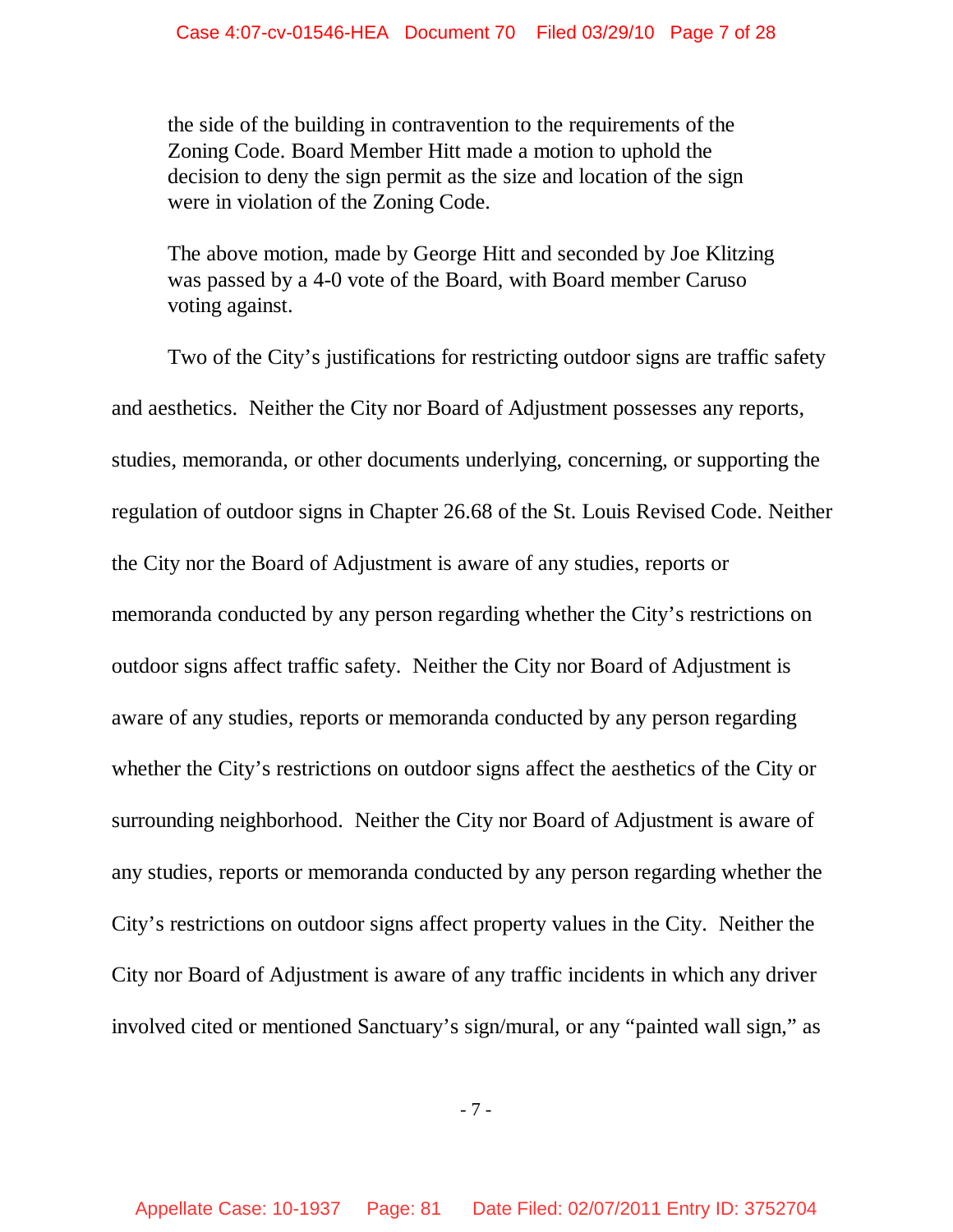> the side of the building in contravention to the requirements of the Zoning Code. Board Member Hitt made a motion to uphold the decision to deny the sign permit as the size and location of the sign were in violation of the Zoning Code.
>
> The above motion, made by George Hitt and seconded by Joe Klitzing was passed by a 4-0 vote of the Board, with Board member Caruso voting against.

Two of the City's justifications for restricting outdoor signs are traffic safety and aesthetics. Neither the City nor Board of Adjustment possesses any reports, studies, memoranda, or other documents underlying, concerning, or supporting the regulation of outdoor signs in Chapter 26.68 of the St. Louis Revised Code. Neither the City nor the Board of Adjustment is aware of any studies, reports or memoranda conducted by any person regarding whether the City's restrictions on outdoor signs affect traffic safety. Neither the City nor Board of Adjustment is aware of any studies, reports or memoranda conducted by any person regarding whether the City's restrictions on outdoor signs affect the aesthetics of the City or surrounding neighborhood. Neither the City nor Board of Adjustment is aware of any studies, reports or memoranda conducted by any person regarding whether the City's restrictions on outdoor signs affect property values in the City. Neither the City nor Board of Adjustment is aware of any traffic incidents in which any driver involved cited or mentioned Sanctuary's sign/mural, or any "painted wall sign," as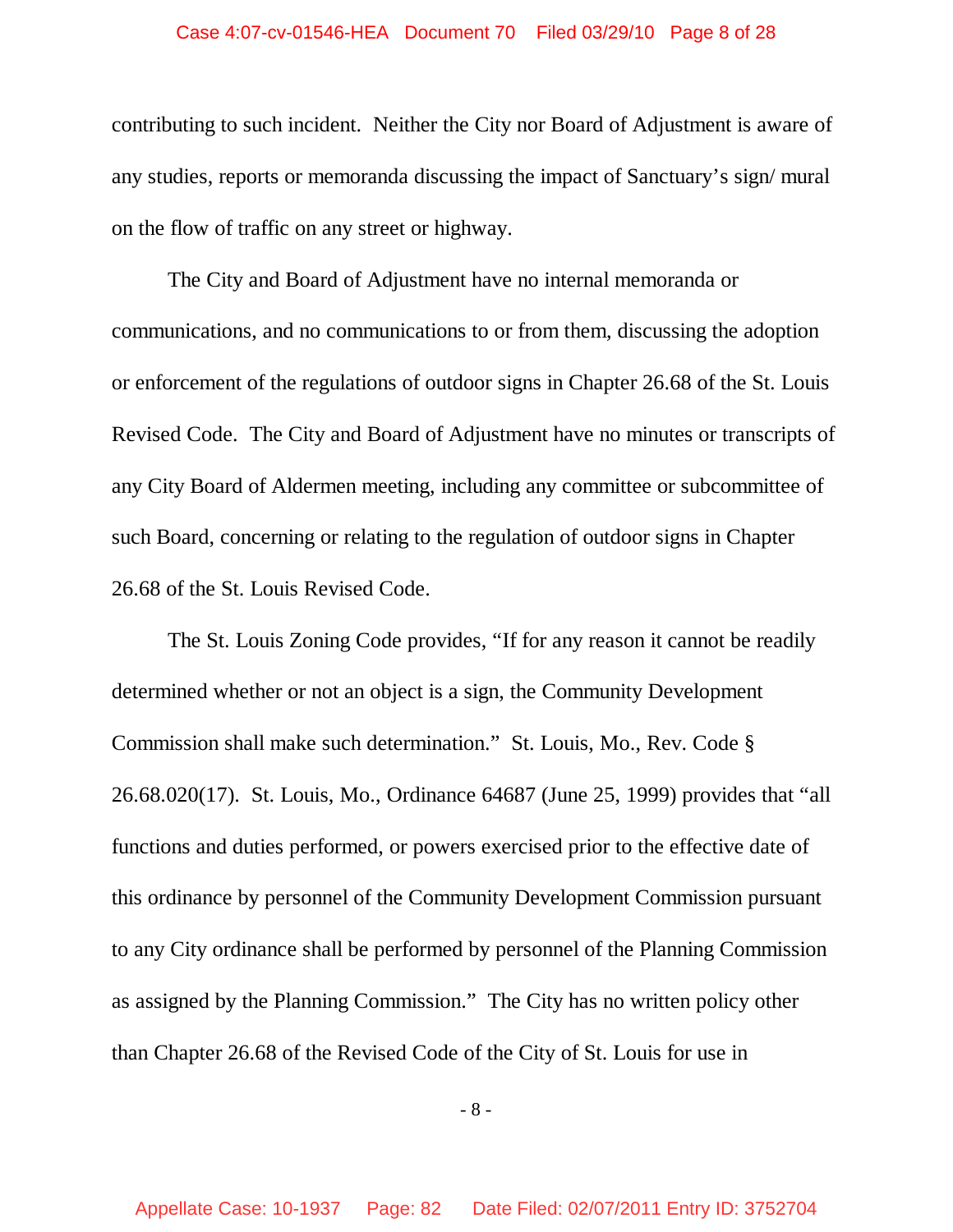contributing to such incident. Neither the City nor Board of Adjustment is aware of any studies, reports or memoranda discussing the impact of Sanctuary's sign/ mural on the flow of traffic on any street or highway.

The City and Board of Adjustment have no internal memoranda or communications, and no communications to or from them, discussing the adoption or enforcement of the regulations of outdoor signs in Chapter 26.68 of the St. Louis Revised Code. The City and Board of Adjustment have no minutes or transcripts of any City Board of Aldermen meeting, including any committee or subcommittee of such Board, concerning or relating to the regulation of outdoor signs in Chapter 26.68 of the St. Louis Revised Code.

The St. Louis Zoning Code provides, "If for any reason it cannot be readily determined whether or not an object is a sign, the Community Development Commission shall make such determination." St. Louis, Mo., Rev. Code § 26.68.020(17). St. Louis, Mo., Ordinance 64687 (June 25, 1999) provides that "all functions and duties performed, or powers exercised prior to the effective date of this ordinance by personnel of the Community Development Commission pursuant to any City ordinance shall be performed by personnel of the Planning Commission as assigned by the Planning Commission." The City has no written policy other than Chapter 26.68 of the Revised Code of the City of St. Louis for use in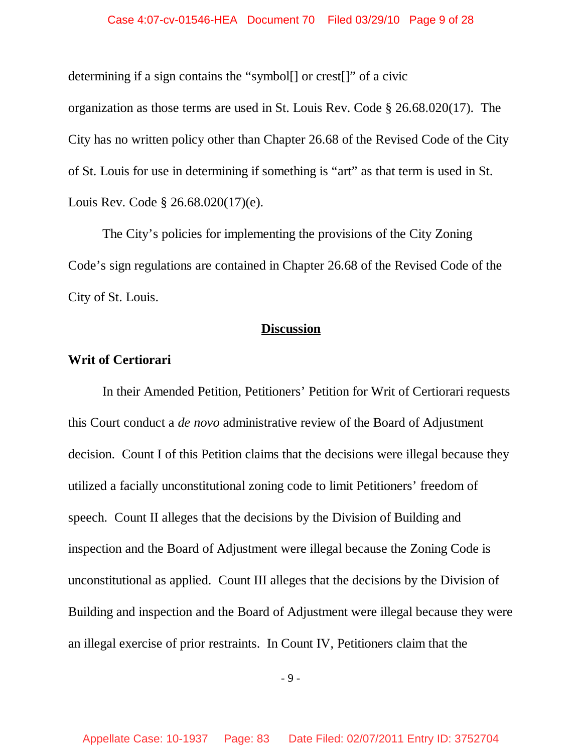determining if a sign contains the "symbol[] or crest[]" of a civic organization as those terms are used in St. Louis Rev. Code § 26.68.020(17). The City has no written policy other than Chapter 26.68 of the Revised Code of the City of St. Louis for use in determining if something is "art" as that term is used in St. Louis Rev. Code § 26.68.020(17)(e).

The City's policies for implementing the provisions of the City Zoning Code's sign regulations are contained in Chapter 26.68 of the Revised Code of the City of St. Louis.

## Discussion

### Writ of Certiorari

In their Amended Petition, Petitioners' Petition for Writ of Certiorari requests this Court conduct a *de novo* administrative review of the Board of Adjustment decision. Count I of this Petition claims that the decisions were illegal because they utilized a facially unconstitutional zoning code to limit Petitioners' freedom of speech. Count II alleges that the decisions by the Division of Building and inspection and the Board of Adjustment were illegal because the Zoning Code is unconstitutional as applied. Count III alleges that the decisions by the Division of Building and inspection and the Board of Adjustment were illegal because they were an illegal exercise of prior restraints. In Count IV, Petitioners claim that the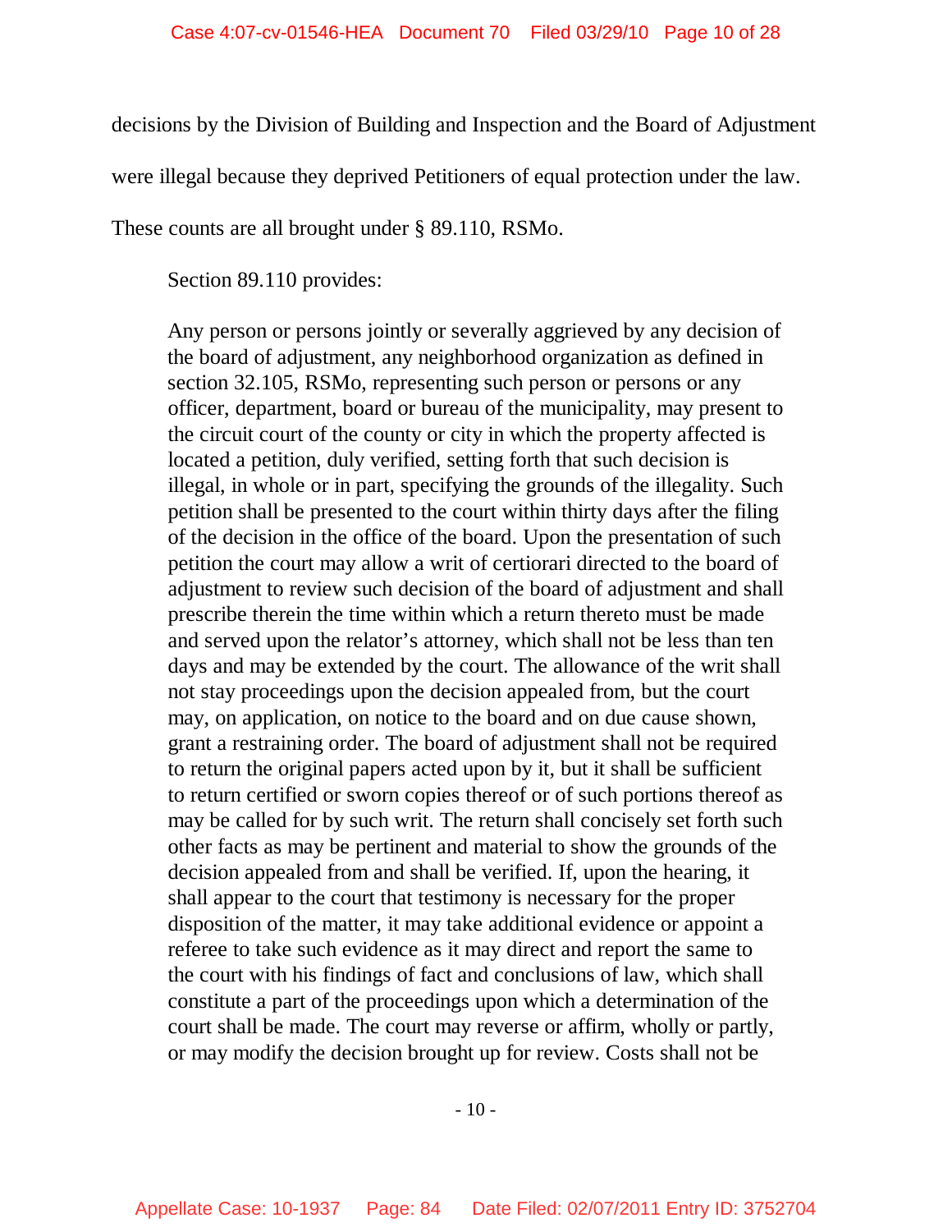decisions by the Division of Building and Inspection and the Board of Adjustment were illegal because they deprived Petitioners of equal protection under the law. These counts are all brought under § 89.110, RSMo.

Section 89.110 provides:

> Any person or persons jointly or severally aggrieved by any decision of the board of adjustment, any neighborhood organization as defined in section 32.105, RSMo, representing such person or persons or any officer, department, board or bureau of the municipality, may present to the circuit court of the county or city in which the property affected is located a petition, duly verified, setting forth that such decision is illegal, in whole or in part, specifying the grounds of the illegality. Such petition shall be presented to the court within thirty days after the filing of the decision in the office of the board. Upon the presentation of such petition the court may allow a writ of certiorari directed to the board of adjustment to review such decision of the board of adjustment and shall prescribe therein the time within which a return thereto must be made and served upon the relator's attorney, which shall not be less than ten days and may be extended by the court. The allowance of the writ shall not stay proceedings upon the decision appealed from, but the court may, on application, on notice to the board and on due cause shown, grant a restraining order. The board of adjustment shall not be required to return the original papers acted upon by it, but it shall be sufficient to return certified or sworn copies thereof or of such portions thereof as may be called for by such writ. The return shall concisely set forth such other facts as may be pertinent and material to show the grounds of the decision appealed from and shall be verified. If, upon the hearing, it shall appear to the court that testimony is necessary for the proper disposition of the matter, it may take additional evidence or appoint a referee to take such evidence as it may direct and report the same to the court with his findings of fact and conclusions of law, which shall constitute a part of the proceedings upon which a determination of the court shall be made. The court may reverse or affirm, wholly or partly, or may modify the decision brought up for review. Costs shall not be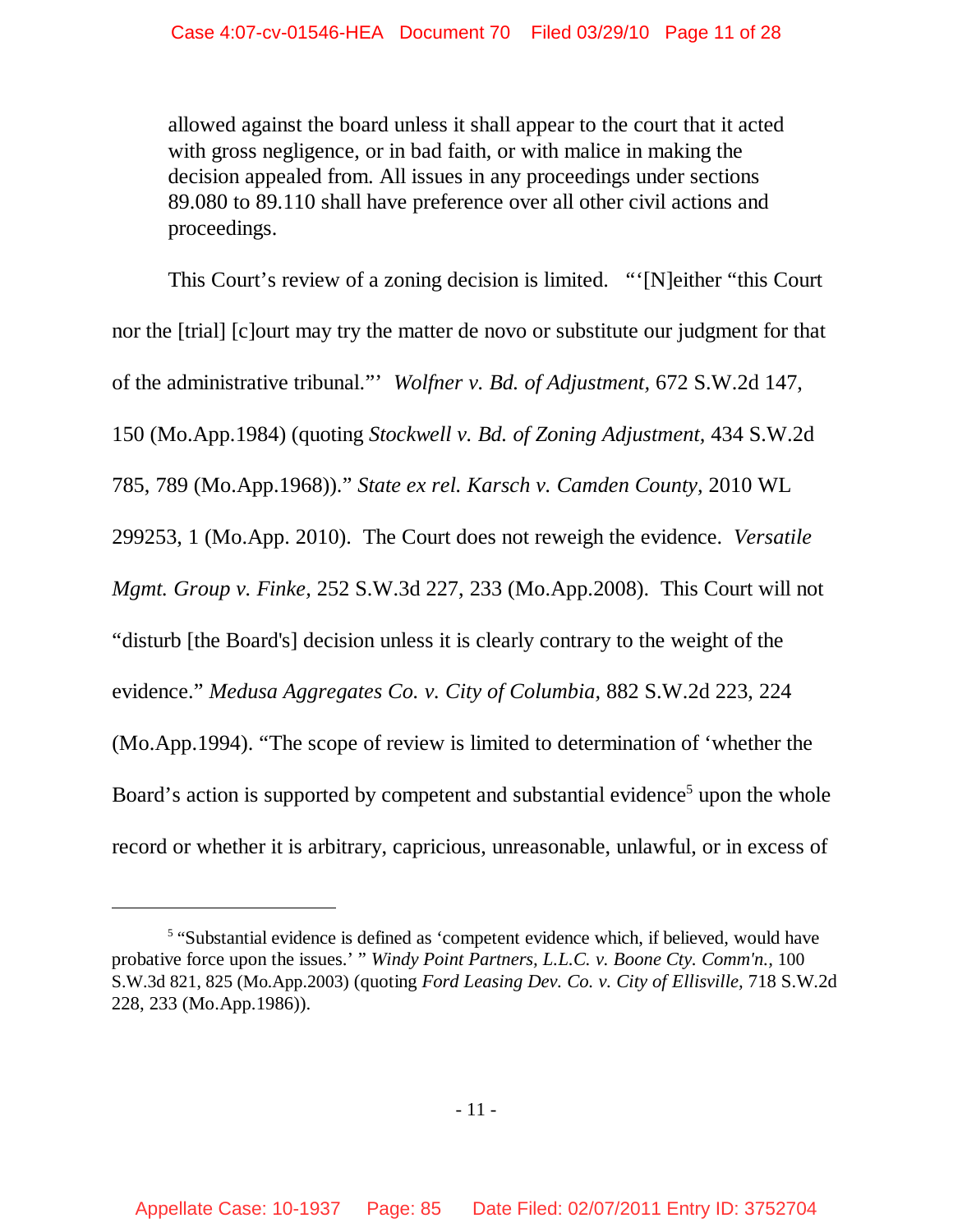allowed against the board unless it shall appear to the court that it acted with gross negligence, or in bad faith, or with malice in making the decision appealed from. All issues in any proceedings under sections 89.080 to 89.110 shall have preference over all other civil actions and proceedings.

This Court's review of a zoning decision is limited. "'[N]either "this Court nor the [trial] [c]ourt may try the matter de novo or substitute our judgment for that of the administrative tribunal."' *Wolfner v. Bd. of Adjustment*, 672 S.W.2d 147, 150 (Mo.App.1984) (quoting *Stockwell v. Bd. of Zoning Adjustment*, 434 S.W.2d 785, 789 (Mo.App.1968))." *State ex rel. Karsch v. Camden County*, 2010 WL 299253, 1 (Mo.App. 2010). The Court does not reweigh the evidence. *Versatile Mgmt. Group v. Finke*, 252 S.W.3d 227, 233 (Mo.App.2008). This Court will not "disturb [the Board's] decision unless it is clearly contrary to the weight of the evidence." *Medusa Aggregates Co. v. City of Columbia*, 882 S.W.2d 223, 224 (Mo.App.1994). "The scope of review is limited to determination of 'whether the Board's action is supported by competent and substantial evidence[5] upon the whole record or whether it is arbitrary, capricious, unreasonable, unlawful, or in excess of

---

[5] "Substantial evidence is defined as 'competent evidence which, if believed, would have probative force upon the issues.' " *Windy Point Partners, L.L.C. v. Boone Cty. Comm'n.*, 100 S.W.3d 821, 825 (Mo.App.2003) (quoting *Ford Leasing Dev. Co. v. City of Ellisville*, 718 S.W.2d 228, 233 (Mo.App.1986)).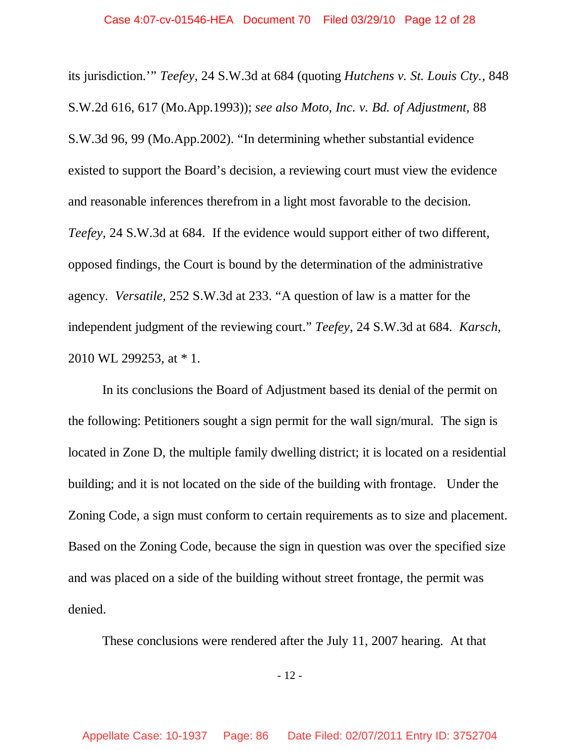its jurisdiction.'" *Teefey,* 24 S.W.3d at 684 (quoting *Hutchens v. St. Louis Cty.,* 848 S.W.2d 616, 617 (Mo.App.1993)); *see also Moto, Inc. v. Bd. of Adjustment*, 88 S.W.3d 96, 99 (Mo.App.2002). "In determining whether substantial evidence existed to support the Board's decision, a reviewing court must view the evidence and reasonable inferences therefrom in a light most favorable to the decision. *Teefey,* 24 S.W.3d at 684. If the evidence would support either of two different, opposed findings, the Court is bound by the determination of the administrative agency. *Versatile,* 252 S.W.3d at 233. "A question of law is a matter for the independent judgment of the reviewing court." *Teefey,* 24 S.W.3d at 684. *Karsch,* 2010 WL 299253, at * 1.

In its conclusions the Board of Adjustment based its denial of the permit on the following: Petitioners sought a sign permit for the wall sign/mural. The sign is located in Zone D, the multiple family dwelling district; it is located on a residential building; and it is not located on the side of the building with frontage. Under the Zoning Code, a sign must conform to certain requirements as to size and placement. Based on the Zoning Code, because the sign in question was over the specified size and was placed on a side of the building without street frontage, the permit was denied.

These conclusions were rendered after the July 11, 2007 hearing. At that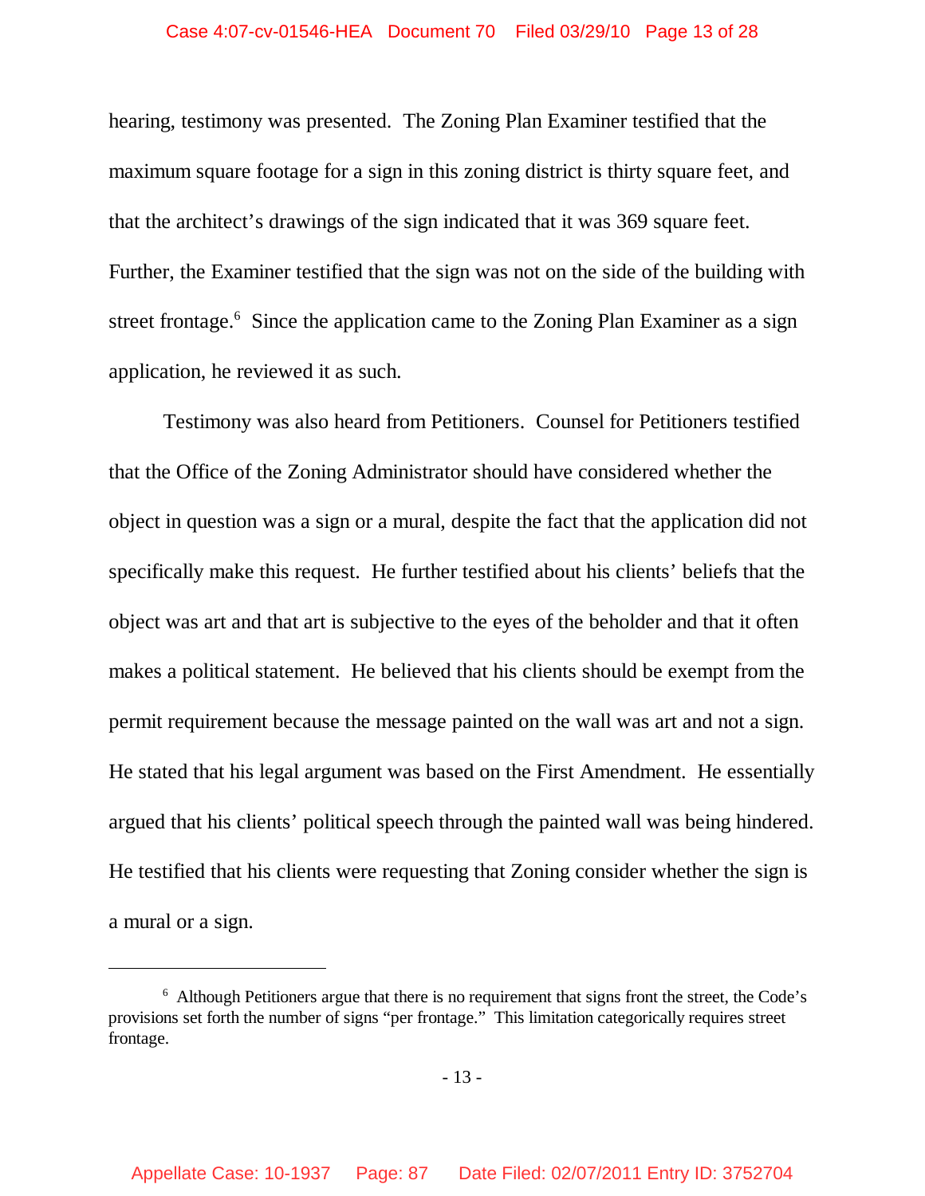hearing, testimony was presented. The Zoning Plan Examiner testified that the maximum square footage for a sign in this zoning district is thirty square feet, and that the architect's drawings of the sign indicated that it was 369 square feet. Further, the Examiner testified that the sign was not on the side of the building with street frontage.[6] Since the application came to the Zoning Plan Examiner as a sign application, he reviewed it as such.

Testimony was also heard from Petitioners. Counsel for Petitioners testified that the Office of the Zoning Administrator should have considered whether the object in question was a sign or a mural, despite the fact that the application did not specifically make this request. He further testified about his clients' beliefs that the object was art and that art is subjective to the eyes of the beholder and that it often makes a political statement. He believed that his clients should be exempt from the permit requirement because the message painted on the wall was art and not a sign. He stated that his legal argument was based on the First Amendment. He essentially argued that his clients' political speech through the painted wall was being hindered. He testified that his clients were requesting that Zoning consider whether the sign is a mural or a sign.

---

[6] Although Petitioners argue that there is no requirement that signs front the street, the Code's provisions set forth the number of signs "per frontage." This limitation categorically requires street frontage.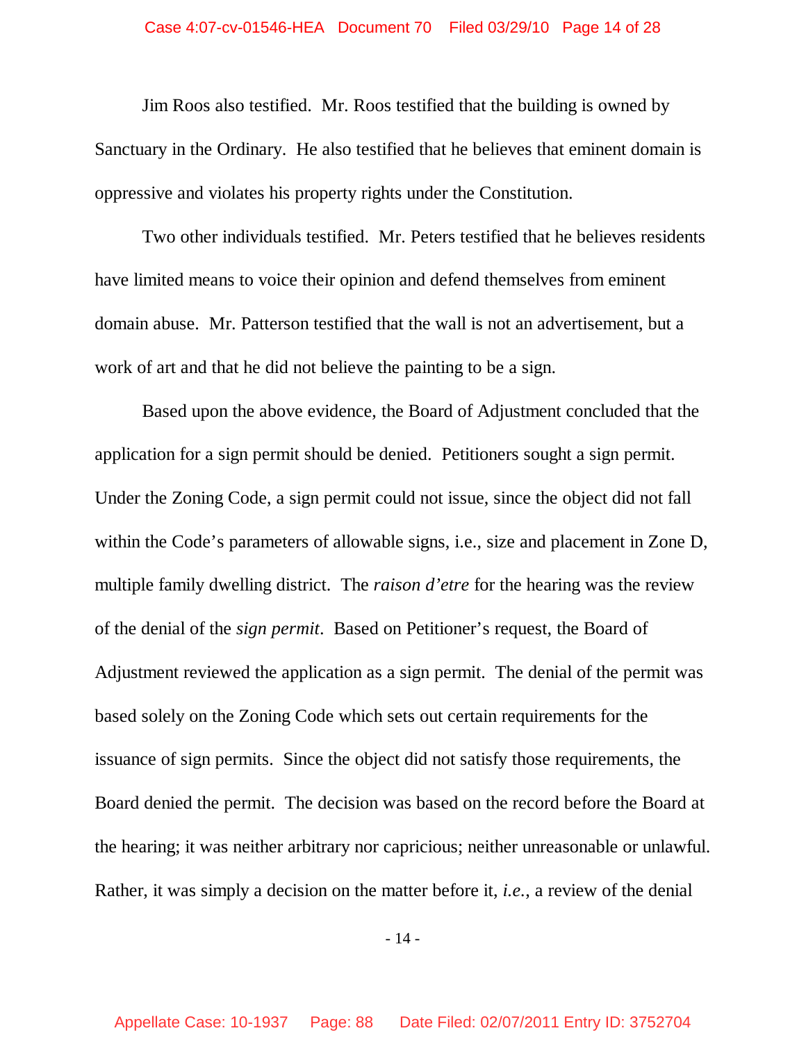Jim Roos also testified. Mr. Roos testified that the building is owned by Sanctuary in the Ordinary. He also testified that he believes that eminent domain is oppressive and violates his property rights under the Constitution.

Two other individuals testified. Mr. Peters testified that he believes residents have limited means to voice their opinion and defend themselves from eminent domain abuse. Mr. Patterson testified that the wall is not an advertisement, but a work of art and that he did not believe the painting to be a sign.

Based upon the above evidence, the Board of Adjustment concluded that the application for a sign permit should be denied. Petitioners sought a sign permit. Under the Zoning Code, a sign permit could not issue, since the object did not fall within the Code's parameters of allowable signs, i.e., size and placement in Zone D, multiple family dwelling district. The *raison d'etre* for the hearing was the review of the denial of the *sign permit*. Based on Petitioner's request, the Board of Adjustment reviewed the application as a sign permit. The denial of the permit was based solely on the Zoning Code which sets out certain requirements for the issuance of sign permits. Since the object did not satisfy those requirements, the Board denied the permit. The decision was based on the record before the Board at the hearing; it was neither arbitrary nor capricious; neither unreasonable or unlawful. Rather, it was simply a decision on the matter before it, *i.e.*, a review of the denial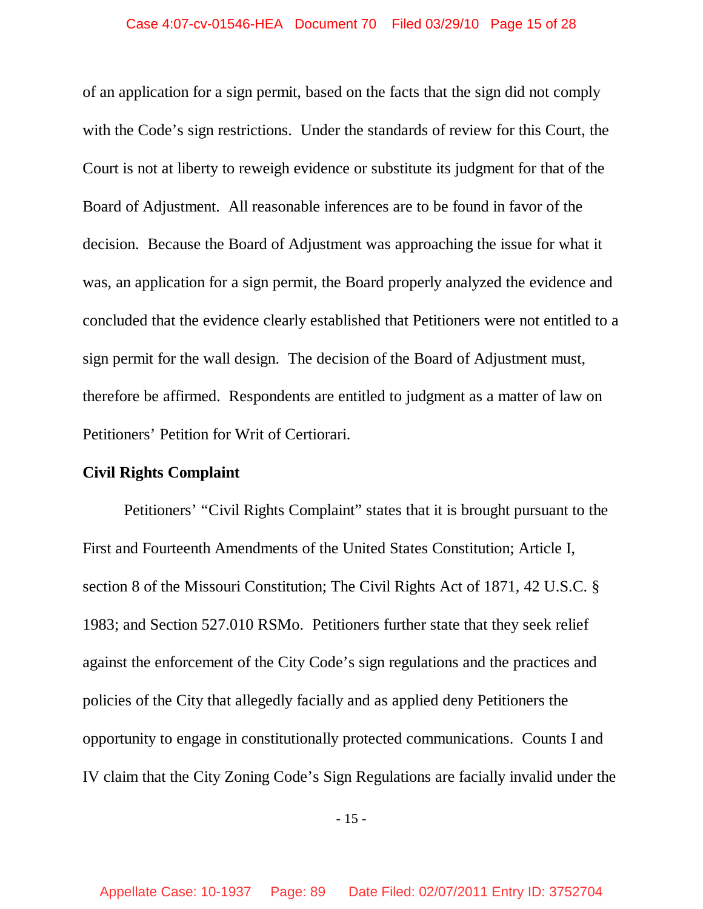of an application for a sign permit, based on the facts that the sign did not comply with the Code's sign restrictions. Under the standards of review for this Court, the Court is not at liberty to reweigh evidence or substitute its judgment for that of the Board of Adjustment. All reasonable inferences are to be found in favor of the decision. Because the Board of Adjustment was approaching the issue for what it was, an application for a sign permit, the Board properly analyzed the evidence and concluded that the evidence clearly established that Petitioners were not entitled to a sign permit for the wall design. The decision of the Board of Adjustment must, therefore be affirmed. Respondents are entitled to judgment as a matter of law on Petitioners' Petition for Writ of Certiorari.

**Civil Rights Complaint**

Petitioners' "Civil Rights Complaint" states that it is brought pursuant to the First and Fourteenth Amendments of the United States Constitution; Article I, section 8 of the Missouri Constitution; The Civil Rights Act of 1871, 42 U.S.C. § 1983; and Section 527.010 RSMo. Petitioners further state that they seek relief against the enforcement of the City Code's sign regulations and the practices and policies of the City that allegedly facially and as applied deny Petitioners the opportunity to engage in constitutionally protected communications. Counts I and IV claim that the City Zoning Code's Sign Regulations are facially invalid under the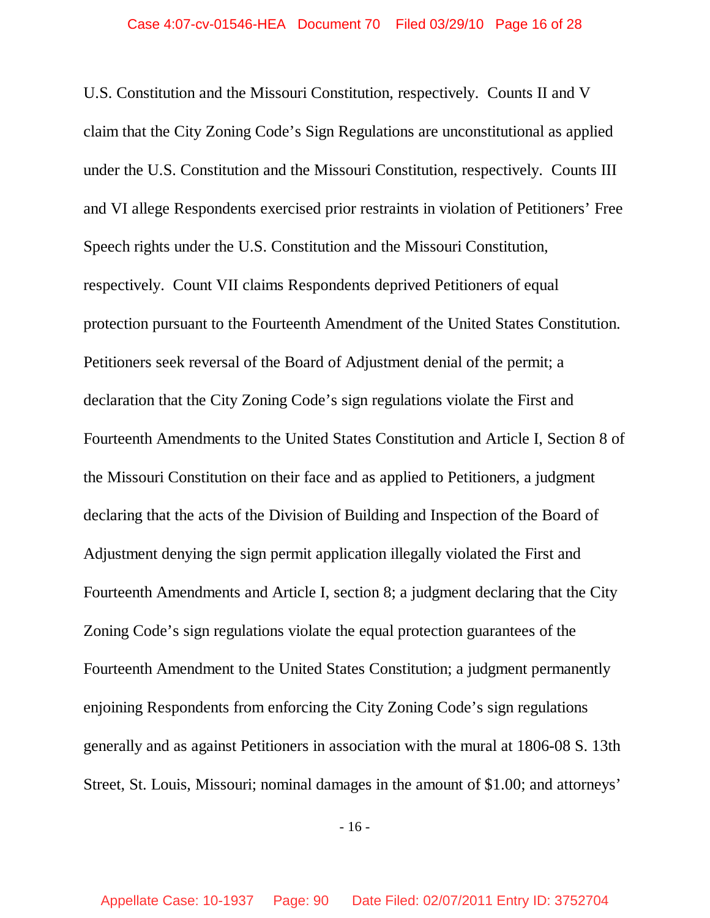U.S. Constitution and the Missouri Constitution, respectively. Counts II and V claim that the City Zoning Code's Sign Regulations are unconstitutional as applied under the U.S. Constitution and the Missouri Constitution, respectively. Counts III and VI allege Respondents exercised prior restraints in violation of Petitioners' Free Speech rights under the U.S. Constitution and the Missouri Constitution, respectively. Count VII claims Respondents deprived Petitioners of equal protection pursuant to the Fourteenth Amendment of the United States Constitution. Petitioners seek reversal of the Board of Adjustment denial of the permit; a declaration that the City Zoning Code's sign regulations violate the First and Fourteenth Amendments to the United States Constitution and Article I, Section 8 of the Missouri Constitution on their face and as applied to Petitioners, a judgment declaring that the acts of the Division of Building and Inspection of the Board of Adjustment denying the sign permit application illegally violated the First and Fourteenth Amendments and Article I, section 8; a judgment declaring that the City Zoning Code's sign regulations violate the equal protection guarantees of the Fourteenth Amendment to the United States Constitution; a judgment permanently enjoining Respondents from enforcing the City Zoning Code's sign regulations generally and as against Petitioners in association with the mural at 1806-08 S. 13th Street, St. Louis, Missouri; nominal damages in the amount of $1.00; and attorneys'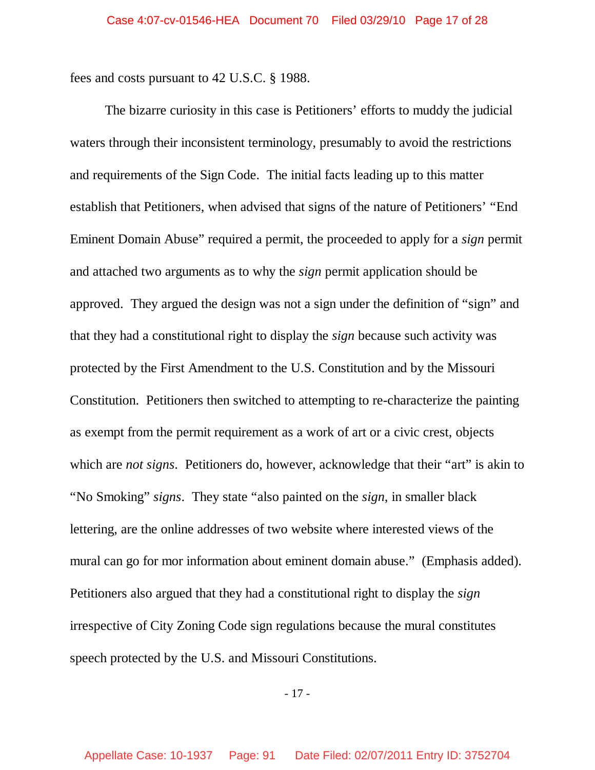fees and costs pursuant to 42 U.S.C. § 1988.

The bizarre curiosity in this case is Petitioners' efforts to muddy the judicial waters through their inconsistent terminology, presumably to avoid the restrictions and requirements of the Sign Code. The initial facts leading up to this matter establish that Petitioners, when advised that signs of the nature of Petitioners' "End Eminent Domain Abuse" required a permit, the proceeded to apply for a *sign* permit and attached two arguments as to why the *sign* permit application should be approved. They argued the design was not a sign under the definition of "sign" and that they had a constitutional right to display the *sign* because such activity was protected by the First Amendment to the U.S. Constitution and by the Missouri Constitution. Petitioners then switched to attempting to re-characterize the painting as exempt from the permit requirement as a work of art or a civic crest, objects which are *not signs*. Petitioners do, however, acknowledge that their "art" is akin to "No Smoking" *signs*. They state "also painted on the *sign*, in smaller black lettering, are the online addresses of two website where interested views of the mural can go for mor information about eminent domain abuse." (Emphasis added). Petitioners also argued that they had a constitutional right to display the *sign* irrespective of City Zoning Code sign regulations because the mural constitutes speech protected by the U.S. and Missouri Constitutions.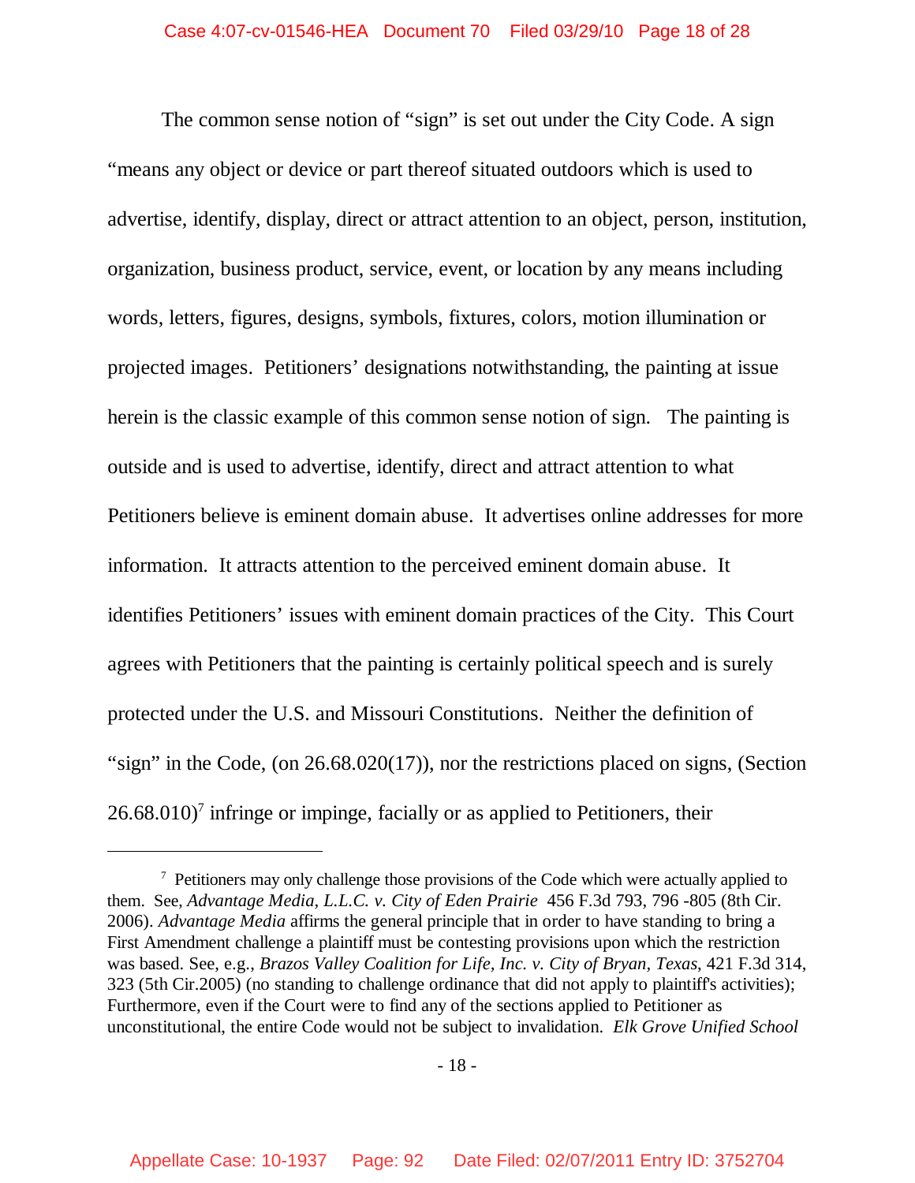The common sense notion of "sign" is set out under the City Code. A sign "means any object or device or part thereof situated outdoors which is used to advertise, identify, display, direct or attract attention to an object, person, institution, organization, business product, service, event, or location by any means including words, letters, figures, designs, symbols, fixtures, colors, motion illumination or projected images. Petitioners' designations notwithstanding, the painting at issue herein is the classic example of this common sense notion of sign. The painting is outside and is used to advertise, identify, direct and attract attention to what Petitioners believe is eminent domain abuse. It advertises online addresses for more information. It attracts attention to the perceived eminent domain abuse. It identifies Petitioners' issues with eminent domain practices of the City. This Court agrees with Petitioners that the painting is certainly political speech and is surely protected under the U.S. and Missouri Constitutions. Neither the definition of "sign" in the Code, (on 26.68.020(17)), nor the restrictions placed on signs, (Section 26.68.010)[7] infringe or impinge, facially or as applied to Petitioners, their

---

[7] Petitioners may only challenge those provisions of the Code which were actually applied to them. See, *Advantage Media, L.L.C. v. City of Eden Prairie* 456 F.3d 793, 796 -805 (8th Cir. 2006). *Advantage Media* affirms the general principle that in order to have standing to bring a First Amendment challenge a plaintiff must be contesting provisions upon which the restriction was based. See, e.g., *Brazos Valley Coalition for Life, Inc. v. City of Bryan, Texas*, 421 F.3d 314, 323 (5th Cir.2005) (no standing to challenge ordinance that did not apply to plaintiff's activities); Furthermore, even if the Court were to find any of the sections applied to Petitioner as unconstitutional, the entire Code would not be subject to invalidation. *Elk Grove Unified School*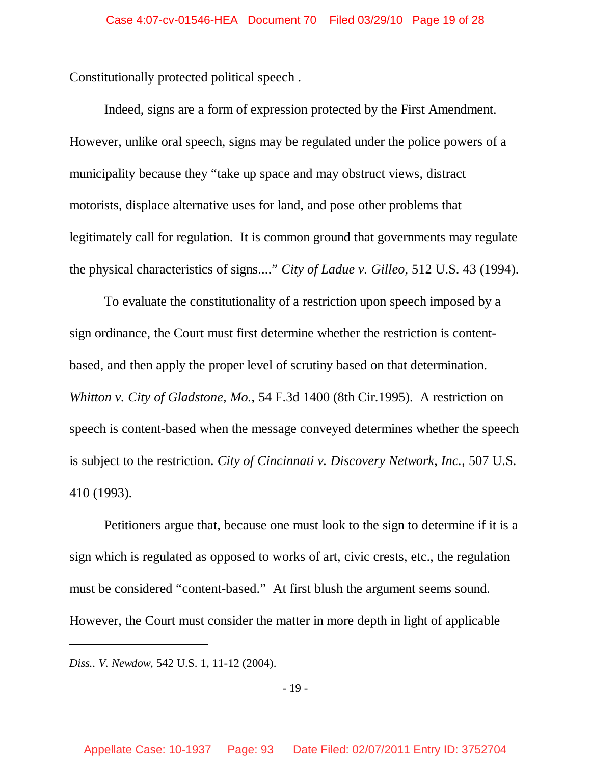Constitutionally protected political speech .

Indeed, signs are a form of expression protected by the First Amendment. However, unlike oral speech, signs may be regulated under the police powers of a municipality because they "take up space and may obstruct views, distract motorists, displace alternative uses for land, and pose other problems that legitimately call for regulation. It is common ground that governments may regulate the physical characteristics of signs...." *City of Ladue v. Gilleo*, 512 U.S. 43 (1994).

To evaluate the constitutionality of a restriction upon speech imposed by a sign ordinance, the Court must first determine whether the restriction is content-based, and then apply the proper level of scrutiny based on that determination. *Whitton v. City of Gladstone, Mo.*, 54 F.3d 1400 (8th Cir.1995). A restriction on speech is content-based when the message conveyed determines whether the speech is subject to the restriction. *City of Cincinnati v. Discovery Network, Inc.*, 507 U.S. 410 (1993).

Petitioners argue that, because one must look to the sign to determine if it is a sign which is regulated as opposed to works of art, civic crests, etc., the regulation must be considered "content-based." At first blush the argument seems sound. However, the Court must consider the matter in more depth in light of applicable

---

*Diss.. V. Newdow*, 542 U.S. 1, 11-12 (2004).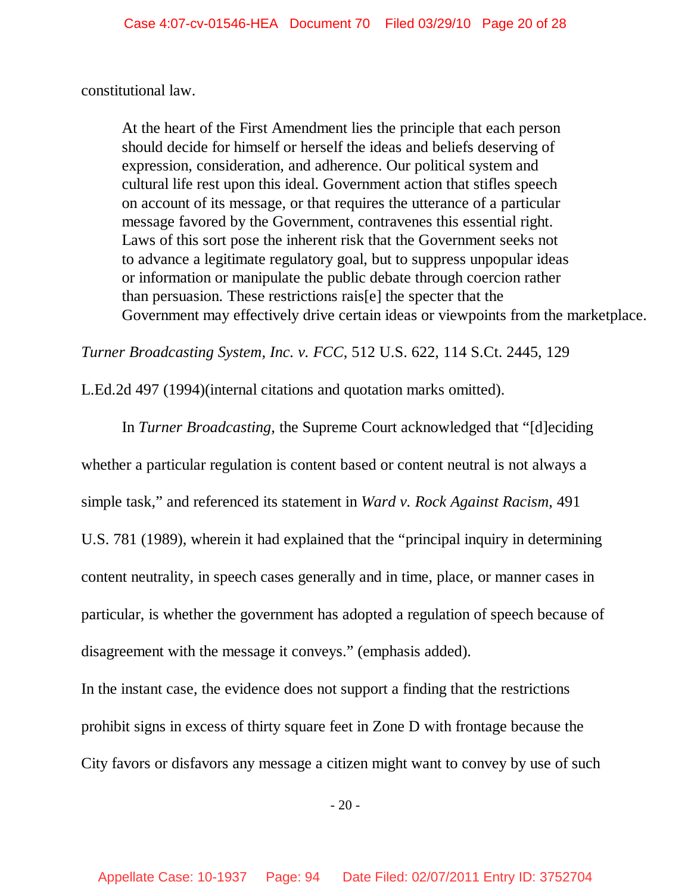constitutional law.

> At the heart of the First Amendment lies the principle that each person should decide for himself or herself the ideas and beliefs deserving of expression, consideration, and adherence. Our political system and cultural life rest upon this ideal. Government action that stifles speech on account of its message, or that requires the utterance of a particular message favored by the Government, contravenes this essential right. Laws of this sort pose the inherent risk that the Government seeks not to advance a legitimate regulatory goal, but to suppress unpopular ideas or information or manipulate the public debate through coercion rather than persuasion. These restrictions rais[e] the specter that the Government may effectively drive certain ideas or viewpoints from the marketplace.

*Turner Broadcasting System, Inc. v. FCC*, 512 U.S. 622, 114 S.Ct. 2445, 129 L.Ed.2d 497 (1994)(internal citations and quotation marks omitted).

In *Turner Broadcasting,* the Supreme Court acknowledged that "[d]eciding whether a particular regulation is content based or content neutral is not always a simple task," and referenced its statement in *Ward v. Rock Against Racism*, 491 U.S. 781 (1989), wherein it had explained that the "principal inquiry in determining content neutrality, in speech cases generally and in time, place, or manner cases in particular, is whether the government has adopted a regulation of speech because of disagreement with the message it conveys." (emphasis added).

In the instant case, the evidence does not support a finding that the restrictions prohibit signs in excess of thirty square feet in Zone D with frontage because the City favors or disfavors any message a citizen might want to convey by use of such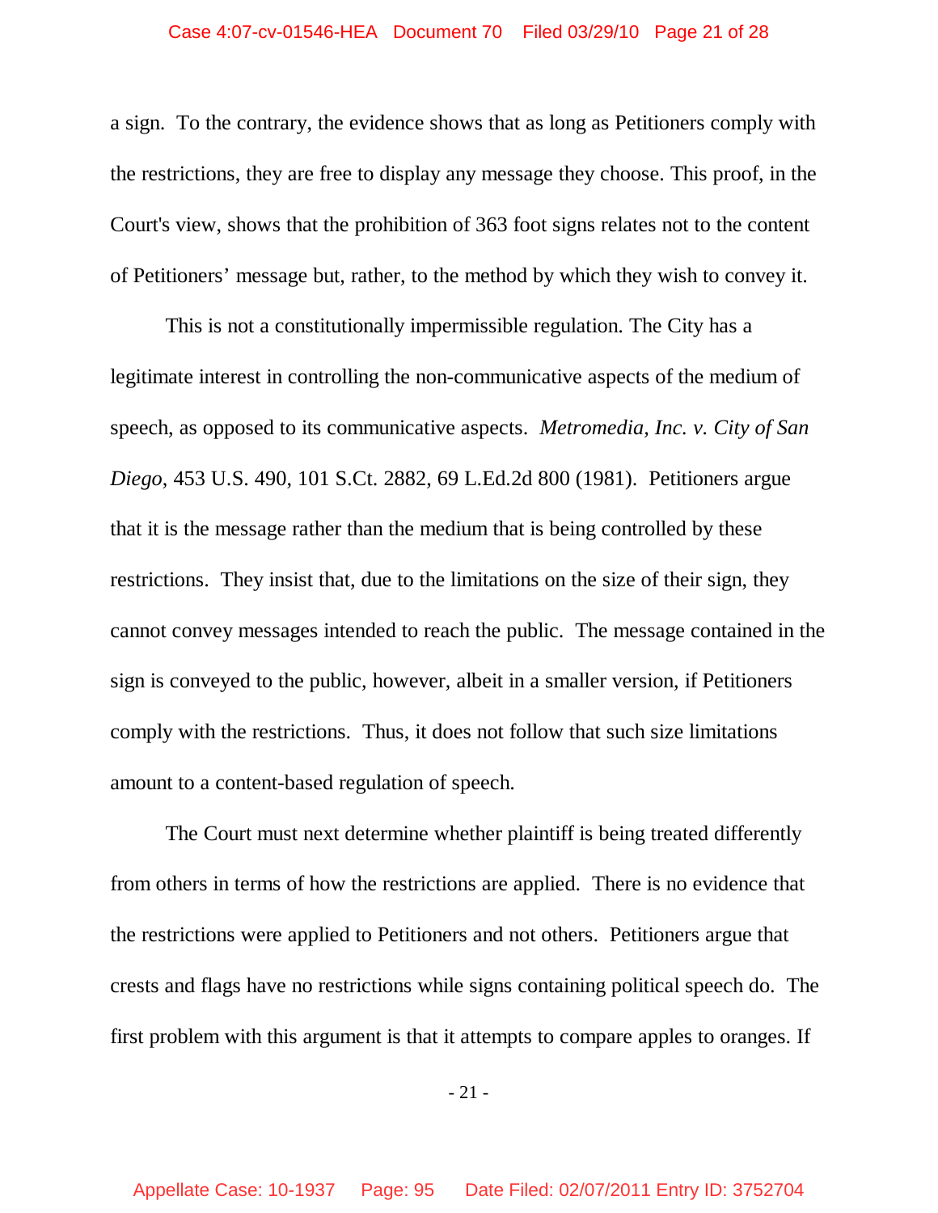a sign. To the contrary, the evidence shows that as long as Petitioners comply with the restrictions, they are free to display any message they choose. This proof, in the Court's view, shows that the prohibition of 363 foot signs relates not to the content of Petitioners' message but, rather, to the method by which they wish to convey it.

This is not a constitutionally impermissible regulation. The City has a legitimate interest in controlling the non-communicative aspects of the medium of speech, as opposed to its communicative aspects. *Metromedia, Inc. v. City of San Diego*, 453 U.S. 490, 101 S.Ct. 2882, 69 L.Ed.2d 800 (1981). Petitioners argue that it is the message rather than the medium that is being controlled by these restrictions. They insist that, due to the limitations on the size of their sign, they cannot convey messages intended to reach the public. The message contained in the sign is conveyed to the public, however, albeit in a smaller version, if Petitioners comply with the restrictions. Thus, it does not follow that such size limitations amount to a content-based regulation of speech.

The Court must next determine whether plaintiff is being treated differently from others in terms of how the restrictions are applied. There is no evidence that the restrictions were applied to Petitioners and not others. Petitioners argue that crests and flags have no restrictions while signs containing political speech do. The first problem with this argument is that it attempts to compare apples to oranges. If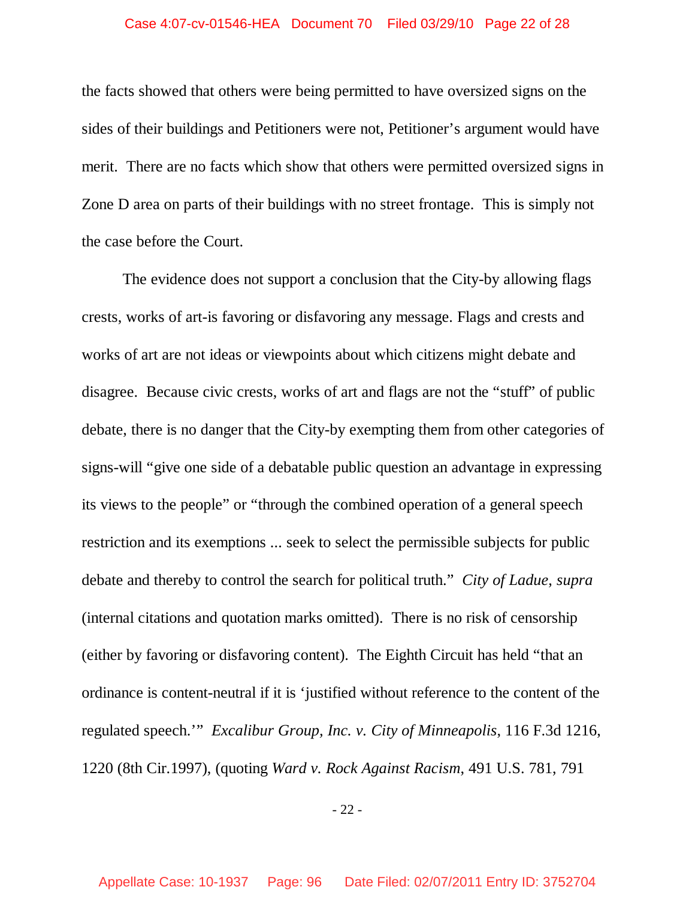the facts showed that others were being permitted to have oversized signs on the sides of their buildings and Petitioners were not, Petitioner's argument would have merit. There are no facts which show that others were permitted oversized signs in Zone D area on parts of their buildings with no street frontage. This is simply not the case before the Court.

The evidence does not support a conclusion that the City-by allowing flags crests, works of art-is favoring or disfavoring any message. Flags and crests and works of art are not ideas or viewpoints about which citizens might debate and disagree. Because civic crests, works of art and flags are not the "stuff" of public debate, there is no danger that the City-by exempting them from other categories of signs-will "give one side of a debatable public question an advantage in expressing its views to the people" or "through the combined operation of a general speech restriction and its exemptions ... seek to select the permissible subjects for public debate and thereby to control the search for political truth." *City of Ladue, supra* (internal citations and quotation marks omitted). There is no risk of censorship (either by favoring or disfavoring content). The Eighth Circuit has held "that an ordinance is content-neutral if it is 'justified without reference to the content of the regulated speech.'" *Excalibur Group, Inc. v. City of Minneapolis*, 116 F.3d 1216, 1220 (8th Cir.1997), (quoting *Ward v. Rock Against Racism*, 491 U.S. 781, 791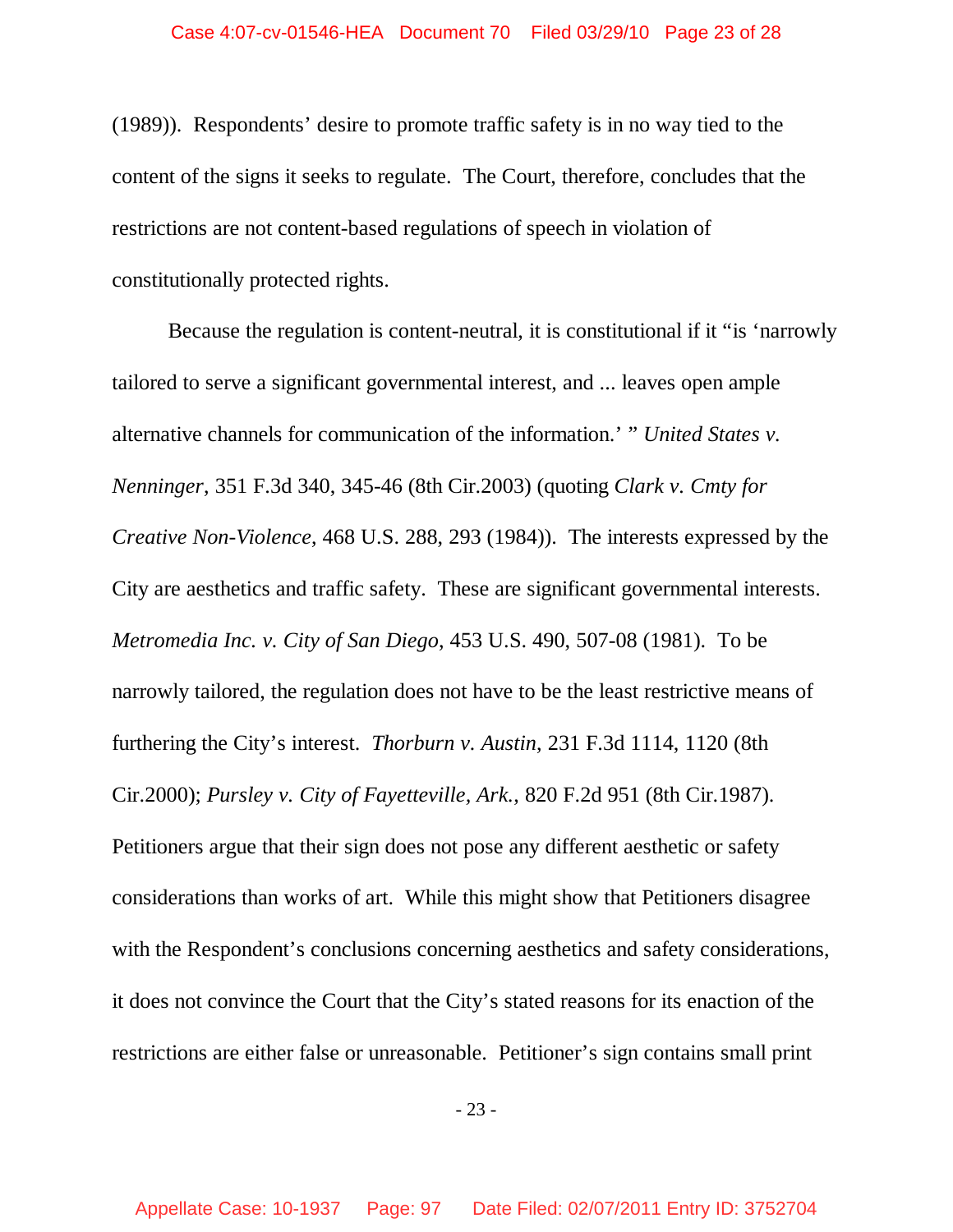(1989)). Respondents' desire to promote traffic safety is in no way tied to the content of the signs it seeks to regulate. The Court, therefore, concludes that the restrictions are not content-based regulations of speech in violation of constitutionally protected rights.

Because the regulation is content-neutral, it is constitutional if it "is 'narrowly tailored to serve a significant governmental interest, and ... leaves open ample alternative channels for communication of the information.' " *United States v. Nenninger*, 351 F.3d 340, 345-46 (8th Cir.2003) (quoting *Clark v. Cmty for Creative Non-Violence*, 468 U.S. 288, 293 (1984)). The interests expressed by the City are aesthetics and traffic safety. These are significant governmental interests. *Metromedia Inc. v. City of San Diego*, 453 U.S. 490, 507-08 (1981). To be narrowly tailored, the regulation does not have to be the least restrictive means of furthering the City's interest. *Thorburn v. Austin*, 231 F.3d 1114, 1120 (8th Cir.2000); *Pursley v. City of Fayetteville, Ark.*, 820 F.2d 951 (8th Cir.1987). Petitioners argue that their sign does not pose any different aesthetic or safety considerations than works of art. While this might show that Petitioners disagree with the Respondent's conclusions concerning aesthetics and safety considerations, it does not convince the Court that the City's stated reasons for its enaction of the restrictions are either false or unreasonable. Petitioner's sign contains small print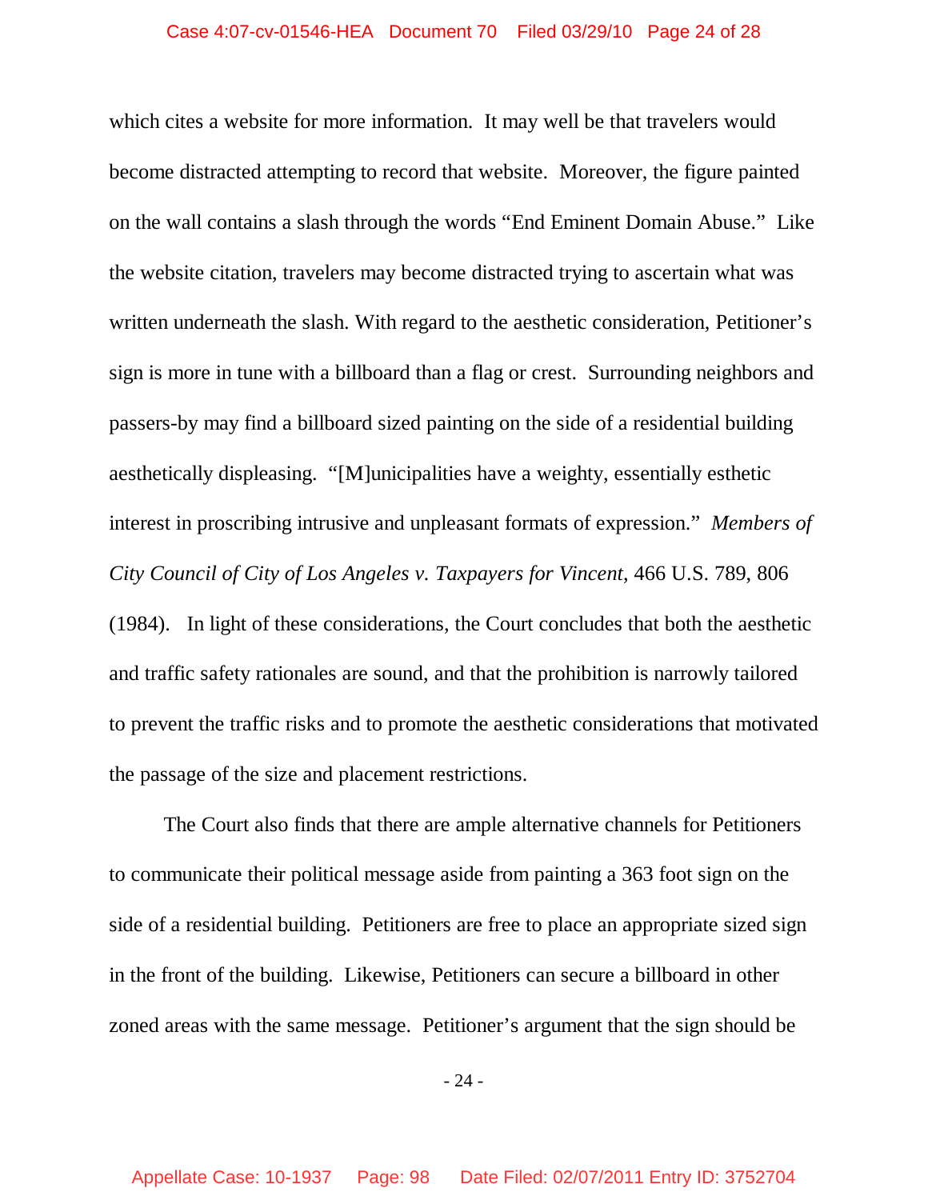which cites a website for more information. It may well be that travelers would become distracted attempting to record that website. Moreover, the figure painted on the wall contains a slash through the words "End Eminent Domain Abuse." Like the website citation, travelers may become distracted trying to ascertain what was written underneath the slash. With regard to the aesthetic consideration, Petitioner's sign is more in tune with a billboard than a flag or crest. Surrounding neighbors and passers-by may find a billboard sized painting on the side of a residential building aesthetically displeasing. "[M]unicipalities have a weighty, essentially esthetic interest in proscribing intrusive and unpleasant formats of expression." *Members of City Council of City of Los Angeles v. Taxpayers for Vincent*, 466 U.S. 789, 806 (1984). In light of these considerations, the Court concludes that both the aesthetic and traffic safety rationales are sound, and that the prohibition is narrowly tailored to prevent the traffic risks and to promote the aesthetic considerations that motivated the passage of the size and placement restrictions.

The Court also finds that there are ample alternative channels for Petitioners to communicate their political message aside from painting a 363 foot sign on the side of a residential building. Petitioners are free to place an appropriate sized sign in the front of the building. Likewise, Petitioners can secure a billboard in other zoned areas with the same message. Petitioner's argument that the sign should be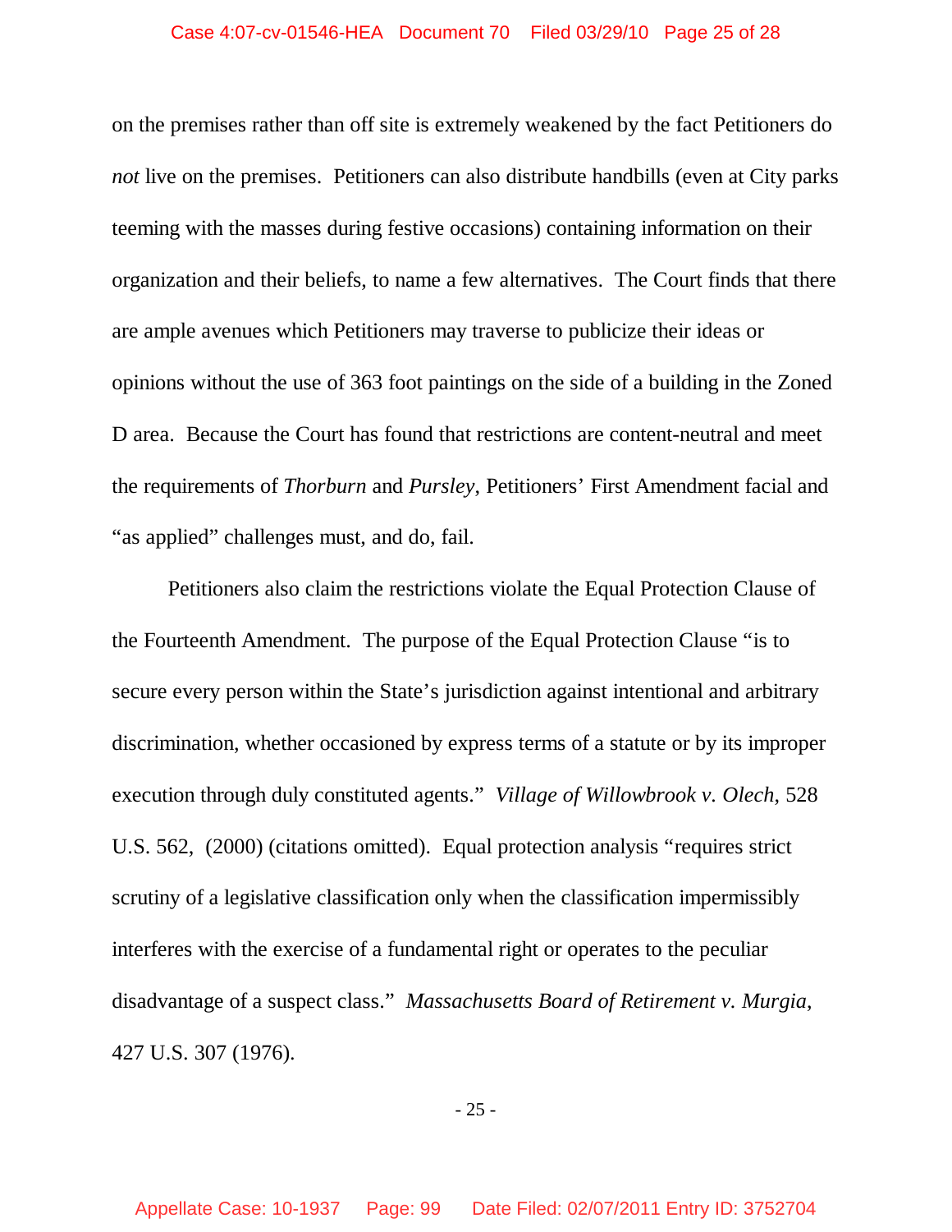on the premises rather than off site is extremely weakened by the fact Petitioners do *not* live on the premises. Petitioners can also distribute handbills (even at City parks teeming with the masses during festive occasions) containing information on their organization and their beliefs, to name a few alternatives. The Court finds that there are ample avenues which Petitioners may traverse to publicize their ideas or opinions without the use of 363 foot paintings on the side of a building in the Zoned D area. Because the Court has found that restrictions are content-neutral and meet the requirements of *Thorburn* and *Pursley*, Petitioners' First Amendment facial and "as applied" challenges must, and do, fail.

Petitioners also claim the restrictions violate the Equal Protection Clause of the Fourteenth Amendment. The purpose of the Equal Protection Clause "is to secure every person within the State's jurisdiction against intentional and arbitrary discrimination, whether occasioned by express terms of a statute or by its improper execution through duly constituted agents." *Village of Willowbrook v. Olech*, 528 U.S. 562, (2000) (citations omitted). Equal protection analysis "requires strict scrutiny of a legislative classification only when the classification impermissibly interferes with the exercise of a fundamental right or operates to the peculiar disadvantage of a suspect class." *Massachusetts Board of Retirement v. Murgia*, 427 U.S. 307 (1976).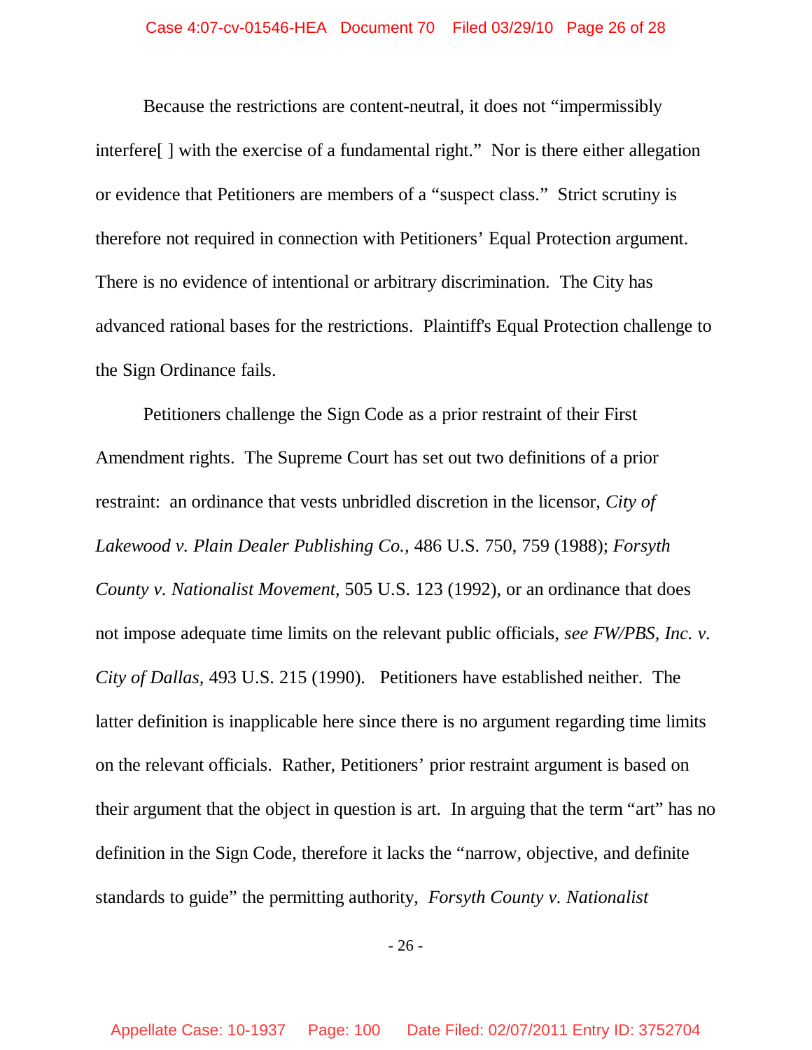Because the restrictions are content-neutral, it does not "impermissibly interfere[ ] with the exercise of a fundamental right." Nor is there either allegation or evidence that Petitioners are members of a "suspect class." Strict scrutiny is therefore not required in connection with Petitioners' Equal Protection argument. There is no evidence of intentional or arbitrary discrimination. The City has advanced rational bases for the restrictions. Plaintiff's Equal Protection challenge to the Sign Ordinance fails.

Petitioners challenge the Sign Code as a prior restraint of their First Amendment rights. The Supreme Court has set out two definitions of a prior restraint: an ordinance that vests unbridled discretion in the licensor, *City of Lakewood v. Plain Dealer Publishing Co.*, 486 U.S. 750, 759 (1988); *Forsyth County v. Nationalist Movement*, 505 U.S. 123 (1992), or an ordinance that does not impose adequate time limits on the relevant public officials, *see FW/PBS, Inc. v. City of Dallas*, 493 U.S. 215 (1990). Petitioners have established neither. The latter definition is inapplicable here since there is no argument regarding time limits on the relevant officials. Rather, Petitioners' prior restraint argument is based on their argument that the object in question is art. In arguing that the term "art" has no definition in the Sign Code, therefore it lacks the "narrow, objective, and definite standards to guide" the permitting authority, *Forsyth County v. Nationalist*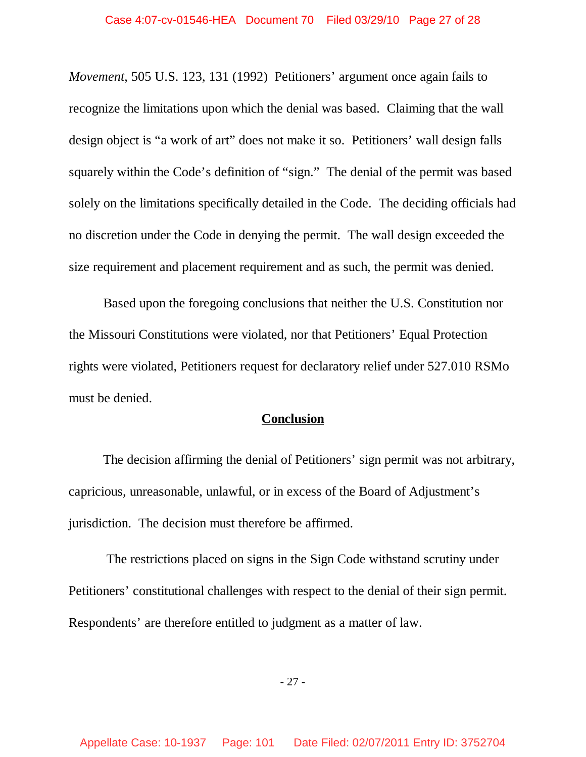*Movement*, 505 U.S. 123, 131 (1992) Petitioners' argument once again fails to recognize the limitations upon which the denial was based. Claiming that the wall design object is "a work of art" does not make it so. Petitioners' wall design falls squarely within the Code's definition of "sign." The denial of the permit was based solely on the limitations specifically detailed in the Code. The deciding officials had no discretion under the Code in denying the permit. The wall design exceeded the size requirement and placement requirement and as such, the permit was denied.

Based upon the foregoing conclusions that neither the U.S. Constitution nor the Missouri Constitutions were violated, nor that Petitioners' Equal Protection rights were violated, Petitioners request for declaratory relief under 527.010 RSMo must be denied.

## Conclusion

The decision affirming the denial of Petitioners' sign permit was not arbitrary, capricious, unreasonable, unlawful, or in excess of the Board of Adjustment's jurisdiction. The decision must therefore be affirmed.

The restrictions placed on signs in the Sign Code withstand scrutiny under Petitioners' constitutional challenges with respect to the denial of their sign permit. Respondents' are therefore entitled to judgment as a matter of law.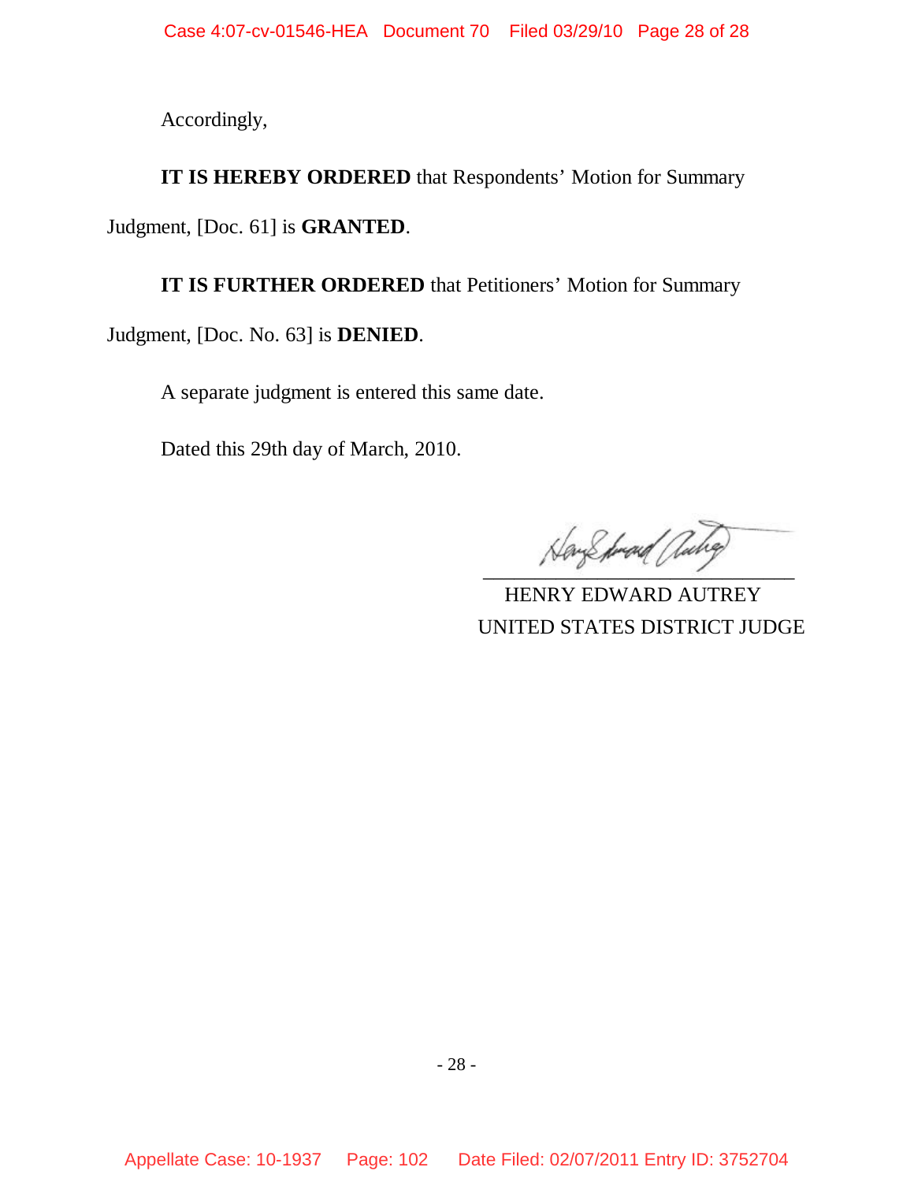Accordingly,

**IT IS HEREBY ORDERED** that Respondents' Motion for Summary Judgment, [Doc. 61] is **GRANTED**.

**IT IS FURTHER ORDERED** that Petitioners' Motion for Summary Judgment, [Doc. No. 63] is **DENIED**.

A separate judgment is entered this same date.

Dated this 29th day of March, 2010.

HENRY EDWARD AUTREY
UNITED STATES DISTRICT JUDGE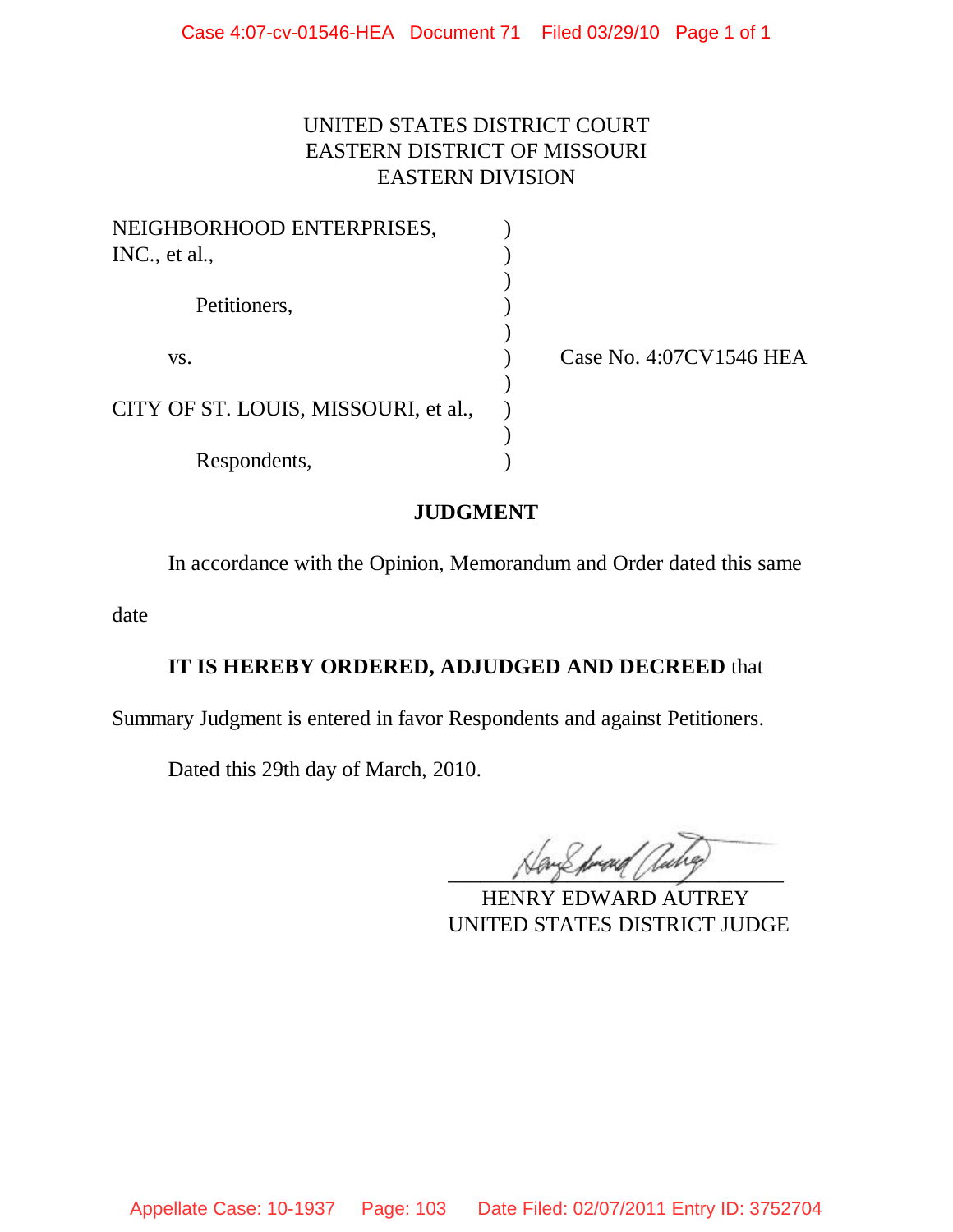UNITED STATES DISTRICT COURT
EASTERN DISTRICT OF MISSOURI
EASTERN DIVISION

| | | |
|---|---|---|
| NEIGHBORHOOD ENTERPRISES, INC., et al., | ) | |
| Petitioners, | ) | |
| vs. | ) | Case No. 4:07CV1546 HEA |
| CITY OF ST. LOUIS, MISSOURI, et al., | ) | |
| Respondents, | ) | |

## JUDGMENT

In accordance with the Opinion, Memorandum and Order dated this same date

**IT IS HEREBY ORDERED, ADJUDGED AND DECREED** that Summary Judgment is entered in favor Respondents and against Petitioners.

Dated this 29th day of March, 2010.

HENRY EDWARD AUTREY
UNITED STATES DISTRICT JUDGE